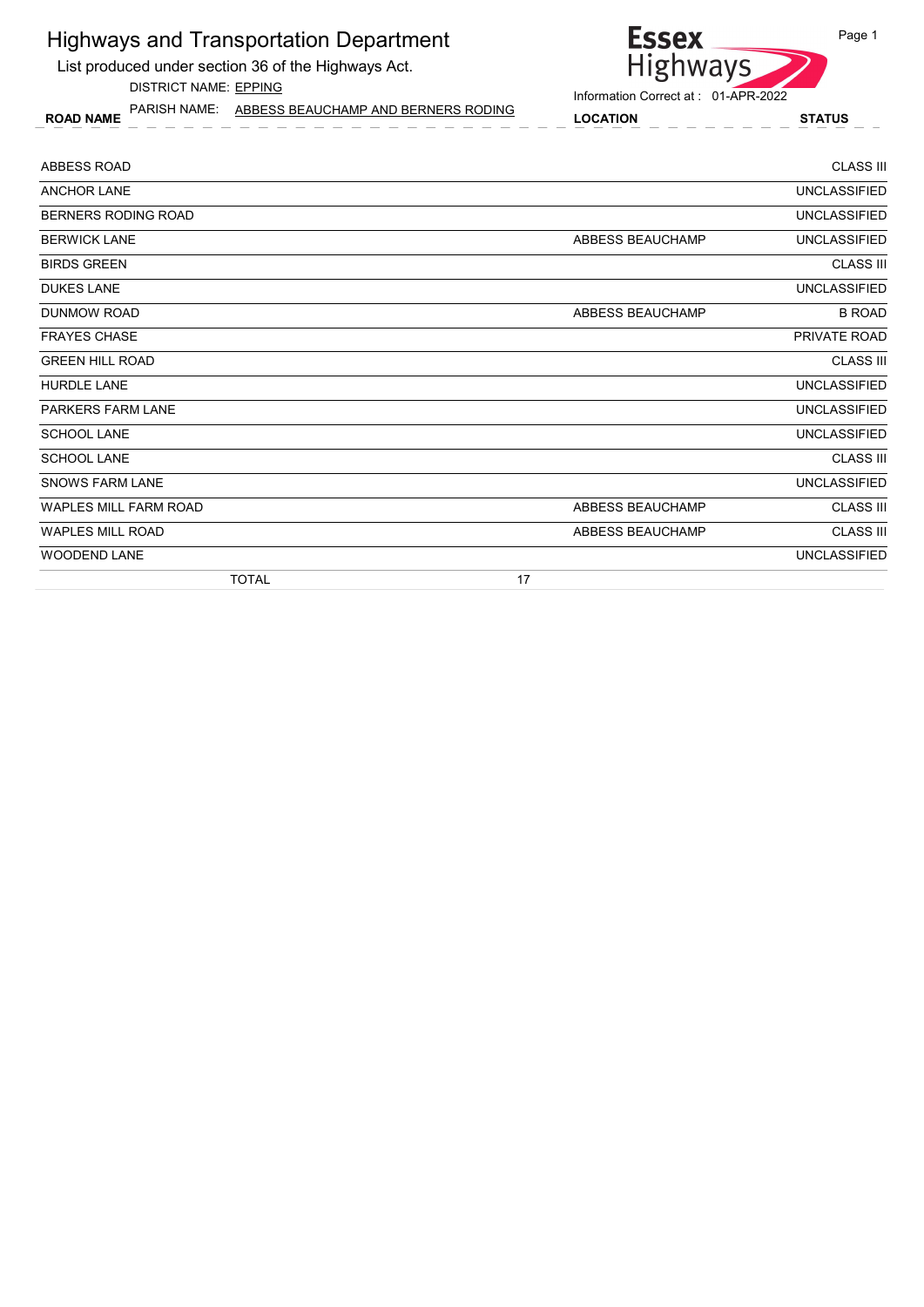# Highways and Transportation Department

List produced under section 36 of the Highways Act.

DISTRICT NAME: EPPING

PARISH NAME: ABBESS BEAUCHAMP AND BERNERS RODING

Essex Highways

Information Correct at : 01-APR-2022

| ROAD NAME | LOCATION | STATUS |
|---|---|---|
| ABBESS ROAD | | CLASS III |
| ANCHOR LANE | | UNCLASSIFIED |
| BERNERS RODING ROAD | | UNCLASSIFIED |
| BERWICK LANE | ABBESS BEAUCHAMP | UNCLASSIFIED |
| BIRDS GREEN | | CLASS III |
| DUKES LANE | | UNCLASSIFIED |
| DUNMOW ROAD | ABBESS BEAUCHAMP | B ROAD |
| FRAYES CHASE | | PRIVATE ROAD |
| GREEN HILL ROAD | | CLASS III |
| HURDLE LANE | | UNCLASSIFIED |
| PARKERS FARM LANE | | UNCLASSIFIED |
| SCHOOL LANE | | UNCLASSIFIED |
| SCHOOL LANE | | CLASS III |
| SNOWS FARM LANE | | UNCLASSIFIED |
| WAPLES MILL FARM ROAD | ABBESS BEAUCHAMP | CLASS III |
| WAPLES MILL ROAD | ABBESS BEAUCHAMP | CLASS III |
| WOODEND LANE | | UNCLASSIFIED |
| TOTAL 17 | | |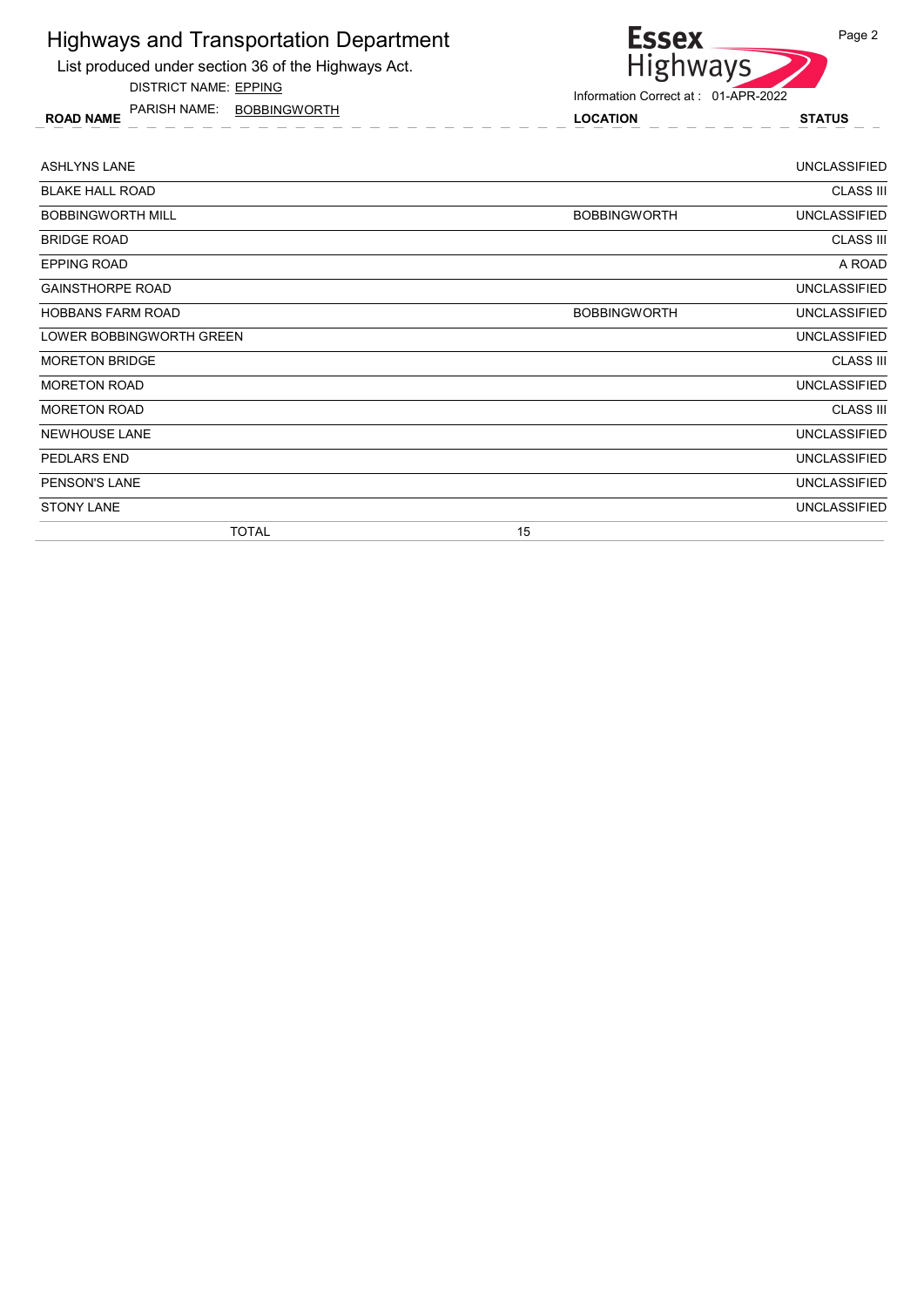# Highways and Transportation Department

List produced under section 36 of the Highways Act.

DISTRICT NAME: EPPING

PARISH NAME: BOBBINGWORTH

Information Correct at : 01-APR-2022

| ROAD NAME | LOCATION | STATUS |
|---|---|---|
| ASHLYNS LANE | | UNCLASSIFIED |
| BLAKE HALL ROAD | | CLASS III |
| BOBBINGWORTH MILL | BOBBINGWORTH | UNCLASSIFIED |
| BRIDGE ROAD | | CLASS III |
| EPPING ROAD | | A ROAD |
| GAINSTHORPE ROAD | | UNCLASSIFIED |
| HOBBANS FARM ROAD | BOBBINGWORTH | UNCLASSIFIED |
| LOWER BOBBINGWORTH GREEN | | UNCLASSIFIED |
| MORETON BRIDGE | | CLASS III |
| MORETON ROAD | | UNCLASSIFIED |
| MORETON ROAD | | CLASS III |
| NEWHOUSE LANE | | UNCLASSIFIED |
| PEDLARS END | | UNCLASSIFIED |
| PENSON'S LANE | | UNCLASSIFIED |
| STONY LANE | | UNCLASSIFIED |
| TOTAL 15 | | |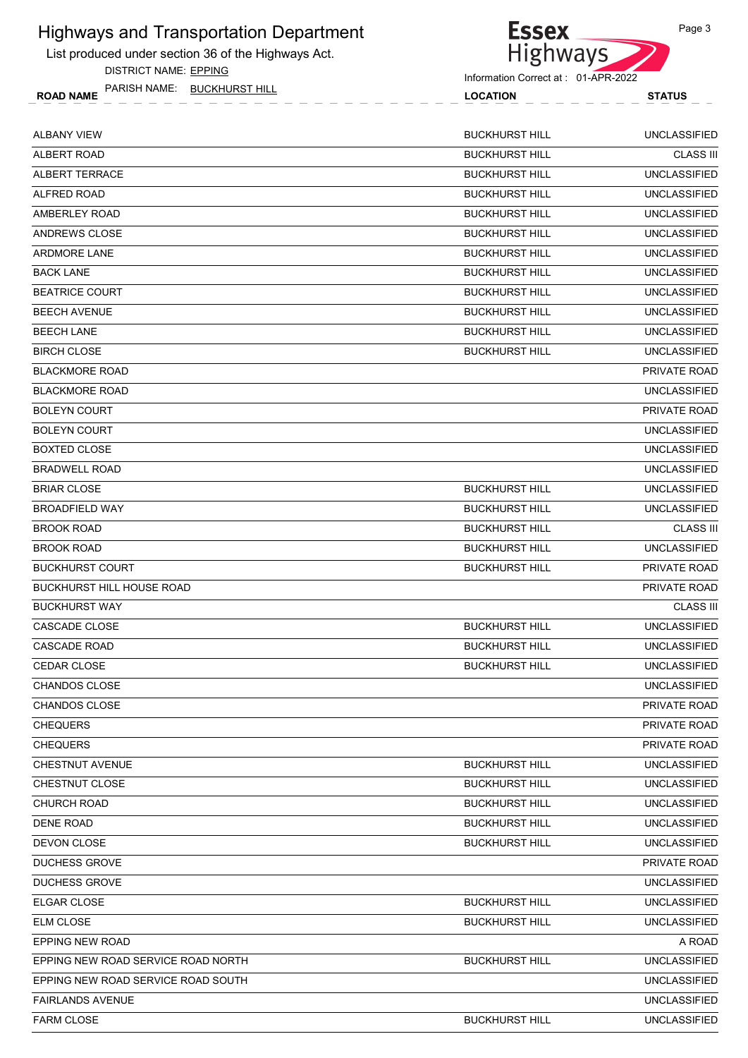# Highways and Transportation Department

List produced under section 36 of the Highways Act.

DISTRICT NAME: EPPING

PARISH NAME: BUCKHURST HILL

Information Correct at : 01-APR-2022

| ROAD NAME | LOCATION | STATUS |
|---|---|---|
| ALBANY VIEW | BUCKHURST HILL | UNCLASSIFIED |
| ALBERT ROAD | BUCKHURST HILL | CLASS III |
| ALBERT TERRACE | BUCKHURST HILL | UNCLASSIFIED |
| ALFRED ROAD | BUCKHURST HILL | UNCLASSIFIED |
| AMBERLEY ROAD | BUCKHURST HILL | UNCLASSIFIED |
| ANDREWS CLOSE | BUCKHURST HILL | UNCLASSIFIED |
| ARDMORE LANE | BUCKHURST HILL | UNCLASSIFIED |
| BACK LANE | BUCKHURST HILL | UNCLASSIFIED |
| BEATRICE COURT | BUCKHURST HILL | UNCLASSIFIED |
| BEECH AVENUE | BUCKHURST HILL | UNCLASSIFIED |
| BEECH LANE | BUCKHURST HILL | UNCLASSIFIED |
| BIRCH CLOSE | BUCKHURST HILL | UNCLASSIFIED |
| BLACKMORE ROAD | | PRIVATE ROAD |
| BLACKMORE ROAD | | UNCLASSIFIED |
| BOLEYN COURT | | PRIVATE ROAD |
| BOLEYN COURT | | UNCLASSIFIED |
| BOXTED CLOSE | | UNCLASSIFIED |
| BRADWELL ROAD | | UNCLASSIFIED |
| BRIAR CLOSE | BUCKHURST HILL | UNCLASSIFIED |
| BROADFIELD WAY | BUCKHURST HILL | UNCLASSIFIED |
| BROOK ROAD | BUCKHURST HILL | CLASS III |
| BROOK ROAD | BUCKHURST HILL | UNCLASSIFIED |
| BUCKHURST COURT | BUCKHURST HILL | PRIVATE ROAD |
| BUCKHURST HILL HOUSE ROAD | | PRIVATE ROAD |
| BUCKHURST WAY | | CLASS III |
| CASCADE CLOSE | BUCKHURST HILL | UNCLASSIFIED |
| CASCADE ROAD | BUCKHURST HILL | UNCLASSIFIED |
| CEDAR CLOSE | BUCKHURST HILL | UNCLASSIFIED |
| CHANDOS CLOSE | | UNCLASSIFIED |
| CHANDOS CLOSE | | PRIVATE ROAD |
| CHEQUERS | | PRIVATE ROAD |
| CHEQUERS | | PRIVATE ROAD |
| CHESTNUT AVENUE | BUCKHURST HILL | UNCLASSIFIED |
| CHESTNUT CLOSE | BUCKHURST HILL | UNCLASSIFIED |
| CHURCH ROAD | BUCKHURST HILL | UNCLASSIFIED |
| DENE ROAD | BUCKHURST HILL | UNCLASSIFIED |
| DEVON CLOSE | BUCKHURST HILL | UNCLASSIFIED |
| DUCHESS GROVE | | PRIVATE ROAD |
| DUCHESS GROVE | | UNCLASSIFIED |
| ELGAR CLOSE | BUCKHURST HILL | UNCLASSIFIED |
| ELM CLOSE | BUCKHURST HILL | UNCLASSIFIED |
| EPPING NEW ROAD | | A ROAD |
| EPPING NEW ROAD SERVICE ROAD NORTH | BUCKHURST HILL | UNCLASSIFIED |
| EPPING NEW ROAD SERVICE ROAD SOUTH | | UNCLASSIFIED |
| FAIRLANDS AVENUE | | UNCLASSIFIED |
| FARM CLOSE | BUCKHURST HILL | UNCLASSIFIED |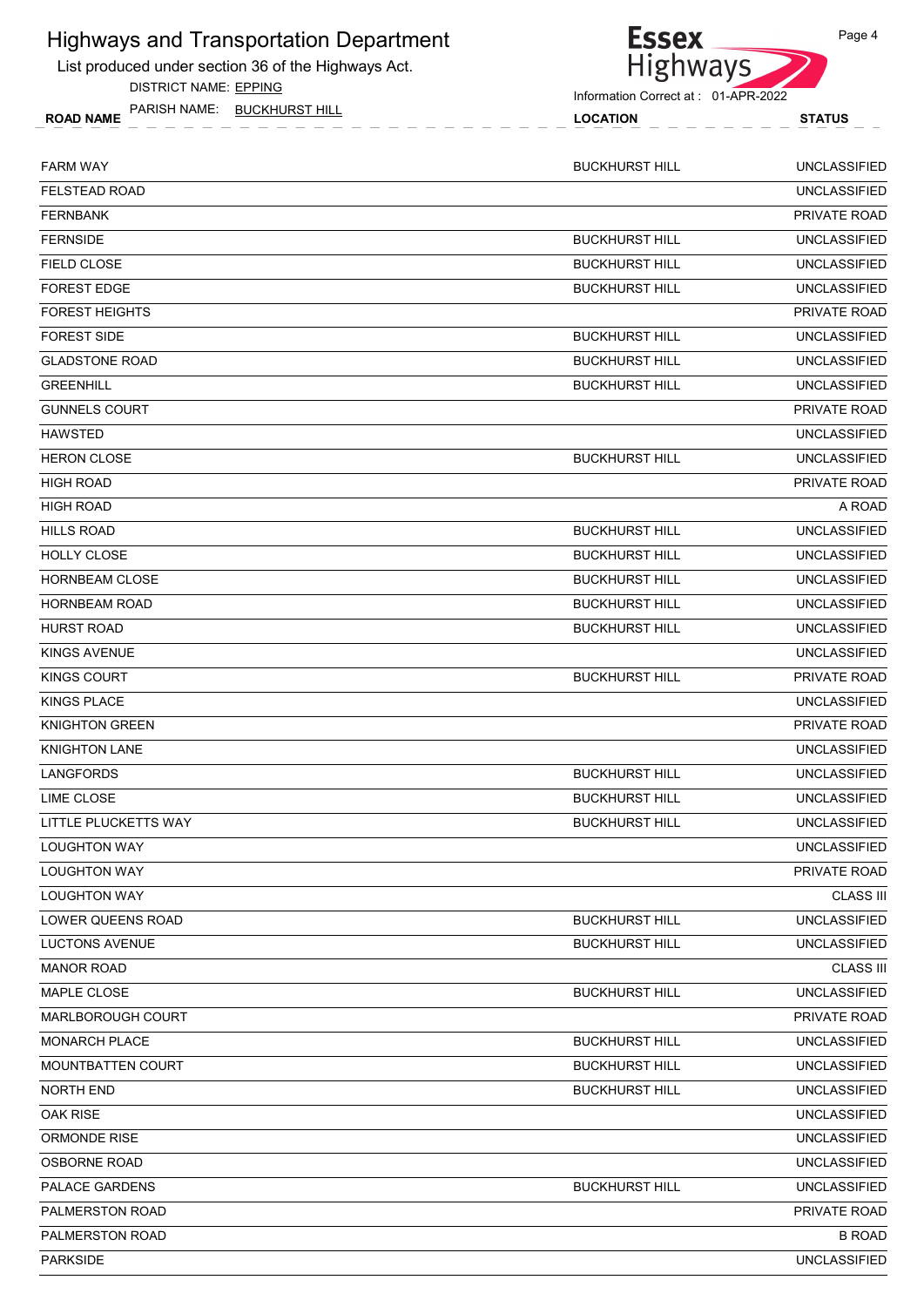# Highways and Transportation Department

List produced under section 36 of the Highways Act.

DISTRICT NAME: EPPING

PARISH NAME: BUCKHURST HILL

Information Correct at : 01-APR-2022

| ROAD NAME | LOCATION | STATUS |
|---|---|---|
| FARM WAY | BUCKHURST HILL | UNCLASSIFIED |
| FELSTEAD ROAD | | UNCLASSIFIED |
| FERNBANK | | PRIVATE ROAD |
| FERNSIDE | BUCKHURST HILL | UNCLASSIFIED |
| FIELD CLOSE | BUCKHURST HILL | UNCLASSIFIED |
| FOREST EDGE | BUCKHURST HILL | UNCLASSIFIED |
| FOREST HEIGHTS | | PRIVATE ROAD |
| FOREST SIDE | BUCKHURST HILL | UNCLASSIFIED |
| GLADSTONE ROAD | BUCKHURST HILL | UNCLASSIFIED |
| GREENHILL | BUCKHURST HILL | UNCLASSIFIED |
| GUNNELS COURT | | PRIVATE ROAD |
| HAWSTED | | UNCLASSIFIED |
| HERON CLOSE | BUCKHURST HILL | UNCLASSIFIED |
| HIGH ROAD | | PRIVATE ROAD |
| HIGH ROAD | | A ROAD |
| HILLS ROAD | BUCKHURST HILL | UNCLASSIFIED |
| HOLLY CLOSE | BUCKHURST HILL | UNCLASSIFIED |
| HORNBEAM CLOSE | BUCKHURST HILL | UNCLASSIFIED |
| HORNBEAM ROAD | BUCKHURST HILL | UNCLASSIFIED |
| HURST ROAD | BUCKHURST HILL | UNCLASSIFIED |
| KINGS AVENUE | | UNCLASSIFIED |
| KINGS COURT | BUCKHURST HILL | PRIVATE ROAD |
| KINGS PLACE | | UNCLASSIFIED |
| KNIGHTON GREEN | | PRIVATE ROAD |
| KNIGHTON LANE | | UNCLASSIFIED |
| LANGFORDS | BUCKHURST HILL | UNCLASSIFIED |
| LIME CLOSE | BUCKHURST HILL | UNCLASSIFIED |
| LITTLE PLUCKETTS WAY | BUCKHURST HILL | UNCLASSIFIED |
| LOUGHTON WAY | | UNCLASSIFIED |
| LOUGHTON WAY | | PRIVATE ROAD |
| LOUGHTON WAY | | CLASS III |
| LOWER QUEENS ROAD | BUCKHURST HILL | UNCLASSIFIED |
| LUCTONS AVENUE | BUCKHURST HILL | UNCLASSIFIED |
| MANOR ROAD | | CLASS III |
| MAPLE CLOSE | BUCKHURST HILL | UNCLASSIFIED |
| MARLBOROUGH COURT | | PRIVATE ROAD |
| MONARCH PLACE | BUCKHURST HILL | UNCLASSIFIED |
| MOUNTBATTEN COURT | BUCKHURST HILL | UNCLASSIFIED |
| NORTH END | BUCKHURST HILL | UNCLASSIFIED |
| OAK RISE | | UNCLASSIFIED |
| ORMONDE RISE | | UNCLASSIFIED |
| OSBORNE ROAD | | UNCLASSIFIED |
| PALACE GARDENS | BUCKHURST HILL | UNCLASSIFIED |
| PALMERSTON ROAD | | PRIVATE ROAD |
| PALMERSTON ROAD | | B ROAD |
| PARKSIDE | | UNCLASSIFIED |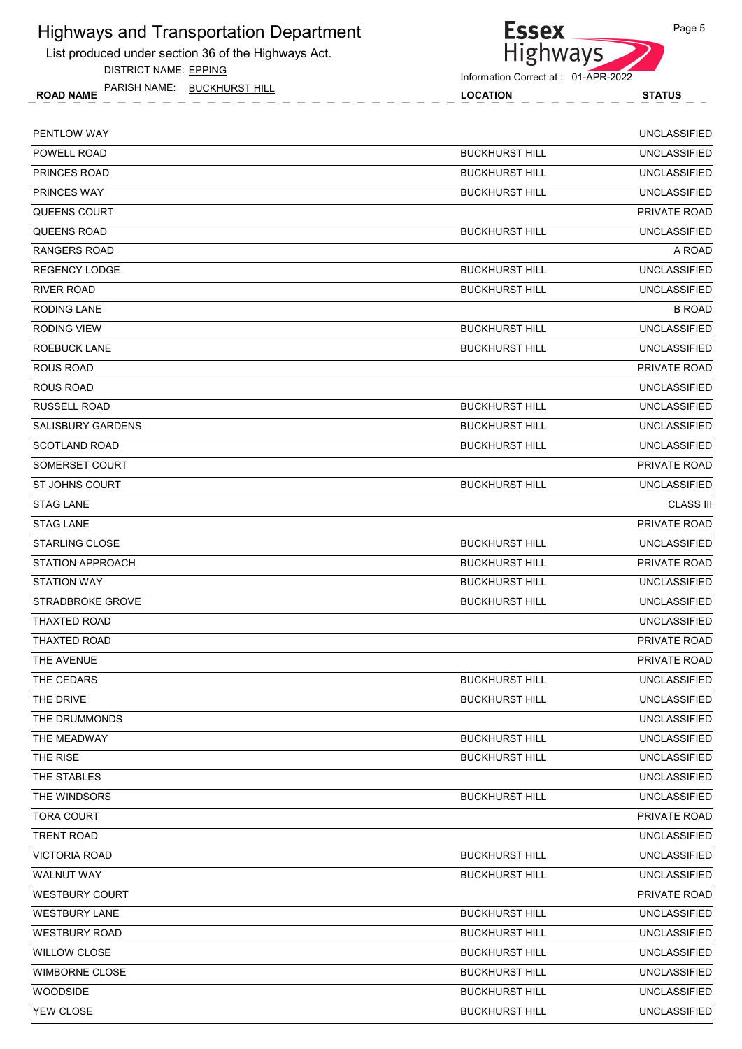# Highways and Transportation Department

List produced under section 36 of the Highways Act.

DISTRICT NAME: EPPING

PARISH NAME: BUCKHURST HILL

Information Correct at : 01-APR-2022

| ROAD NAME | LOCATION | STATUS |
|---|---|---|
| PENTLOW WAY | | UNCLASSIFIED |
| POWELL ROAD | BUCKHURST HILL | UNCLASSIFIED |
| PRINCES ROAD | BUCKHURST HILL | UNCLASSIFIED |
| PRINCES WAY | BUCKHURST HILL | UNCLASSIFIED |
| QUEENS COURT | | PRIVATE ROAD |
| QUEENS ROAD | BUCKHURST HILL | UNCLASSIFIED |
| RANGERS ROAD | | A ROAD |
| REGENCY LODGE | BUCKHURST HILL | UNCLASSIFIED |
| RIVER ROAD | BUCKHURST HILL | UNCLASSIFIED |
| RODING LANE | | B ROAD |
| RODING VIEW | BUCKHURST HILL | UNCLASSIFIED |
| ROEBUCK LANE | BUCKHURST HILL | UNCLASSIFIED |
| ROUS ROAD | | PRIVATE ROAD |
| ROUS ROAD | | UNCLASSIFIED |
| RUSSELL ROAD | BUCKHURST HILL | UNCLASSIFIED |
| SALISBURY GARDENS | BUCKHURST HILL | UNCLASSIFIED |
| SCOTLAND ROAD | BUCKHURST HILL | UNCLASSIFIED |
| SOMERSET COURT | | PRIVATE ROAD |
| ST JOHNS COURT | BUCKHURST HILL | UNCLASSIFIED |
| STAG LANE | | CLASS III |
| STAG LANE | | PRIVATE ROAD |
| STARLING CLOSE | BUCKHURST HILL | UNCLASSIFIED |
| STATION APPROACH | BUCKHURST HILL | PRIVATE ROAD |
| STATION WAY | BUCKHURST HILL | UNCLASSIFIED |
| STRADBROKE GROVE | BUCKHURST HILL | UNCLASSIFIED |
| THAXTED ROAD | | UNCLASSIFIED |
| THAXTED ROAD | | PRIVATE ROAD |
| THE AVENUE | | PRIVATE ROAD |
| THE CEDARS | BUCKHURST HILL | UNCLASSIFIED |
| THE DRIVE | BUCKHURST HILL | UNCLASSIFIED |
| THE DRUMMONDS | | UNCLASSIFIED |
| THE MEADWAY | BUCKHURST HILL | UNCLASSIFIED |
| THE RISE | BUCKHURST HILL | UNCLASSIFIED |
| THE STABLES | | UNCLASSIFIED |
| THE WINDSORS | BUCKHURST HILL | UNCLASSIFIED |
| TORA COURT | | PRIVATE ROAD |
| TRENT ROAD | | UNCLASSIFIED |
| VICTORIA ROAD | BUCKHURST HILL | UNCLASSIFIED |
| WALNUT WAY | BUCKHURST HILL | UNCLASSIFIED |
| WESTBURY COURT | | PRIVATE ROAD |
| WESTBURY LANE | BUCKHURST HILL | UNCLASSIFIED |
| WESTBURY ROAD | BUCKHURST HILL | UNCLASSIFIED |
| WILLOW CLOSE | BUCKHURST HILL | UNCLASSIFIED |
| WIMBORNE CLOSE | BUCKHURST HILL | UNCLASSIFIED |
| WOODSIDE | BUCKHURST HILL | UNCLASSIFIED |
| YEW CLOSE | BUCKHURST HILL | UNCLASSIFIED |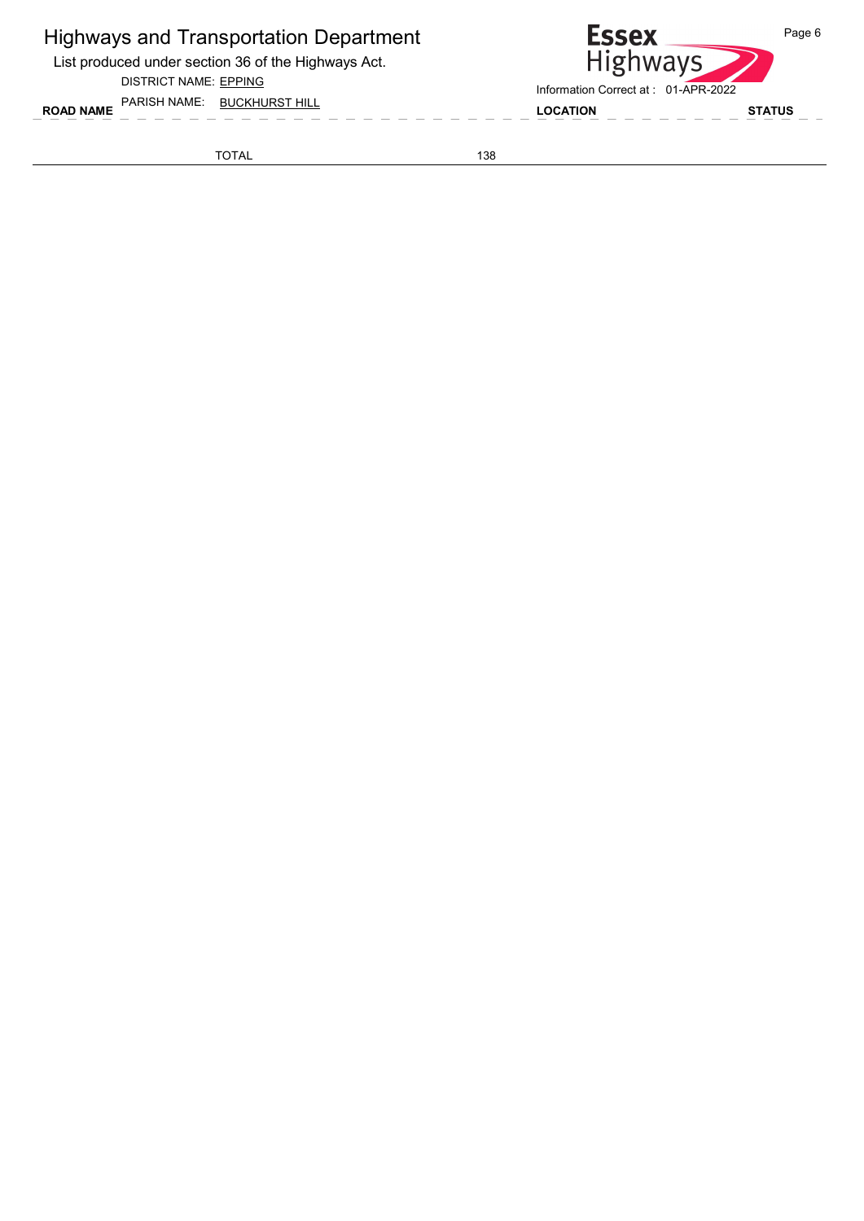# Highways and Transportation Department

List produced under section 36 of the Highways Act.

DISTRICT NAME: EPPING

PARISH NAME: BUCKHURST HILL

Information Correct at : 01-APR-2022

| ROAD NAME | | LOCATION | STATUS |
|---|---|---|---|
| TOTAL | 138 | | |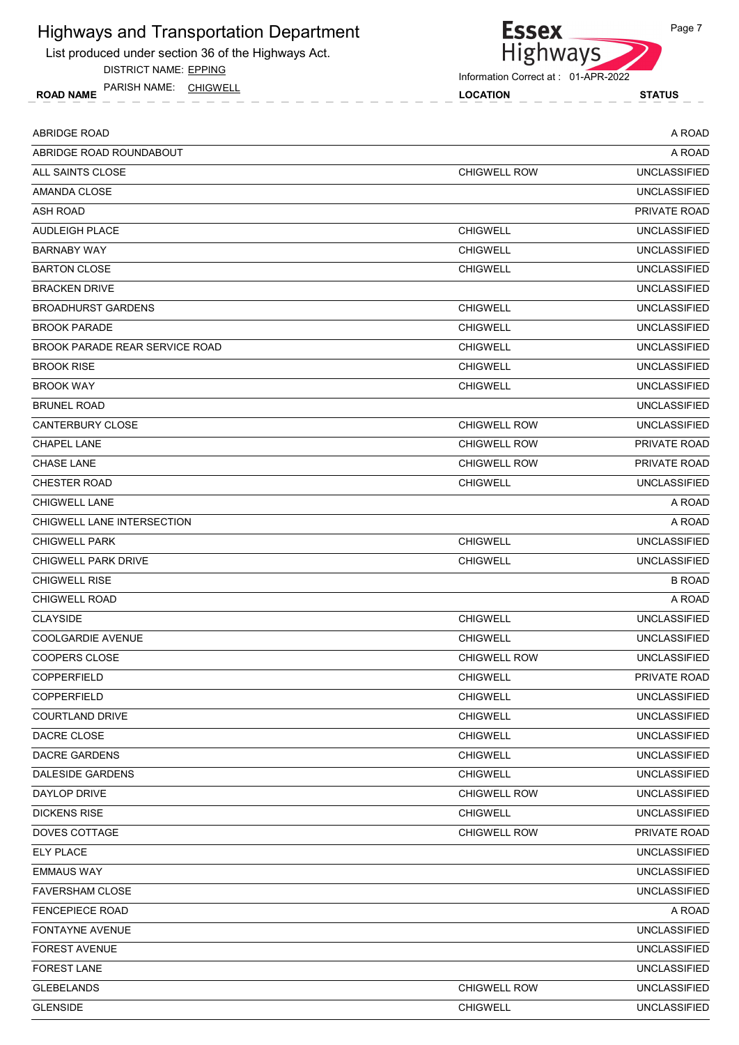# Highways and Transportation Department

List produced under section 36 of the Highways Act.

DISTRICT NAME: EPPING

PARISH NAME: CHIGWELL

Information Correct at : 01-APR-2022

| ROAD NAME | LOCATION | STATUS |
|---|---|---|
| ABRIDGE ROAD | | A ROAD |
| ABRIDGE ROAD ROUNDABOUT | | A ROAD |
| ALL SAINTS CLOSE | CHIGWELL ROW | UNCLASSIFIED |
| AMANDA CLOSE | | UNCLASSIFIED |
| ASH ROAD | | PRIVATE ROAD |
| AUDLEIGH PLACE | CHIGWELL | UNCLASSIFIED |
| BARNABY WAY | CHIGWELL | UNCLASSIFIED |
| BARTON CLOSE | CHIGWELL | UNCLASSIFIED |
| BRACKEN DRIVE | | UNCLASSIFIED |
| BROADHURST GARDENS | CHIGWELL | UNCLASSIFIED |
| BROOK PARADE | CHIGWELL | UNCLASSIFIED |
| BROOK PARADE REAR SERVICE ROAD | CHIGWELL | UNCLASSIFIED |
| BROOK RISE | CHIGWELL | UNCLASSIFIED |
| BROOK WAY | CHIGWELL | UNCLASSIFIED |
| BRUNEL ROAD | | UNCLASSIFIED |
| CANTERBURY CLOSE | CHIGWELL ROW | UNCLASSIFIED |
| CHAPEL LANE | CHIGWELL ROW | PRIVATE ROAD |
| CHASE LANE | CHIGWELL ROW | PRIVATE ROAD |
| CHESTER ROAD | CHIGWELL | UNCLASSIFIED |
| CHIGWELL LANE | | A ROAD |
| CHIGWELL LANE INTERSECTION | | A ROAD |
| CHIGWELL PARK | CHIGWELL | UNCLASSIFIED |
| CHIGWELL PARK DRIVE | CHIGWELL | UNCLASSIFIED |
| CHIGWELL RISE | | B ROAD |
| CHIGWELL ROAD | | A ROAD |
| CLAYSIDE | CHIGWELL | UNCLASSIFIED |
| COOLGARDIE AVENUE | CHIGWELL | UNCLASSIFIED |
| COOPERS CLOSE | CHIGWELL ROW | UNCLASSIFIED |
| COPPERFIELD | CHIGWELL | PRIVATE ROAD |
| COPPERFIELD | CHIGWELL | UNCLASSIFIED |
| COURTLAND DRIVE | CHIGWELL | UNCLASSIFIED |
| DACRE CLOSE | CHIGWELL | UNCLASSIFIED |
| DACRE GARDENS | CHIGWELL | UNCLASSIFIED |
| DALESIDE GARDENS | CHIGWELL | UNCLASSIFIED |
| DAYLOP DRIVE | CHIGWELL ROW | UNCLASSIFIED |
| DICKENS RISE | CHIGWELL | UNCLASSIFIED |
| DOVES COTTAGE | CHIGWELL ROW | PRIVATE ROAD |
| ELY PLACE | | UNCLASSIFIED |
| EMMAUS WAY | | UNCLASSIFIED |
| FAVERSHAM CLOSE | | UNCLASSIFIED |
| FENCEPIECE ROAD | | A ROAD |
| FONTAYNE AVENUE | | UNCLASSIFIED |
| FOREST AVENUE | | UNCLASSIFIED |
| FOREST LANE | | UNCLASSIFIED |
| GLEBELANDS | CHIGWELL ROW | UNCLASSIFIED |
| GLENSIDE | CHIGWELL | UNCLASSIFIED |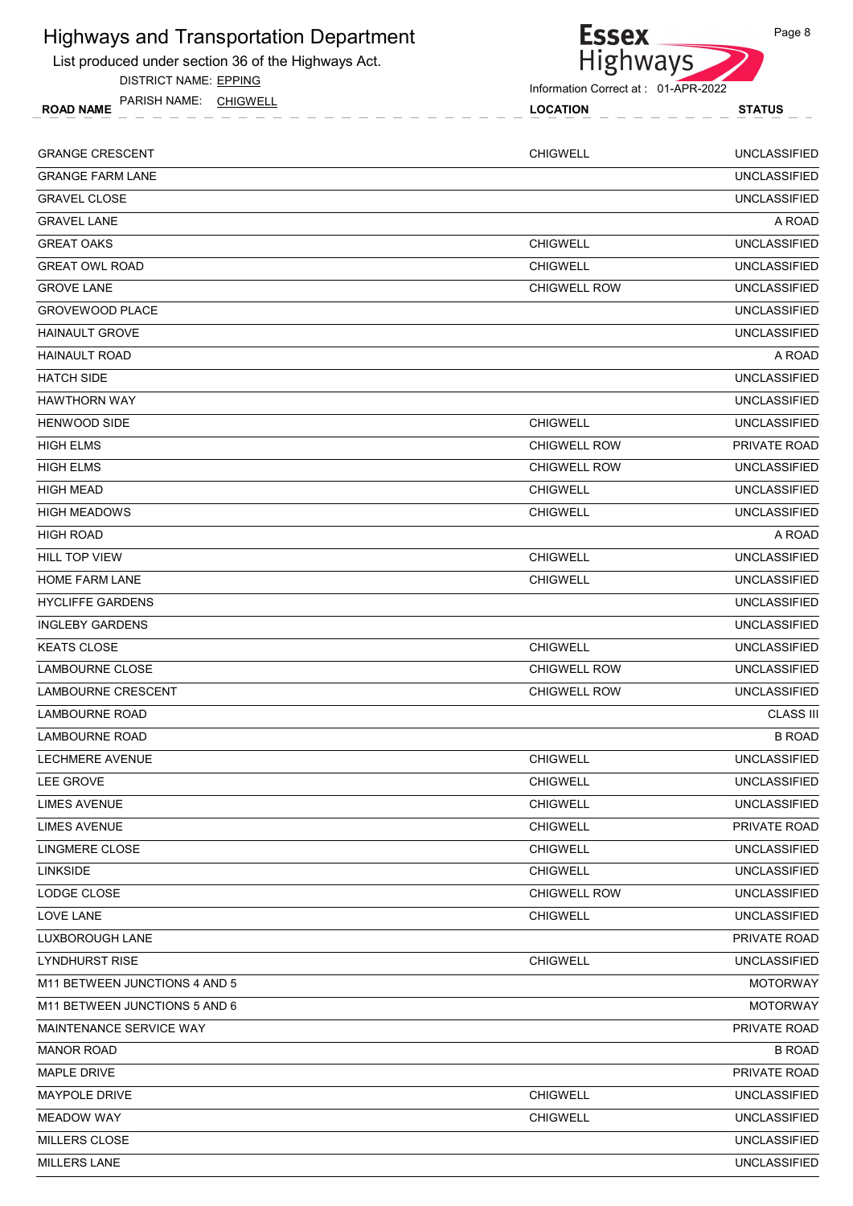# Highways and Transportation Department

List produced under section 36 of the Highways Act.

DISTRICT NAME: EPPING

PARISH NAME: CHIGWELL

Information Correct at : 01-APR-2022

| ROAD NAME | LOCATION | STATUS |
|---|---|---|
| GRANGE CRESCENT | CHIGWELL | UNCLASSIFIED |
| GRANGE FARM LANE | | UNCLASSIFIED |
| GRAVEL CLOSE | | UNCLASSIFIED |
| GRAVEL LANE | | A ROAD |
| GREAT OAKS | CHIGWELL | UNCLASSIFIED |
| GREAT OWL ROAD | CHIGWELL | UNCLASSIFIED |
| GROVE LANE | CHIGWELL ROW | UNCLASSIFIED |
| GROVEWOOD PLACE | | UNCLASSIFIED |
| HAINAULT GROVE | | UNCLASSIFIED |
| HAINAULT ROAD | | A ROAD |
| HATCH SIDE | | UNCLASSIFIED |
| HAWTHORN WAY | | UNCLASSIFIED |
| HENWOOD SIDE | CHIGWELL | UNCLASSIFIED |
| HIGH ELMS | CHIGWELL ROW | PRIVATE ROAD |
| HIGH ELMS | CHIGWELL ROW | UNCLASSIFIED |
| HIGH MEAD | CHIGWELL | UNCLASSIFIED |
| HIGH MEADOWS | CHIGWELL | UNCLASSIFIED |
| HIGH ROAD | | A ROAD |
| HILL TOP VIEW | CHIGWELL | UNCLASSIFIED |
| HOME FARM LANE | CHIGWELL | UNCLASSIFIED |
| HYCLIFFE GARDENS | | UNCLASSIFIED |
| INGLEBY GARDENS | | UNCLASSIFIED |
| KEATS CLOSE | CHIGWELL | UNCLASSIFIED |
| LAMBOURNE CLOSE | CHIGWELL ROW | UNCLASSIFIED |
| LAMBOURNE CRESCENT | CHIGWELL ROW | UNCLASSIFIED |
| LAMBOURNE ROAD | | CLASS III |
| LAMBOURNE ROAD | | B ROAD |
| LECHMERE AVENUE | CHIGWELL | UNCLASSIFIED |
| LEE GROVE | CHIGWELL | UNCLASSIFIED |
| LIMES AVENUE | CHIGWELL | UNCLASSIFIED |
| LIMES AVENUE | CHIGWELL | PRIVATE ROAD |
| LINGMERE CLOSE | CHIGWELL | UNCLASSIFIED |
| LINKSIDE | CHIGWELL | UNCLASSIFIED |
| LODGE CLOSE | CHIGWELL ROW | UNCLASSIFIED |
| LOVE LANE | CHIGWELL | UNCLASSIFIED |
| LUXBOROUGH LANE | | PRIVATE ROAD |
| LYNDHURST RISE | CHIGWELL | UNCLASSIFIED |
| M11 BETWEEN JUNCTIONS 4 AND 5 | | MOTORWAY |
| M11 BETWEEN JUNCTIONS 5 AND 6 | | MOTORWAY |
| MAINTENANCE SERVICE WAY | | PRIVATE ROAD |
| MANOR ROAD | | B ROAD |
| MAPLE DRIVE | | PRIVATE ROAD |
| MAYPOLE DRIVE | CHIGWELL | UNCLASSIFIED |
| MEADOW WAY | CHIGWELL | UNCLASSIFIED |
| MILLERS CLOSE | | UNCLASSIFIED |
| MILLERS LANE | | UNCLASSIFIED |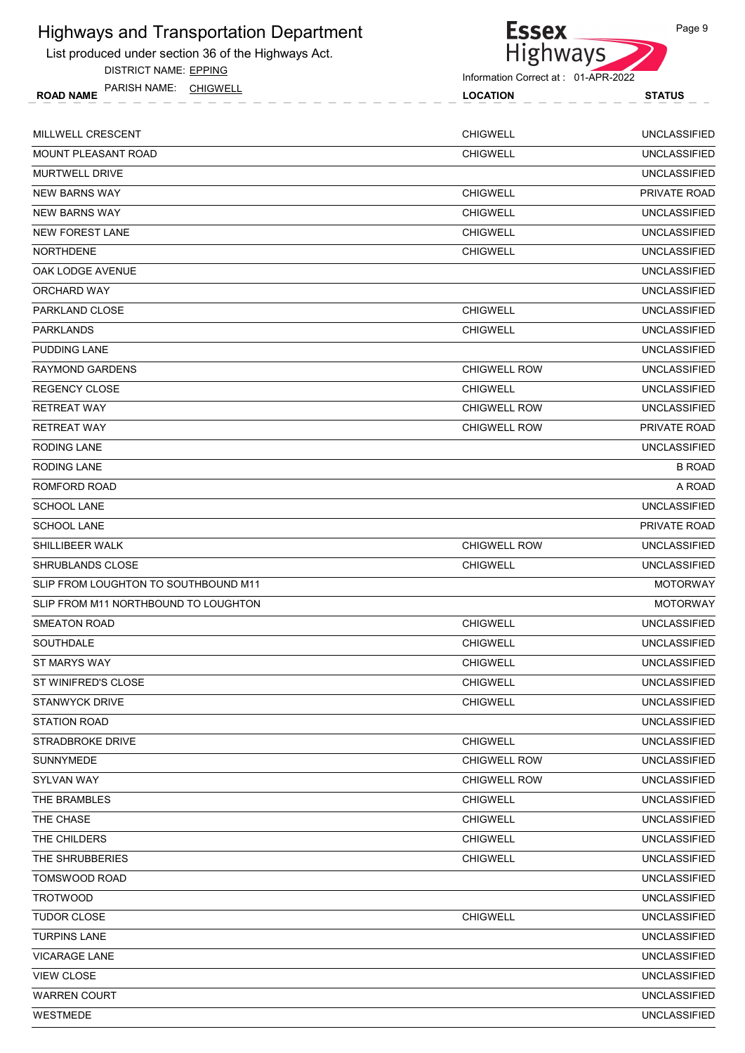# Highways and Transportation Department

List produced under section 36 of the Highways Act.

DISTRICT NAME: EPPING

PARISH NAME: CHIGWELL

Information Correct at : 01-APR-2022

| ROAD NAME | LOCATION | STATUS |
|---|---|---|
| MILLWELL CRESCENT | CHIGWELL | UNCLASSIFIED |
| MOUNT PLEASANT ROAD | CHIGWELL | UNCLASSIFIED |
| MURTWELL DRIVE | | UNCLASSIFIED |
| NEW BARNS WAY | CHIGWELL | PRIVATE ROAD |
| NEW BARNS WAY | CHIGWELL | UNCLASSIFIED |
| NEW FOREST LANE | CHIGWELL | UNCLASSIFIED |
| NORTHDENE | CHIGWELL | UNCLASSIFIED |
| OAK LODGE AVENUE | | UNCLASSIFIED |
| ORCHARD WAY | | UNCLASSIFIED |
| PARKLAND CLOSE | CHIGWELL | UNCLASSIFIED |
| PARKLANDS | CHIGWELL | UNCLASSIFIED |
| PUDDING LANE | | UNCLASSIFIED |
| RAYMOND GARDENS | CHIGWELL ROW | UNCLASSIFIED |
| REGENCY CLOSE | CHIGWELL | UNCLASSIFIED |
| RETREAT WAY | CHIGWELL ROW | UNCLASSIFIED |
| RETREAT WAY | CHIGWELL ROW | PRIVATE ROAD |
| RODING LANE | | UNCLASSIFIED |
| RODING LANE | | B ROAD |
| ROMFORD ROAD | | A ROAD |
| SCHOOL LANE | | UNCLASSIFIED |
| SCHOOL LANE | | PRIVATE ROAD |
| SHILLIBEER WALK | CHIGWELL ROW | UNCLASSIFIED |
| SHRUBLANDS CLOSE | CHIGWELL | UNCLASSIFIED |
| SLIP FROM LOUGHTON TO SOUTHBOUND M11 | | MOTORWAY |
| SLIP FROM M11 NORTHBOUND TO LOUGHTON | | MOTORWAY |
| SMEATON ROAD | CHIGWELL | UNCLASSIFIED |
| SOUTHDALE | CHIGWELL | UNCLASSIFIED |
| ST MARYS WAY | CHIGWELL | UNCLASSIFIED |
| ST WINIFRED'S CLOSE | CHIGWELL | UNCLASSIFIED |
| STANWYCK DRIVE | CHIGWELL | UNCLASSIFIED |
| STATION ROAD | | UNCLASSIFIED |
| STRADBROKE DRIVE | CHIGWELL | UNCLASSIFIED |
| SUNNYMEDE | CHIGWELL ROW | UNCLASSIFIED |
| SYLVAN WAY | CHIGWELL ROW | UNCLASSIFIED |
| THE BRAMBLES | CHIGWELL | UNCLASSIFIED |
| THE CHASE | CHIGWELL | UNCLASSIFIED |
| THE CHILDERS | CHIGWELL | UNCLASSIFIED |
| THE SHRUBBERIES | CHIGWELL | UNCLASSIFIED |
| TOMSWOOD ROAD | | UNCLASSIFIED |
| TROTWOOD | | UNCLASSIFIED |
| TUDOR CLOSE | CHIGWELL | UNCLASSIFIED |
| TURPINS LANE | | UNCLASSIFIED |
| VICARAGE LANE | | UNCLASSIFIED |
| VIEW CLOSE | | UNCLASSIFIED |
| WARREN COURT | | UNCLASSIFIED |
| WESTMEDE | | UNCLASSIFIED |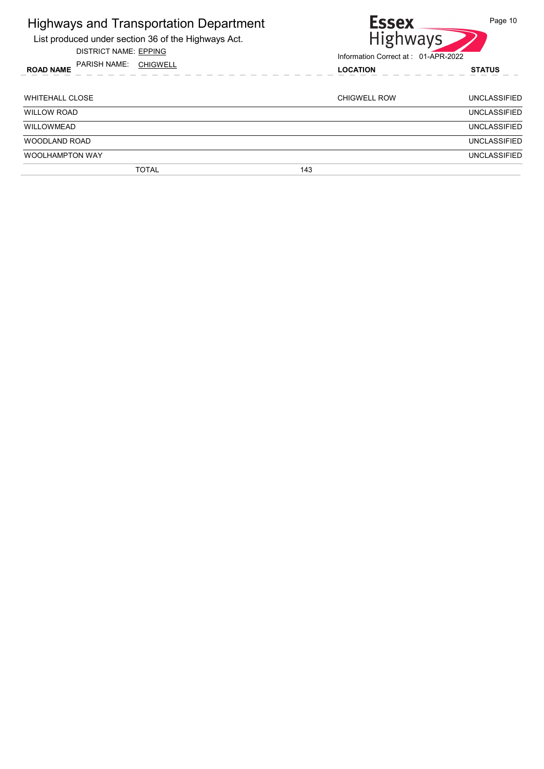# Highways and Transportation Department

List produced under section 36 of the Highways Act.

DISTRICT NAME: EPPING

PARISH NAME: CHIGWELL

Essex Highways

Information Correct at : 01-APR-2022

| ROAD NAME | LOCATION | STATUS |
|---|---|---|
| WHITEHALL CLOSE | CHIGWELL ROW | UNCLASSIFIED |
| WILLOW ROAD | | UNCLASSIFIED |
| WILLOWMEAD | | UNCLASSIFIED |
| WOODLAND ROAD | | UNCLASSIFIED |
| WOOLHAMPTON WAY | | UNCLASSIFIED |
| TOTAL | 143 | |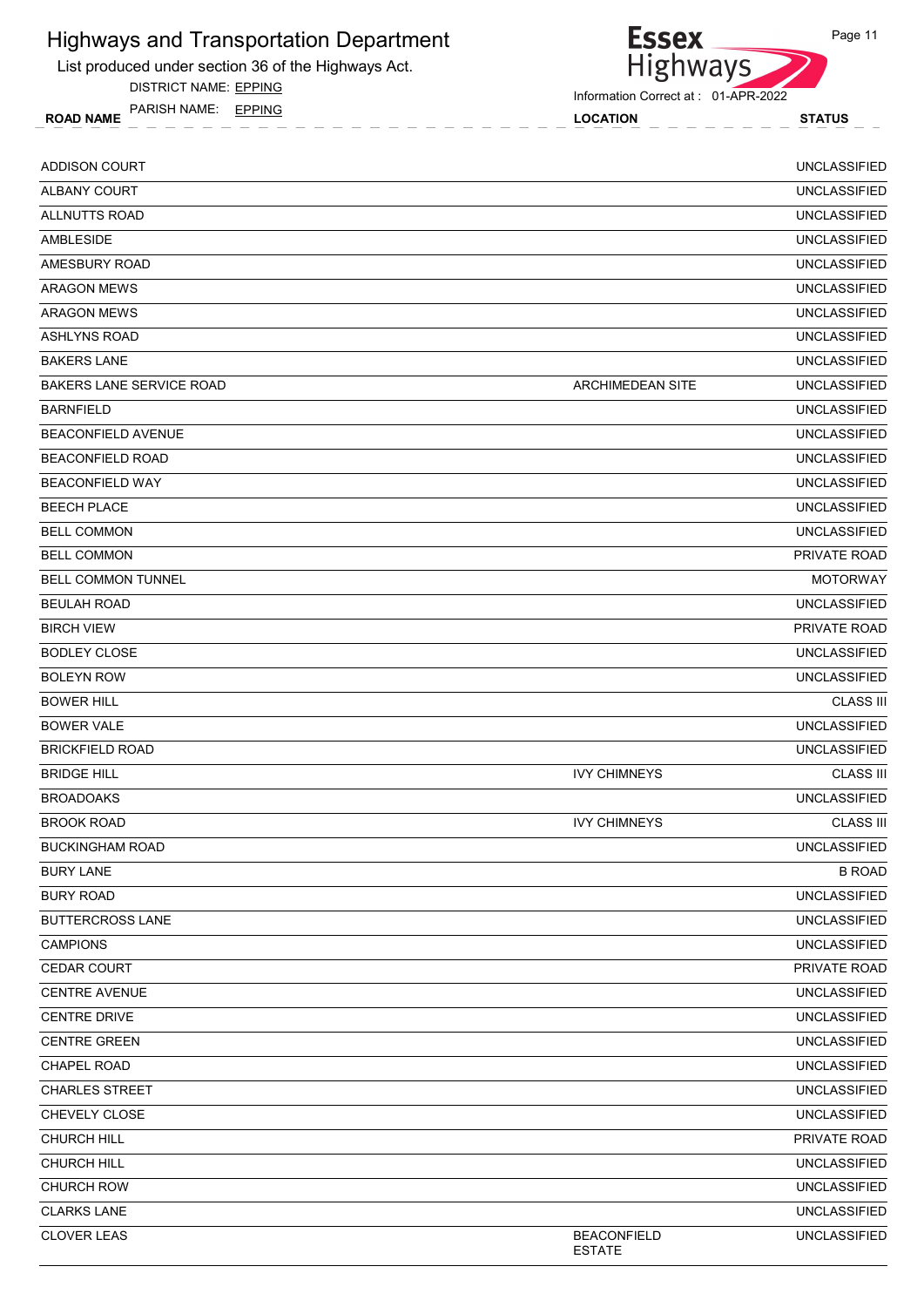# Highways and Transportation Department

List produced under section 36 of the Highways Act.

DISTRICT NAME: EPPING

PARISH NAME: EPPING

Information Correct at : 01-APR-2022

| ROAD NAME | LOCATION | STATUS |
| --- | --- | --- |
| ADDISON COURT | | UNCLASSIFIED |
| ALBANY COURT | | UNCLASSIFIED |
| ALLNUTTS ROAD | | UNCLASSIFIED |
| AMBLESIDE | | UNCLASSIFIED |
| AMESBURY ROAD | | UNCLASSIFIED |
| ARAGON MEWS | | UNCLASSIFIED |
| ARAGON MEWS | | UNCLASSIFIED |
| ASHLYNS ROAD | | UNCLASSIFIED |
| BAKERS LANE | | UNCLASSIFIED |
| BAKERS LANE SERVICE ROAD | ARCHIMEDEAN SITE | UNCLASSIFIED |
| BARNFIELD | | UNCLASSIFIED |
| BEACONFIELD AVENUE | | UNCLASSIFIED |
| BEACONFIELD ROAD | | UNCLASSIFIED |
| BEACONFIELD WAY | | UNCLASSIFIED |
| BEECH PLACE | | UNCLASSIFIED |
| BELL COMMON | | UNCLASSIFIED |
| BELL COMMON | | PRIVATE ROAD |
| BELL COMMON TUNNEL | | MOTORWAY |
| BEULAH ROAD | | UNCLASSIFIED |
| BIRCH VIEW | | PRIVATE ROAD |
| BODLEY CLOSE | | UNCLASSIFIED |
| BOLEYN ROW | | UNCLASSIFIED |
| BOWER HILL | | CLASS III |
| BOWER VALE | | UNCLASSIFIED |
| BRICKFIELD ROAD | | UNCLASSIFIED |
| BRIDGE HILL | IVY CHIMNEYS | CLASS III |
| BROADOAKS | | UNCLASSIFIED |
| BROOK ROAD | IVY CHIMNEYS | CLASS III |
| BUCKINGHAM ROAD | | UNCLASSIFIED |
| BURY LANE | | B ROAD |
| BURY ROAD | | UNCLASSIFIED |
| BUTTERCROSS LANE | | UNCLASSIFIED |
| CAMPIONS | | UNCLASSIFIED |
| CEDAR COURT | | PRIVATE ROAD |
| CENTRE AVENUE | | UNCLASSIFIED |
| CENTRE DRIVE | | UNCLASSIFIED |
| CENTRE GREEN | | UNCLASSIFIED |
| CHAPEL ROAD | | UNCLASSIFIED |
| CHARLES STREET | | UNCLASSIFIED |
| CHEVELY CLOSE | | UNCLASSIFIED |
| CHURCH HILL | | PRIVATE ROAD |
| CHURCH HILL | | UNCLASSIFIED |
| CHURCH ROW | | UNCLASSIFIED |
| CLARKS LANE | | UNCLASSIFIED |
| CLOVER LEAS | BEACONFIELD ESTATE | UNCLASSIFIED |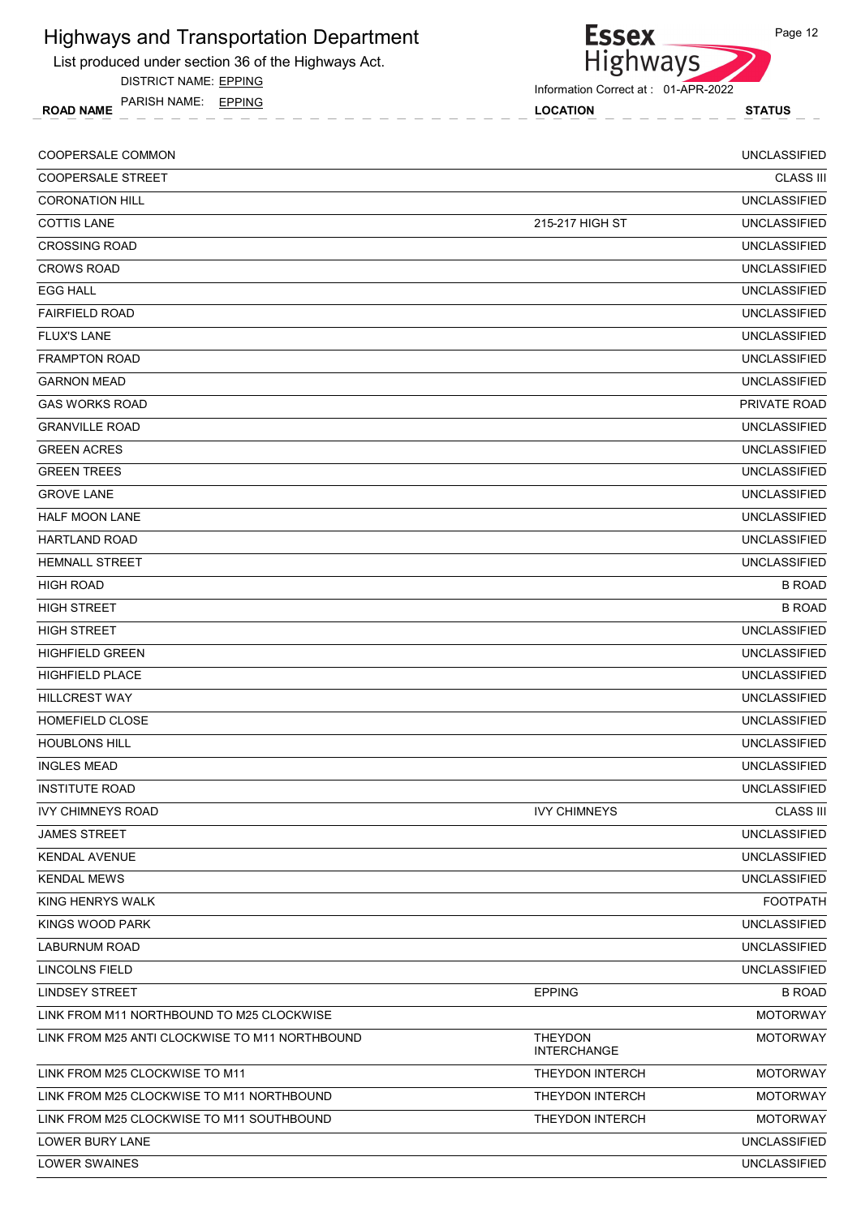# Highways and Transportation Department

List produced under section 36 of the Highways Act.

DISTRICT NAME: EPPING

PARISH NAME: EPPING

Information Correct at : 01-APR-2022

| ROAD NAME | LOCATION | STATUS |
|---|---|---|
| COOPERSALE COMMON | | UNCLASSIFIED |
| COOPERSALE STREET | | CLASS III |
| CORONATION HILL | | UNCLASSIFIED |
| COTTIS LANE | 215-217 HIGH ST | UNCLASSIFIED |
| CROSSING ROAD | | UNCLASSIFIED |
| CROWS ROAD | | UNCLASSIFIED |
| EGG HALL | | UNCLASSIFIED |
| FAIRFIELD ROAD | | UNCLASSIFIED |
| FLUX'S LANE | | UNCLASSIFIED |
| FRAMPTON ROAD | | UNCLASSIFIED |
| GARNON MEAD | | UNCLASSIFIED |
| GAS WORKS ROAD | | PRIVATE ROAD |
| GRANVILLE ROAD | | UNCLASSIFIED |
| GREEN ACRES | | UNCLASSIFIED |
| GREEN TREES | | UNCLASSIFIED |
| GROVE LANE | | UNCLASSIFIED |
| HALF MOON LANE | | UNCLASSIFIED |
| HARTLAND ROAD | | UNCLASSIFIED |
| HEMNALL STREET | | UNCLASSIFIED |
| HIGH ROAD | | B ROAD |
| HIGH STREET | | B ROAD |
| HIGH STREET | | UNCLASSIFIED |
| HIGHFIELD GREEN | | UNCLASSIFIED |
| HIGHFIELD PLACE | | UNCLASSIFIED |
| HILLCREST WAY | | UNCLASSIFIED |
| HOMEFIELD CLOSE | | UNCLASSIFIED |
| HOUBLONS HILL | | UNCLASSIFIED |
| INGLES MEAD | | UNCLASSIFIED |
| INSTITUTE ROAD | | UNCLASSIFIED |
| IVY CHIMNEYS ROAD | IVY CHIMNEYS | CLASS III |
| JAMES STREET | | UNCLASSIFIED |
| KENDAL AVENUE | | UNCLASSIFIED |
| KENDAL MEWS | | UNCLASSIFIED |
| KING HENRYS WALK | | FOOTPATH |
| KINGS WOOD PARK | | UNCLASSIFIED |
| LABURNUM ROAD | | UNCLASSIFIED |
| LINCOLNS FIELD | | UNCLASSIFIED |
| LINDSEY STREET | EPPING | B ROAD |
| LINK FROM M11 NORTHBOUND TO M25 CLOCKWISE | | MOTORWAY |
| LINK FROM M25 ANTI CLOCKWISE TO M11 NORTHBOUND | THEYDON INTERCHANGE | MOTORWAY |
| LINK FROM M25 CLOCKWISE TO M11 | THEYDON INTERCH | MOTORWAY |
| LINK FROM M25 CLOCKWISE TO M11 NORTHBOUND | THEYDON INTERCH | MOTORWAY |
| LINK FROM M25 CLOCKWISE TO M11 SOUTHBOUND | THEYDON INTERCH | MOTORWAY |
| LOWER BURY LANE | | UNCLASSIFIED |
| LOWER SWAINES | | UNCLASSIFIED |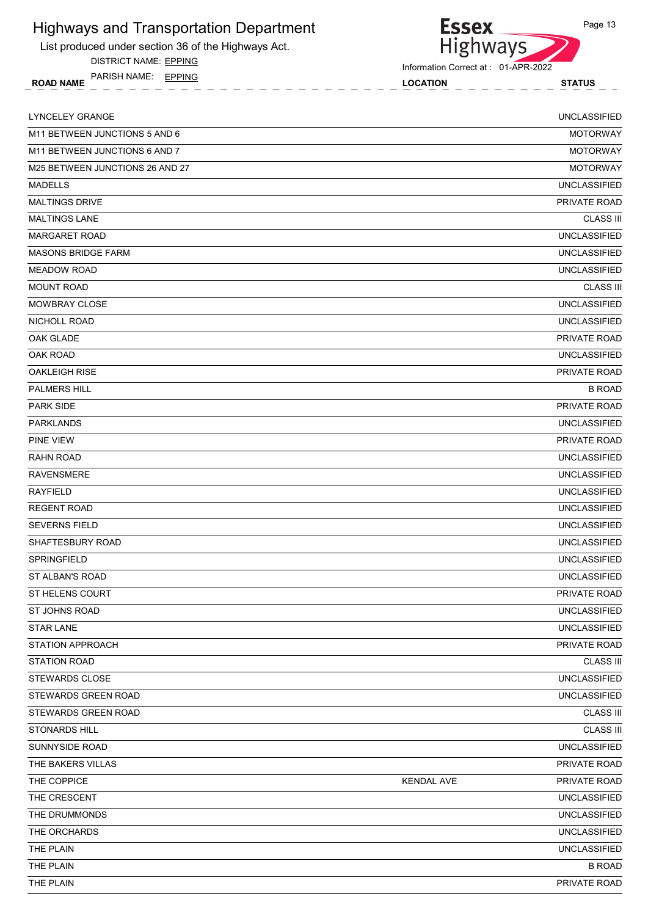# Highways and Transportation Department

List produced under section 36 of the Highways Act.

DISTRICT NAME: EPPING

PARISH NAME: EPPING

Information Correct at : 01-APR-2022

| ROAD NAME | LOCATION | STATUS |
|---|---|---|
| LYNCELEY GRANGE | | UNCLASSIFIED |
| M11 BETWEEN JUNCTIONS 5 AND 6 | | MOTORWAY |
| M11 BETWEEN JUNCTIONS 6 AND 7 | | MOTORWAY |
| M25 BETWEEN JUNCTIONS 26 AND 27 | | MOTORWAY |
| MADELLS | | UNCLASSIFIED |
| MALTINGS DRIVE | | PRIVATE ROAD |
| MALTINGS LANE | | CLASS III |
| MARGARET ROAD | | UNCLASSIFIED |
| MASONS BRIDGE FARM | | UNCLASSIFIED |
| MEADOW ROAD | | UNCLASSIFIED |
| MOUNT ROAD | | CLASS III |
| MOWBRAY CLOSE | | UNCLASSIFIED |
| NICHOLL ROAD | | UNCLASSIFIED |
| OAK GLADE | | PRIVATE ROAD |
| OAK ROAD | | UNCLASSIFIED |
| OAKLEIGH RISE | | PRIVATE ROAD |
| PALMERS HILL | | B ROAD |
| PARK SIDE | | PRIVATE ROAD |
| PARKLANDS | | UNCLASSIFIED |
| PINE VIEW | | PRIVATE ROAD |
| RAHN ROAD | | UNCLASSIFIED |
| RAVENSMERE | | UNCLASSIFIED |
| RAYFIELD | | UNCLASSIFIED |
| REGENT ROAD | | UNCLASSIFIED |
| SEVERNS FIELD | | UNCLASSIFIED |
| SHAFTESBURY ROAD | | UNCLASSIFIED |
| SPRINGFIELD | | UNCLASSIFIED |
| ST ALBAN'S ROAD | | UNCLASSIFIED |
| ST HELENS COURT | | PRIVATE ROAD |
| ST JOHNS ROAD | | UNCLASSIFIED |
| STAR LANE | | UNCLASSIFIED |
| STATION APPROACH | | PRIVATE ROAD |
| STATION ROAD | | CLASS III |
| STEWARDS CLOSE | | UNCLASSIFIED |
| STEWARDS GREEN ROAD | | UNCLASSIFIED |
| STEWARDS GREEN ROAD | | CLASS III |
| STONARDS HILL | | CLASS III |
| SUNNYSIDE ROAD | | UNCLASSIFIED |
| THE BAKERS VILLAS | | PRIVATE ROAD |
| THE COPPICE | KENDAL AVE | PRIVATE ROAD |
| THE CRESCENT | | UNCLASSIFIED |
| THE DRUMMONDS | | UNCLASSIFIED |
| THE ORCHARDS | | UNCLASSIFIED |
| THE PLAIN | | UNCLASSIFIED |
| THE PLAIN | | B ROAD |
| THE PLAIN | | PRIVATE ROAD |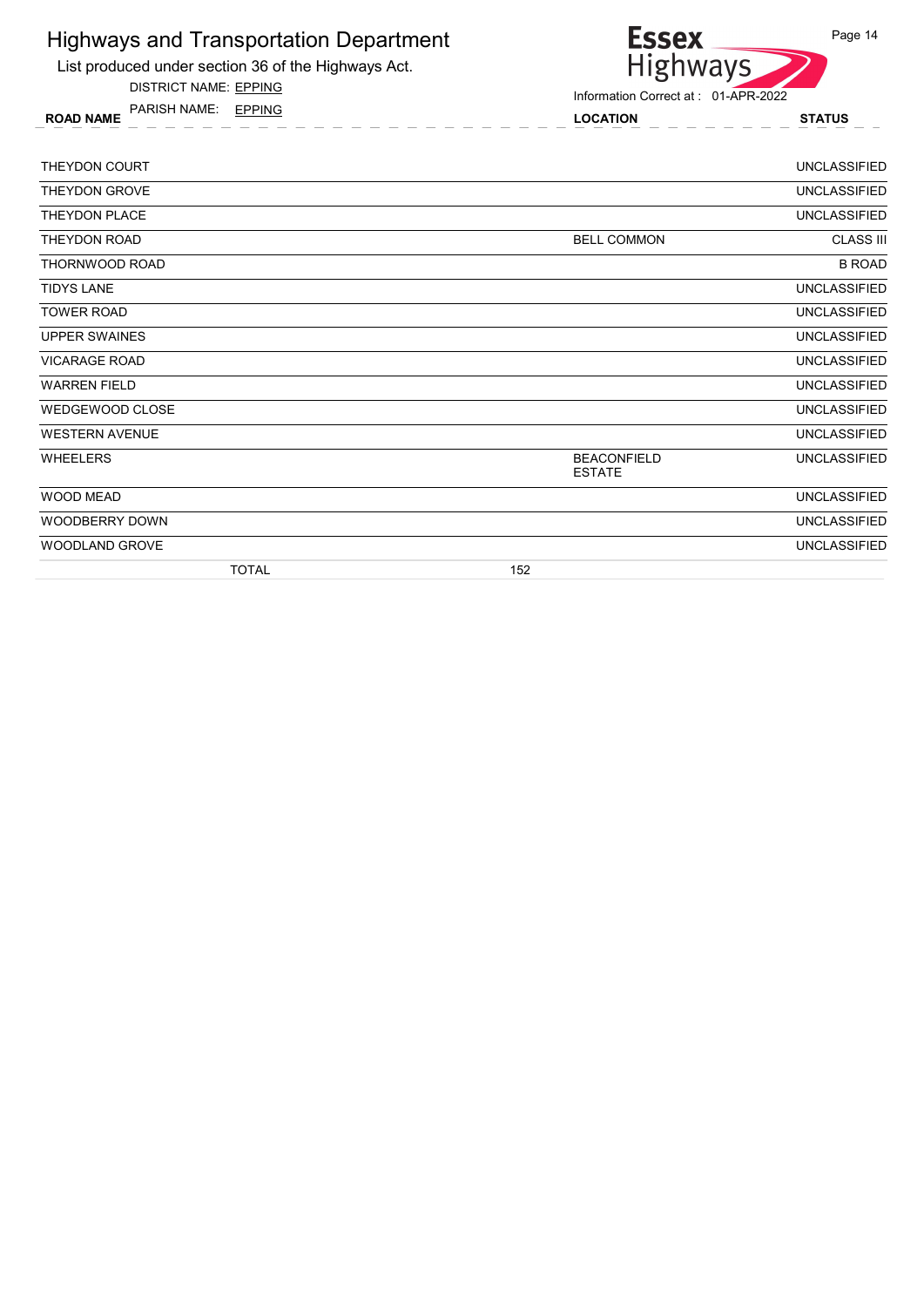# Highways and Transportation Department

List produced under section 36 of the Highways Act.

DISTRICT NAME: EPPING

PARISH NAME: EPPING

Information Correct at : 01-APR-2022

| ROAD NAME | LOCATION | STATUS |
| --- | --- | --- |
| THEYDON COURT | | UNCLASSIFIED |
| THEYDON GROVE | | UNCLASSIFIED |
| THEYDON PLACE | | UNCLASSIFIED |
| THEYDON ROAD | BELL COMMON | CLASS III |
| THORNWOOD ROAD | | B ROAD |
| TIDYS LANE | | UNCLASSIFIED |
| TOWER ROAD | | UNCLASSIFIED |
| UPPER SWAINES | | UNCLASSIFIED |
| VICARAGE ROAD | | UNCLASSIFIED |
| WARREN FIELD | | UNCLASSIFIED |
| WEDGEWOOD CLOSE | | UNCLASSIFIED |
| WESTERN AVENUE | | UNCLASSIFIED |
| WHEELERS | BEACONFIELD ESTATE | UNCLASSIFIED |
| WOOD MEAD | | UNCLASSIFIED |
| WOODBERRY DOWN | | UNCLASSIFIED |
| WOODLAND GROVE | | UNCLASSIFIED |
| TOTAL | 152 | |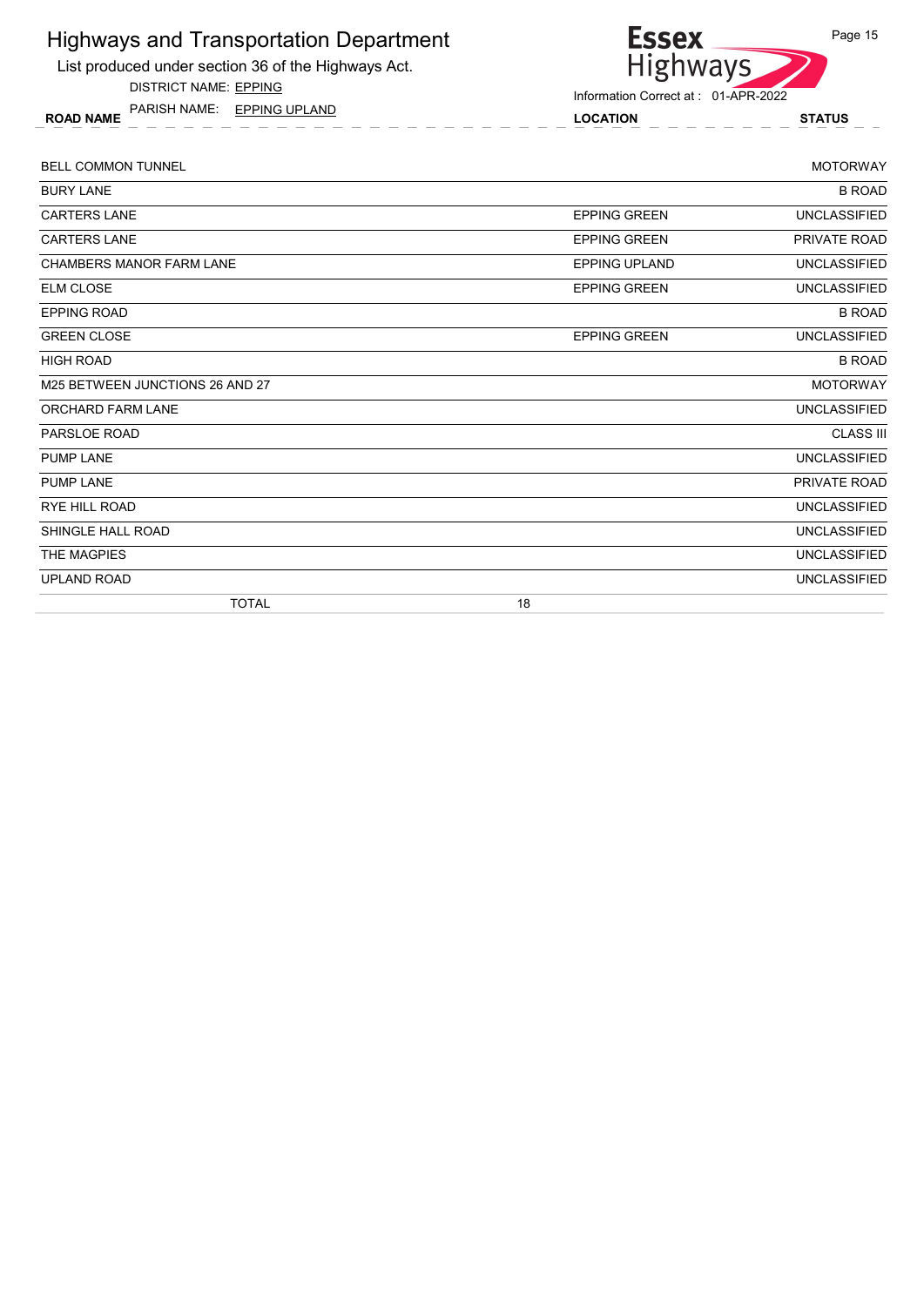# Highways and Transportation Department

List produced under section 36 of the Highways Act.

DISTRICT NAME: EPPING

PARISH NAME: EPPING UPLAND

Information Correct at : 01-APR-2022

| ROAD NAME | LOCATION | STATUS |
|---|---|---|
| BELL COMMON TUNNEL | | MOTORWAY |
| BURY LANE | | B ROAD |
| CARTERS LANE | EPPING GREEN | UNCLASSIFIED |
| CARTERS LANE | EPPING GREEN | PRIVATE ROAD |
| CHAMBERS MANOR FARM LANE | EPPING UPLAND | UNCLASSIFIED |
| ELM CLOSE | EPPING GREEN | UNCLASSIFIED |
| EPPING ROAD | | B ROAD |
| GREEN CLOSE | EPPING GREEN | UNCLASSIFIED |
| HIGH ROAD | | B ROAD |
| M25 BETWEEN JUNCTIONS 26 AND 27 | | MOTORWAY |
| ORCHARD FARM LANE | | UNCLASSIFIED |
| PARSLOE ROAD | | CLASS III |
| PUMP LANE | | UNCLASSIFIED |
| PUMP LANE | | PRIVATE ROAD |
| RYE HILL ROAD | | UNCLASSIFIED |
| SHINGLE HALL ROAD | | UNCLASSIFIED |
| THE MAGPIES | | UNCLASSIFIED |
| UPLAND ROAD | | UNCLASSIFIED |
| TOTAL | 18 | |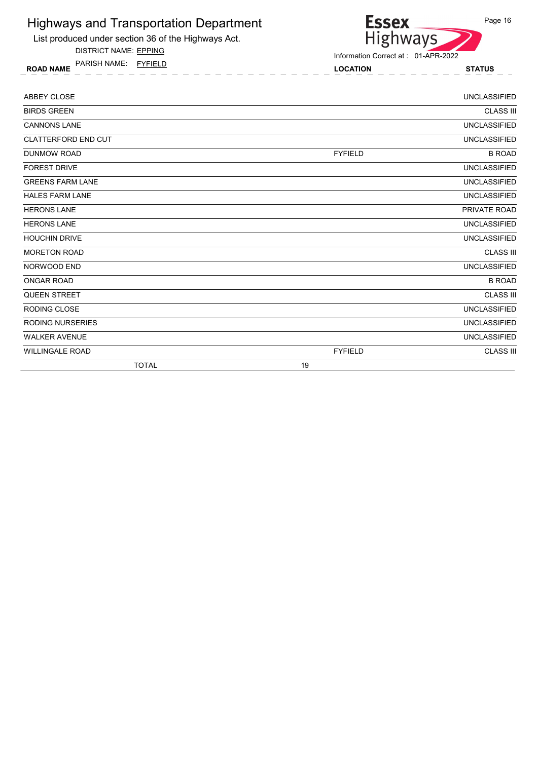# Highways and Transportation Department

List produced under section 36 of the Highways Act.

DISTRICT NAME: EPPING

PARISH NAME: FYFIELD

Information Correct at : 01-APR-2022

| ROAD NAME | LOCATION | STATUS |
|---|---|---|
| ABBEY CLOSE | | UNCLASSIFIED |
| BIRDS GREEN | | CLASS III |
| CANNONS LANE | | UNCLASSIFIED |
| CLATTERFORD END CUT | | UNCLASSIFIED |
| DUNMOW ROAD | FYFIELD | B ROAD |
| FOREST DRIVE | | UNCLASSIFIED |
| GREENS FARM LANE | | UNCLASSIFIED |
| HALES FARM LANE | | UNCLASSIFIED |
| HERONS LANE | | PRIVATE ROAD |
| HERONS LANE | | UNCLASSIFIED |
| HOUCHIN DRIVE | | UNCLASSIFIED |
| MORETON ROAD | | CLASS III |
| NORWOOD END | | UNCLASSIFIED |
| ONGAR ROAD | | B ROAD |
| QUEEN STREET | | CLASS III |
| RODING CLOSE | | UNCLASSIFIED |
| RODING NURSERIES | | UNCLASSIFIED |
| WALKER AVENUE | | UNCLASSIFIED |
| WILLINGALE ROAD | FYFIELD | CLASS III |
| TOTAL 19 | | |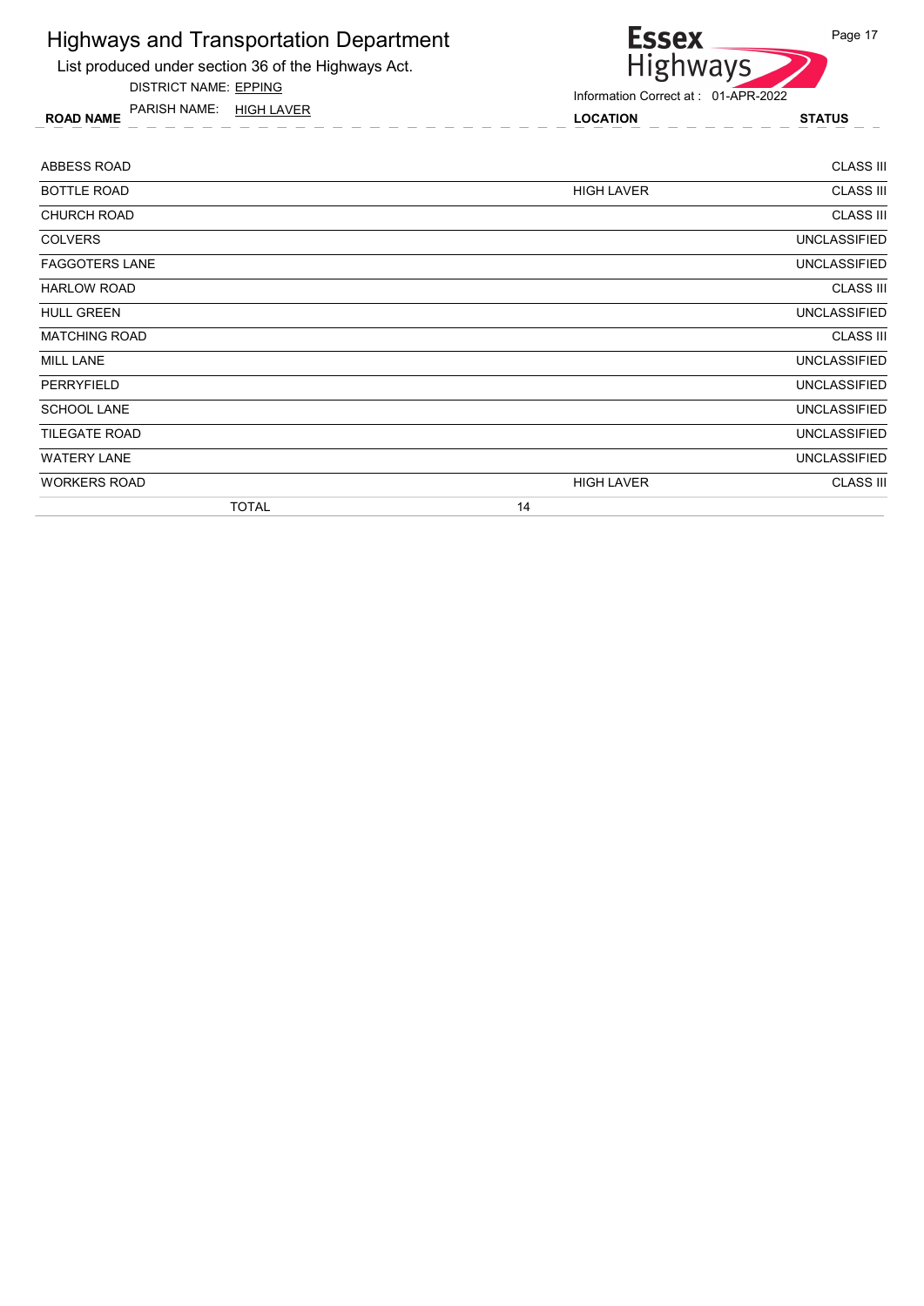# Highways and Transportation Department

List produced under section 36 of the Highways Act.

DISTRICT NAME: EPPING

PARISH NAME: HIGH LAVER

Information Correct at : 01-APR-2022

| ROAD NAME | | LOCATION | STATUS |
|---|---|---|---|
| ABBESS ROAD | | | CLASS III |
| BOTTLE ROAD | | HIGH LAVER | CLASS III |
| CHURCH ROAD | | | CLASS III |
| COLVERS | | | UNCLASSIFIED |
| FAGGOTERS LANE | | | UNCLASSIFIED |
| HARLOW ROAD | | | CLASS III |
| HULL GREEN | | | UNCLASSIFIED |
| MATCHING ROAD | | | CLASS III |
| MILL LANE | | | UNCLASSIFIED |
| PERRYFIELD | | | UNCLASSIFIED |
| SCHOOL LANE | | | UNCLASSIFIED |
| TILEGATE ROAD | | | UNCLASSIFIED |
| WATERY LANE | | | UNCLASSIFIED |
| WORKERS ROAD | | HIGH LAVER | CLASS III |
| TOTAL | 14 | | |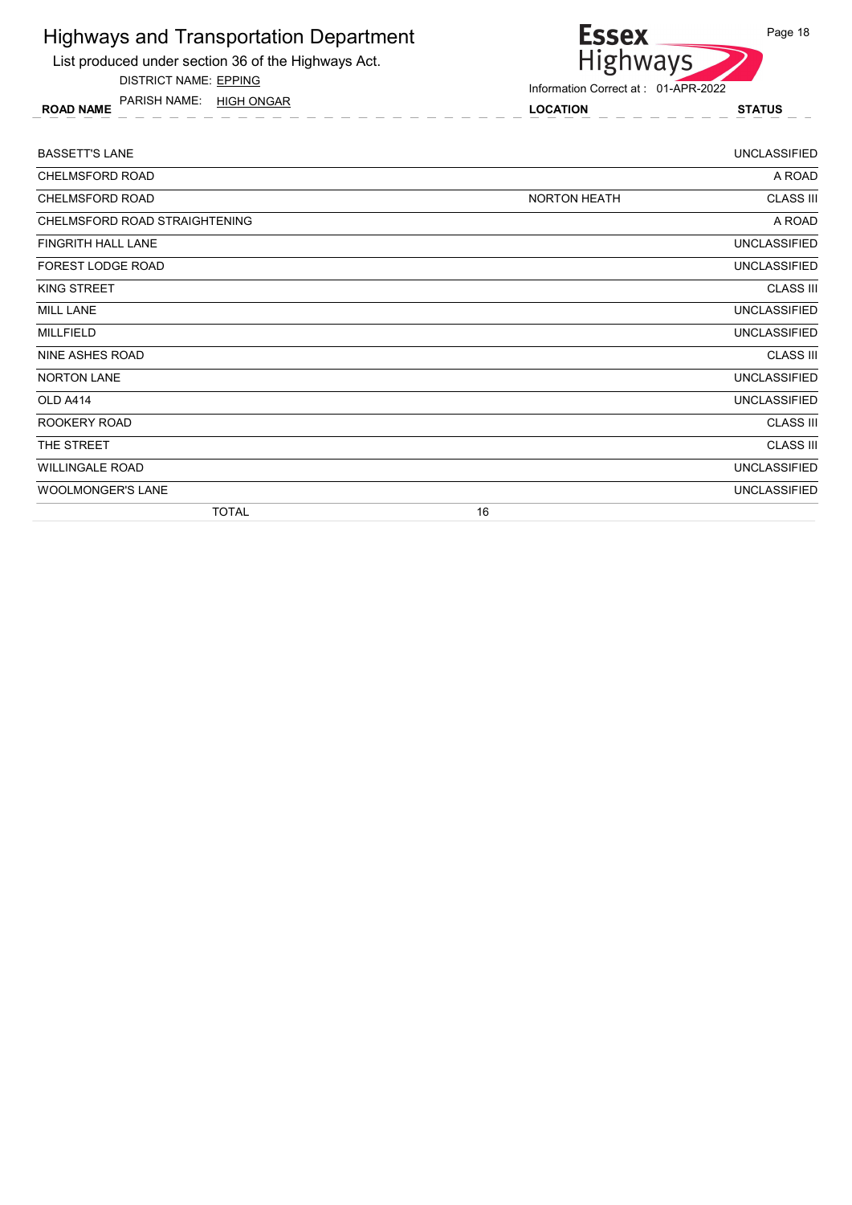# Highways and Transportation Department

List produced under section 36 of the Highways Act.

DISTRICT NAME: EPPING

PARISH NAME: HIGH ONGAR

Information Correct at : 01-APR-2022

| ROAD NAME | LOCATION | STATUS |
|---|---|---|
| BASSETT'S LANE | | UNCLASSIFIED |
| CHELMSFORD ROAD | | A ROAD |
| CHELMSFORD ROAD | NORTON HEATH | CLASS III |
| CHELMSFORD ROAD STRAIGHTENING | | A ROAD |
| FINGRITH HALL LANE | | UNCLASSIFIED |
| FOREST LODGE ROAD | | UNCLASSIFIED |
| KING STREET | | CLASS III |
| MILL LANE | | UNCLASSIFIED |
| MILLFIELD | | UNCLASSIFIED |
| NINE ASHES ROAD | | CLASS III |
| NORTON LANE | | UNCLASSIFIED |
| OLD A414 | | UNCLASSIFIED |
| ROOKERY ROAD | | CLASS III |
| THE STREET | | CLASS III |
| WILLINGALE ROAD | | UNCLASSIFIED |
| WOOLMONGER'S LANE | | UNCLASSIFIED |
| TOTAL | 16 | |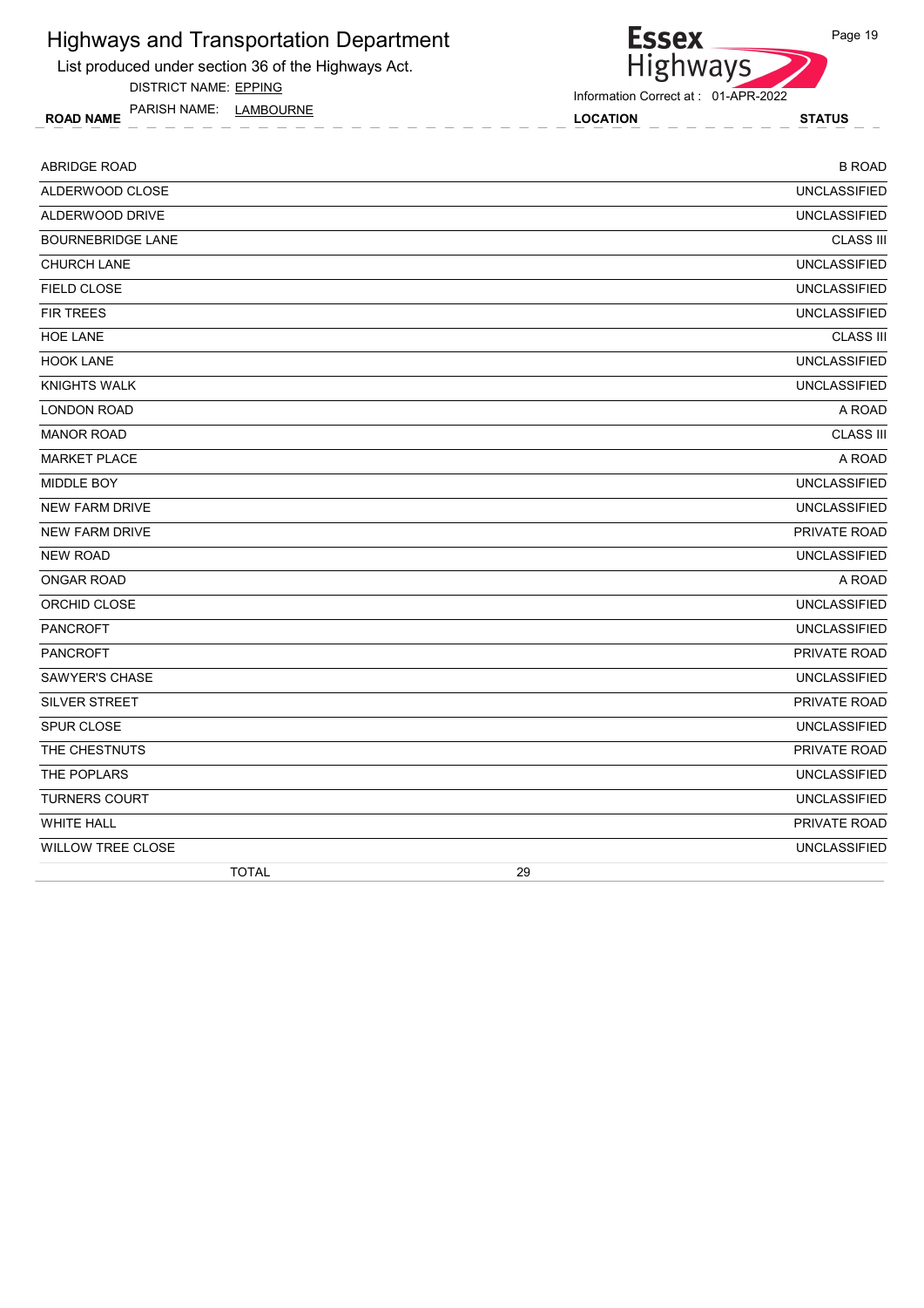# Highways and Transportation Department

List produced under section 36 of the Highways Act.

DISTRICT NAME: EPPING

PARISH NAME: LAMBOURNE

Information Correct at : 01-APR-2022

| ROAD NAME | LOCATION | STATUS |
|---|---|---|
| ABRIDGE ROAD | | B ROAD |
| ALDERWOOD CLOSE | | UNCLASSIFIED |
| ALDERWOOD DRIVE | | UNCLASSIFIED |
| BOURNEBRIDGE LANE | | CLASS III |
| CHURCH LANE | | UNCLASSIFIED |
| FIELD CLOSE | | UNCLASSIFIED |
| FIR TREES | | UNCLASSIFIED |
| HOE LANE | | CLASS III |
| HOOK LANE | | UNCLASSIFIED |
| KNIGHTS WALK | | UNCLASSIFIED |
| LONDON ROAD | | A ROAD |
| MANOR ROAD | | CLASS III |
| MARKET PLACE | | A ROAD |
| MIDDLE BOY | | UNCLASSIFIED |
| NEW FARM DRIVE | | UNCLASSIFIED |
| NEW FARM DRIVE | | PRIVATE ROAD |
| NEW ROAD | | UNCLASSIFIED |
| ONGAR ROAD | | A ROAD |
| ORCHID CLOSE | | UNCLASSIFIED |
| PANCROFT | | UNCLASSIFIED |
| PANCROFT | | PRIVATE ROAD |
| SAWYER'S CHASE | | UNCLASSIFIED |
| SILVER STREET | | PRIVATE ROAD |
| SPUR CLOSE | | UNCLASSIFIED |
| THE CHESTNUTS | | PRIVATE ROAD |
| THE POPLARS | | UNCLASSIFIED |
| TURNERS COURT | | UNCLASSIFIED |
| WHITE HALL | | PRIVATE ROAD |
| WILLOW TREE CLOSE | | UNCLASSIFIED |
| TOTAL | 29 | |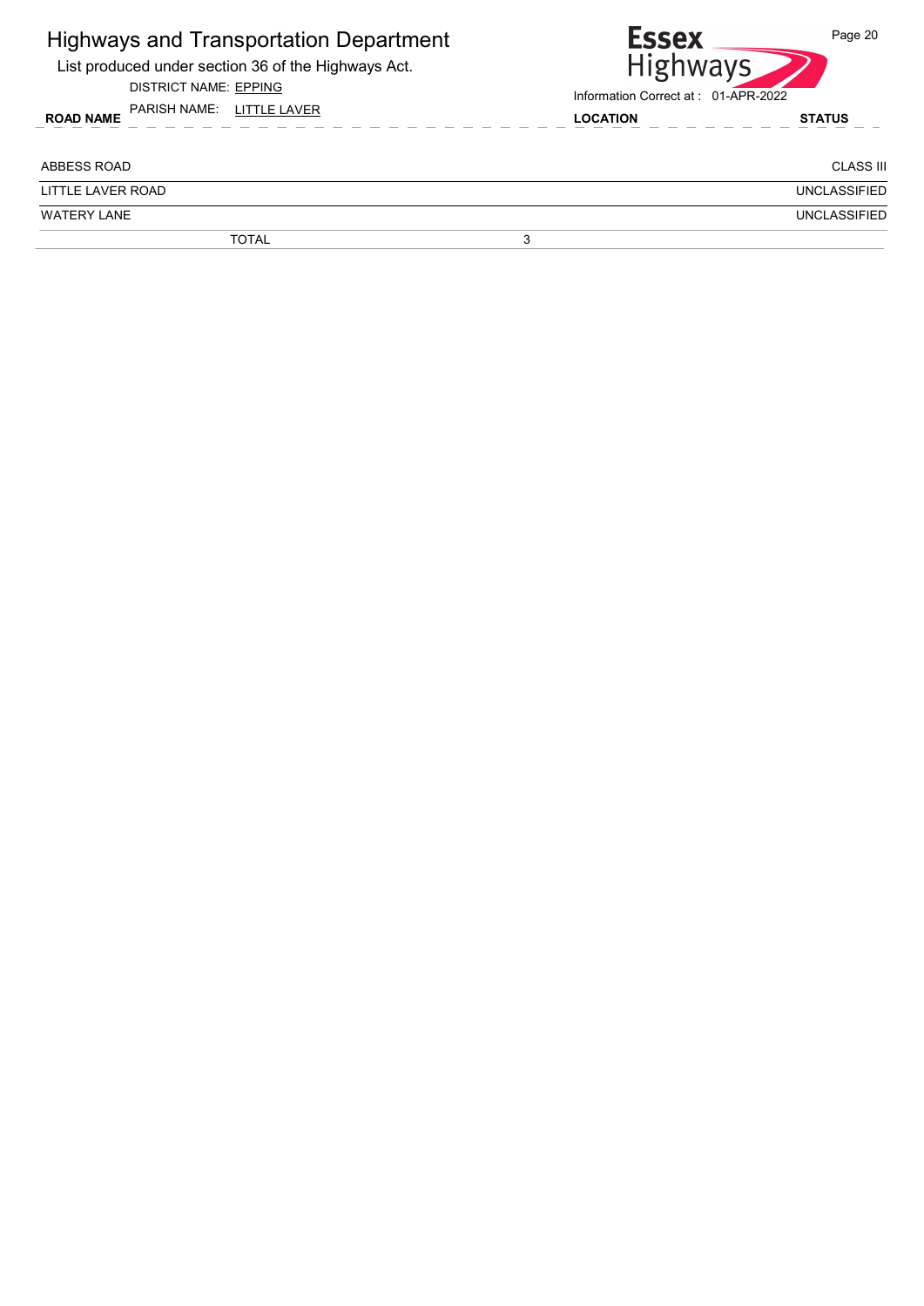# Highways and Transportation Department

List produced under section 36 of the Highways Act.

DISTRICT NAME: EPPING

PARISH NAME: LITTLE LAVER

Essex Highways

Information Correct at : 01-APR-2022

| ROAD NAME | LOCATION | STATUS |
| --- | --- | --- |
| ABBESS ROAD | | CLASS III |
| LITTLE LAVER ROAD | | UNCLASSIFIED |
| WATERY LANE | | UNCLASSIFIED |
| TOTAL | 3 | |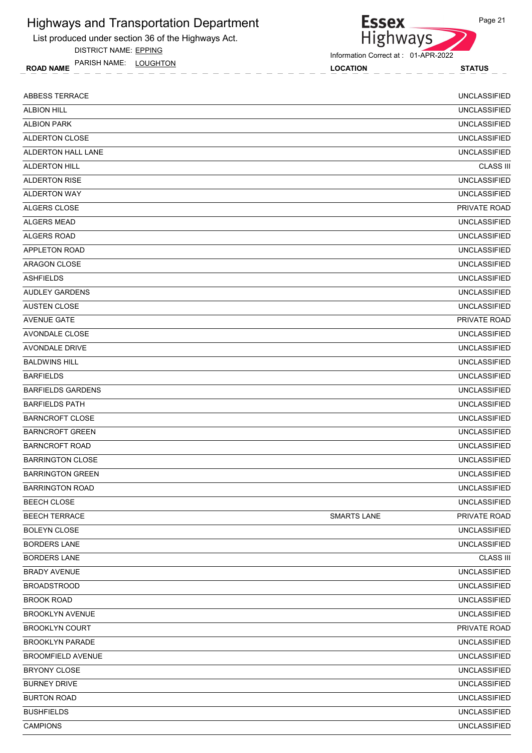# Highways and Transportation Department

List produced under section 36 of the Highways Act.

DISTRICT NAME: EPPING

PARISH NAME: LOUGHTON

Information Correct at : 01-APR-2022

| ROAD NAME | LOCATION | STATUS |
|---|---|---|
| ABBESS TERRACE | | UNCLASSIFIED |
| ALBION HILL | | UNCLASSIFIED |
| ALBION PARK | | UNCLASSIFIED |
| ALDERTON CLOSE | | UNCLASSIFIED |
| ALDERTON HALL LANE | | UNCLASSIFIED |
| ALDERTON HILL | | CLASS III |
| ALDERTON RISE | | UNCLASSIFIED |
| ALDERTON WAY | | UNCLASSIFIED |
| ALGERS CLOSE | | PRIVATE ROAD |
| ALGERS MEAD | | UNCLASSIFIED |
| ALGERS ROAD | | UNCLASSIFIED |
| APPLETON ROAD | | UNCLASSIFIED |
| ARAGON CLOSE | | UNCLASSIFIED |
| ASHFIELDS | | UNCLASSIFIED |
| AUDLEY GARDENS | | UNCLASSIFIED |
| AUSTEN CLOSE | | UNCLASSIFIED |
| AVENUE GATE | | PRIVATE ROAD |
| AVONDALE CLOSE | | UNCLASSIFIED |
| AVONDALE DRIVE | | UNCLASSIFIED |
| BALDWINS HILL | | UNCLASSIFIED |
| BARFIELDS | | UNCLASSIFIED |
| BARFIELDS GARDENS | | UNCLASSIFIED |
| BARFIELDS PATH | | UNCLASSIFIED |
| BARNCROFT CLOSE | | UNCLASSIFIED |
| BARNCROFT GREEN | | UNCLASSIFIED |
| BARNCROFT ROAD | | UNCLASSIFIED |
| BARRINGTON CLOSE | | UNCLASSIFIED |
| BARRINGTON GREEN | | UNCLASSIFIED |
| BARRINGTON ROAD | | UNCLASSIFIED |
| BEECH CLOSE | | UNCLASSIFIED |
| BEECH TERRACE | SMARTS LANE | PRIVATE ROAD |
| BOLEYN CLOSE | | UNCLASSIFIED |
| BORDERS LANE | | UNCLASSIFIED |
| BORDERS LANE | | CLASS III |
| BRADY AVENUE | | UNCLASSIFIED |
| BROADSTROOD | | UNCLASSIFIED |
| BROOK ROAD | | UNCLASSIFIED |
| BROOKLYN AVENUE | | UNCLASSIFIED |
| BROOKLYN COURT | | PRIVATE ROAD |
| BROOKLYN PARADE | | UNCLASSIFIED |
| BROOMFIELD AVENUE | | UNCLASSIFIED |
| BRYONY CLOSE | | UNCLASSIFIED |
| BURNEY DRIVE | | UNCLASSIFIED |
| BURTON ROAD | | UNCLASSIFIED |
| BUSHFIELDS | | UNCLASSIFIED |
| CAMPIONS | | UNCLASSIFIED |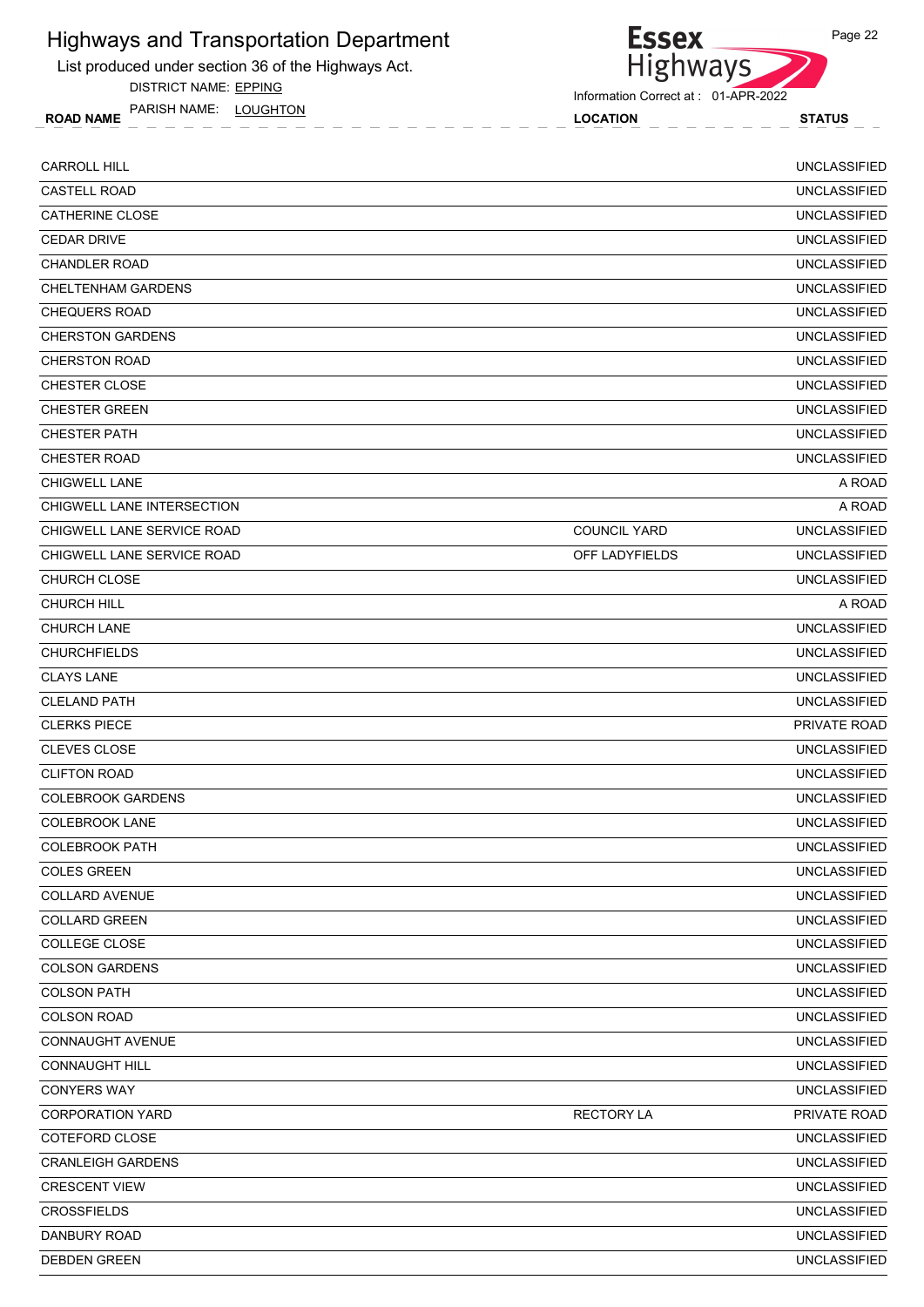# Highways and Transportation Department

List produced under section 36 of the Highways Act.

DISTRICT NAME: EPPING

PARISH NAME: LOUGHTON

Information Correct at : 01-APR-2022

| ROAD NAME | LOCATION | STATUS |
|---|---|---|
| CARROLL HILL | | UNCLASSIFIED |
| CASTELL ROAD | | UNCLASSIFIED |
| CATHERINE CLOSE | | UNCLASSIFIED |
| CEDAR DRIVE | | UNCLASSIFIED |
| CHANDLER ROAD | | UNCLASSIFIED |
| CHELTENHAM GARDENS | | UNCLASSIFIED |
| CHEQUERS ROAD | | UNCLASSIFIED |
| CHERSTON GARDENS | | UNCLASSIFIED |
| CHERSTON ROAD | | UNCLASSIFIED |
| CHESTER CLOSE | | UNCLASSIFIED |
| CHESTER GREEN | | UNCLASSIFIED |
| CHESTER PATH | | UNCLASSIFIED |
| CHESTER ROAD | | UNCLASSIFIED |
| CHIGWELL LANE | | A ROAD |
| CHIGWELL LANE INTERSECTION | | A ROAD |
| CHIGWELL LANE SERVICE ROAD | COUNCIL YARD | UNCLASSIFIED |
| CHIGWELL LANE SERVICE ROAD | OFF LADYFIELDS | UNCLASSIFIED |
| CHURCH CLOSE | | UNCLASSIFIED |
| CHURCH HILL | | A ROAD |
| CHURCH LANE | | UNCLASSIFIED |
| CHURCHFIELDS | | UNCLASSIFIED |
| CLAYS LANE | | UNCLASSIFIED |
| CLELAND PATH | | UNCLASSIFIED |
| CLERKS PIECE | | PRIVATE ROAD |
| CLEVES CLOSE | | UNCLASSIFIED |
| CLIFTON ROAD | | UNCLASSIFIED |
| COLEBROOK GARDENS | | UNCLASSIFIED |
| COLEBROOK LANE | | UNCLASSIFIED |
| COLEBROOK PATH | | UNCLASSIFIED |
| COLES GREEN | | UNCLASSIFIED |
| COLLARD AVENUE | | UNCLASSIFIED |
| COLLARD GREEN | | UNCLASSIFIED |
| COLLEGE CLOSE | | UNCLASSIFIED |
| COLSON GARDENS | | UNCLASSIFIED |
| COLSON PATH | | UNCLASSIFIED |
| COLSON ROAD | | UNCLASSIFIED |
| CONNAUGHT AVENUE | | UNCLASSIFIED |
| CONNAUGHT HILL | | UNCLASSIFIED |
| CONYERS WAY | | UNCLASSIFIED |
| CORPORATION YARD | RECTORY LA | PRIVATE ROAD |
| COTEFORD CLOSE | | UNCLASSIFIED |
| CRANLEIGH GARDENS | | UNCLASSIFIED |
| CRESCENT VIEW | | UNCLASSIFIED |
| CROSSFIELDS | | UNCLASSIFIED |
| DANBURY ROAD | | UNCLASSIFIED |
| DEBDEN GREEN | | UNCLASSIFIED |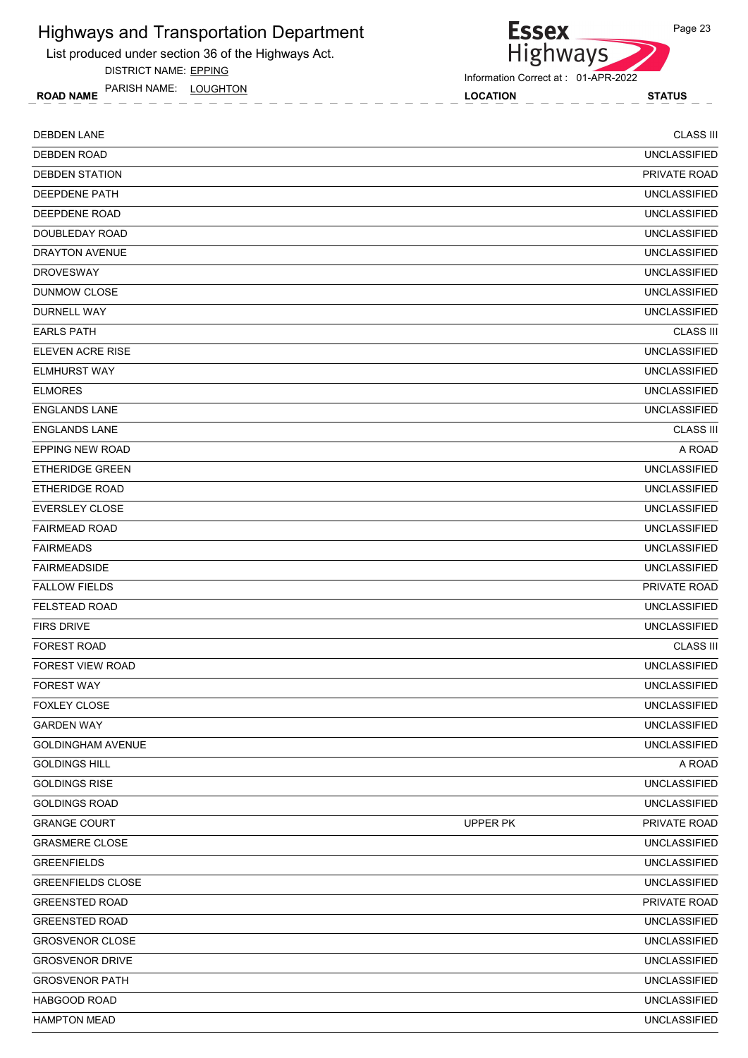# Highways and Transportation Department

List produced under section 36 of the Highways Act.

DISTRICT NAME: EPPING

PARISH NAME: LOUGHTON

Information Correct at : 01-APR-2022

| ROAD NAME | LOCATION | STATUS |
|---|---|---|
| DEBDEN LANE | | CLASS III |
| DEBDEN ROAD | | UNCLASSIFIED |
| DEBDEN STATION | | PRIVATE ROAD |
| DEEPDENE PATH | | UNCLASSIFIED |
| DEEPDENE ROAD | | UNCLASSIFIED |
| DOUBLEDAY ROAD | | UNCLASSIFIED |
| DRAYTON AVENUE | | UNCLASSIFIED |
| DROVESWAY | | UNCLASSIFIED |
| DUNMOW CLOSE | | UNCLASSIFIED |
| DURNELL WAY | | UNCLASSIFIED |
| EARLS PATH | | CLASS III |
| ELEVEN ACRE RISE | | UNCLASSIFIED |
| ELMHURST WAY | | UNCLASSIFIED |
| ELMORES | | UNCLASSIFIED |
| ENGLANDS LANE | | UNCLASSIFIED |
| ENGLANDS LANE | | CLASS III |
| EPPING NEW ROAD | | A ROAD |
| ETHERIDGE GREEN | | UNCLASSIFIED |
| ETHERIDGE ROAD | | UNCLASSIFIED |
| EVERSLEY CLOSE | | UNCLASSIFIED |
| FAIRMEAD ROAD | | UNCLASSIFIED |
| FAIRMEADS | | UNCLASSIFIED |
| FAIRMEADSIDE | | UNCLASSIFIED |
| FALLOW FIELDS | | PRIVATE ROAD |
| FELSTEAD ROAD | | UNCLASSIFIED |
| FIRS DRIVE | | UNCLASSIFIED |
| FOREST ROAD | | CLASS III |
| FOREST VIEW ROAD | | UNCLASSIFIED |
| FOREST WAY | | UNCLASSIFIED |
| FOXLEY CLOSE | | UNCLASSIFIED |
| GARDEN WAY | | UNCLASSIFIED |
| GOLDINGHAM AVENUE | | UNCLASSIFIED |
| GOLDINGS HILL | | A ROAD |
| GOLDINGS RISE | | UNCLASSIFIED |
| GOLDINGS ROAD | | UNCLASSIFIED |
| GRANGE COURT | UPPER PK | PRIVATE ROAD |
| GRASMERE CLOSE | | UNCLASSIFIED |
| GREENFIELDS | | UNCLASSIFIED |
| GREENFIELDS CLOSE | | UNCLASSIFIED |
| GREENSTED ROAD | | PRIVATE ROAD |
| GREENSTED ROAD | | UNCLASSIFIED |
| GROSVENOR CLOSE | | UNCLASSIFIED |
| GROSVENOR DRIVE | | UNCLASSIFIED |
| GROSVENOR PATH | | UNCLASSIFIED |
| HABGOOD ROAD | | UNCLASSIFIED |
| HAMPTON MEAD | | UNCLASSIFIED |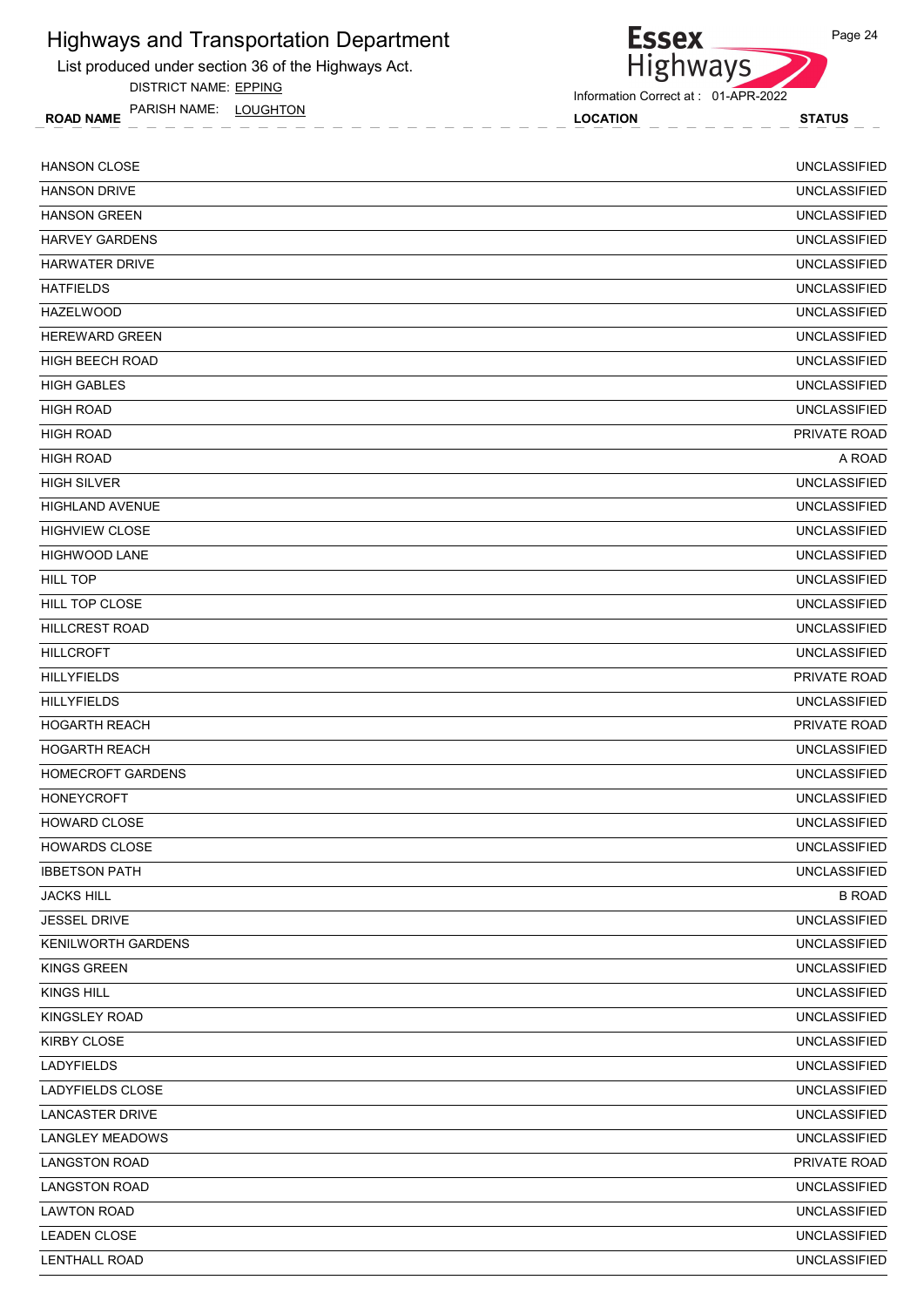# Highways and Transportation Department

List produced under section 36 of the Highways Act.

DISTRICT NAME: EPPING

PARISH NAME: LOUGHTON

Information Correct at : 01-APR-2022

| ROAD NAME | LOCATION | STATUS |
|---|---|---|
| HANSON CLOSE | | UNCLASSIFIED |
| HANSON DRIVE | | UNCLASSIFIED |
| HANSON GREEN | | UNCLASSIFIED |
| HARVEY GARDENS | | UNCLASSIFIED |
| HARWATER DRIVE | | UNCLASSIFIED |
| HATFIELDS | | UNCLASSIFIED |
| HAZELWOOD | | UNCLASSIFIED |
| HEREWARD GREEN | | UNCLASSIFIED |
| HIGH BEECH ROAD | | UNCLASSIFIED |
| HIGH GABLES | | UNCLASSIFIED |
| HIGH ROAD | | UNCLASSIFIED |
| HIGH ROAD | | PRIVATE ROAD |
| HIGH ROAD | | A ROAD |
| HIGH SILVER | | UNCLASSIFIED |
| HIGHLAND AVENUE | | UNCLASSIFIED |
| HIGHVIEW CLOSE | | UNCLASSIFIED |
| HIGHWOOD LANE | | UNCLASSIFIED |
| HILL TOP | | UNCLASSIFIED |
| HILL TOP CLOSE | | UNCLASSIFIED |
| HILLCREST ROAD | | UNCLASSIFIED |
| HILLCROFT | | UNCLASSIFIED |
| HILLYFIELDS | | PRIVATE ROAD |
| HILLYFIELDS | | UNCLASSIFIED |
| HOGARTH REACH | | PRIVATE ROAD |
| HOGARTH REACH | | UNCLASSIFIED |
| HOMECROFT GARDENS | | UNCLASSIFIED |
| HONEYCROFT | | UNCLASSIFIED |
| HOWARD CLOSE | | UNCLASSIFIED |
| HOWARDS CLOSE | | UNCLASSIFIED |
| IBBETSON PATH | | UNCLASSIFIED |
| JACKS HILL | | B ROAD |
| JESSEL DRIVE | | UNCLASSIFIED |
| KENILWORTH GARDENS | | UNCLASSIFIED |
| KINGS GREEN | | UNCLASSIFIED |
| KINGS HILL | | UNCLASSIFIED |
| KINGSLEY ROAD | | UNCLASSIFIED |
| KIRBY CLOSE | | UNCLASSIFIED |
| LADYFIELDS | | UNCLASSIFIED |
| LADYFIELDS CLOSE | | UNCLASSIFIED |
| LANCASTER DRIVE | | UNCLASSIFIED |
| LANGLEY MEADOWS | | UNCLASSIFIED |
| LANGSTON ROAD | | PRIVATE ROAD |
| LANGSTON ROAD | | UNCLASSIFIED |
| LAWTON ROAD | | UNCLASSIFIED |
| LEADEN CLOSE | | UNCLASSIFIED |
| LENTHALL ROAD | | UNCLASSIFIED |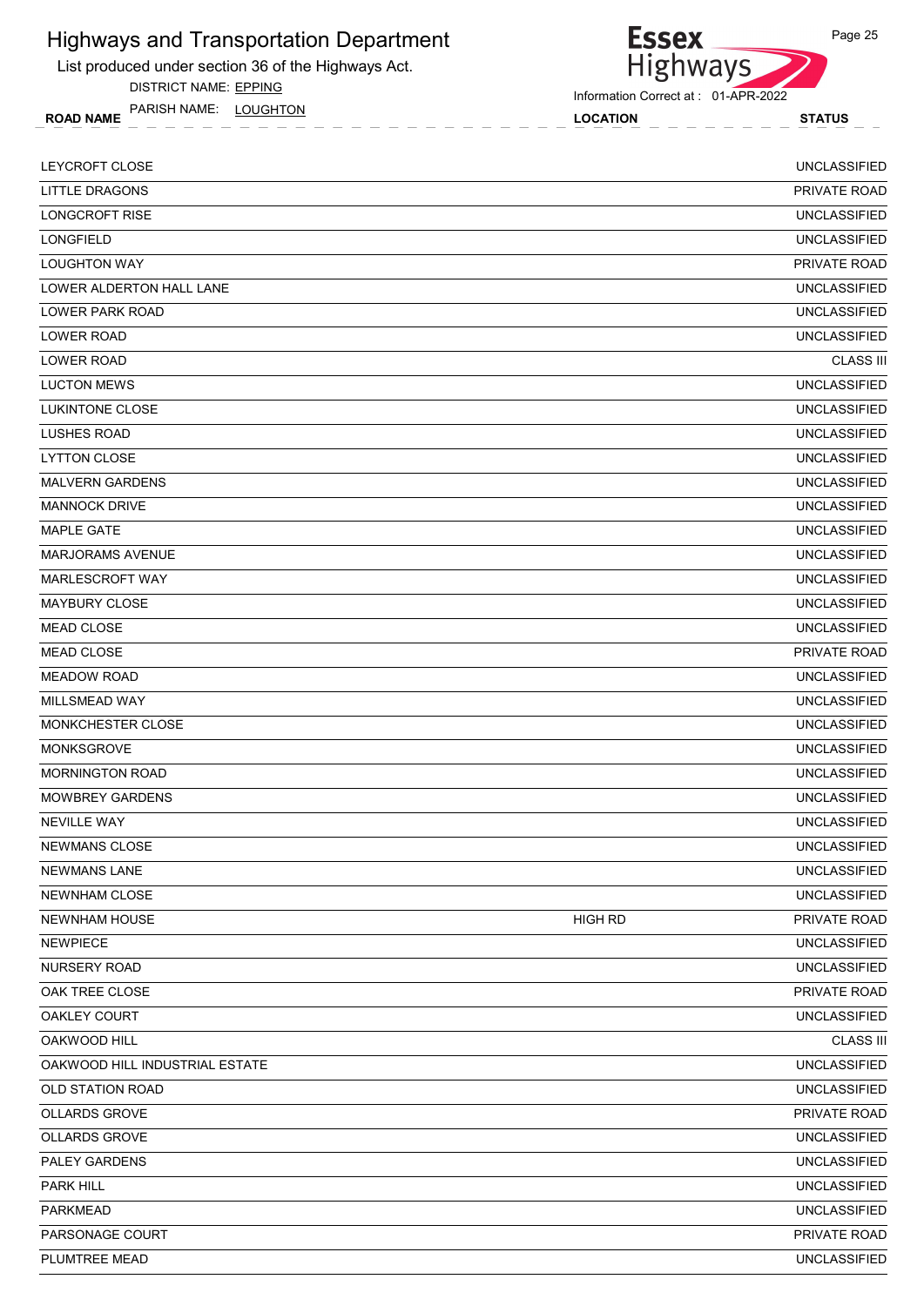Highways and Transportation Department

List produced under section 36 of the Highways Act.

DISTRICT NAME: EPPING

PARISH NAME: LOUGHTON

Information Correct at : 01-APR-2022

| ROAD NAME | LOCATION | STATUS |
|---|---|---|
| LEYCROFT CLOSE | | UNCLASSIFIED |
| LITTLE DRAGONS | | PRIVATE ROAD |
| LONGCROFT RISE | | UNCLASSIFIED |
| LONGFIELD | | UNCLASSIFIED |
| LOUGHTON WAY | | PRIVATE ROAD |
| LOWER ALDERTON HALL LANE | | UNCLASSIFIED |
| LOWER PARK ROAD | | UNCLASSIFIED |
| LOWER ROAD | | UNCLASSIFIED |
| LOWER ROAD | | CLASS III |
| LUCTON MEWS | | UNCLASSIFIED |
| LUKINTONE CLOSE | | UNCLASSIFIED |
| LUSHES ROAD | | UNCLASSIFIED |
| LYTTON CLOSE | | UNCLASSIFIED |
| MALVERN GARDENS | | UNCLASSIFIED |
| MANNOCK DRIVE | | UNCLASSIFIED |
| MAPLE GATE | | UNCLASSIFIED |
| MARJORAMS AVENUE | | UNCLASSIFIED |
| MARLESCROFT WAY | | UNCLASSIFIED |
| MAYBURY CLOSE | | UNCLASSIFIED |
| MEAD CLOSE | | UNCLASSIFIED |
| MEAD CLOSE | | PRIVATE ROAD |
| MEADOW ROAD | | UNCLASSIFIED |
| MILLSMEAD WAY | | UNCLASSIFIED |
| MONKCHESTER CLOSE | | UNCLASSIFIED |
| MONKSGROVE | | UNCLASSIFIED |
| MORNINGTON ROAD | | UNCLASSIFIED |
| MOWBREY GARDENS | | UNCLASSIFIED |
| NEVILLE WAY | | UNCLASSIFIED |
| NEWMANS CLOSE | | UNCLASSIFIED |
| NEWMANS LANE | | UNCLASSIFIED |
| NEWNHAM CLOSE | | UNCLASSIFIED |
| NEWNHAM HOUSE | HIGH RD | PRIVATE ROAD |
| NEWPIECE | | UNCLASSIFIED |
| NURSERY ROAD | | UNCLASSIFIED |
| OAK TREE CLOSE | | PRIVATE ROAD |
| OAKLEY COURT | | UNCLASSIFIED |
| OAKWOOD HILL | | CLASS III |
| OAKWOOD HILL INDUSTRIAL ESTATE | | UNCLASSIFIED |
| OLD STATION ROAD | | UNCLASSIFIED |
| OLLARDS GROVE | | PRIVATE ROAD |
| OLLARDS GROVE | | UNCLASSIFIED |
| PALEY GARDENS | | UNCLASSIFIED |
| PARK HILL | | UNCLASSIFIED |
| PARKMEAD | | UNCLASSIFIED |
| PARSONAGE COURT | | PRIVATE ROAD |
| PLUMTREE MEAD | | UNCLASSIFIED |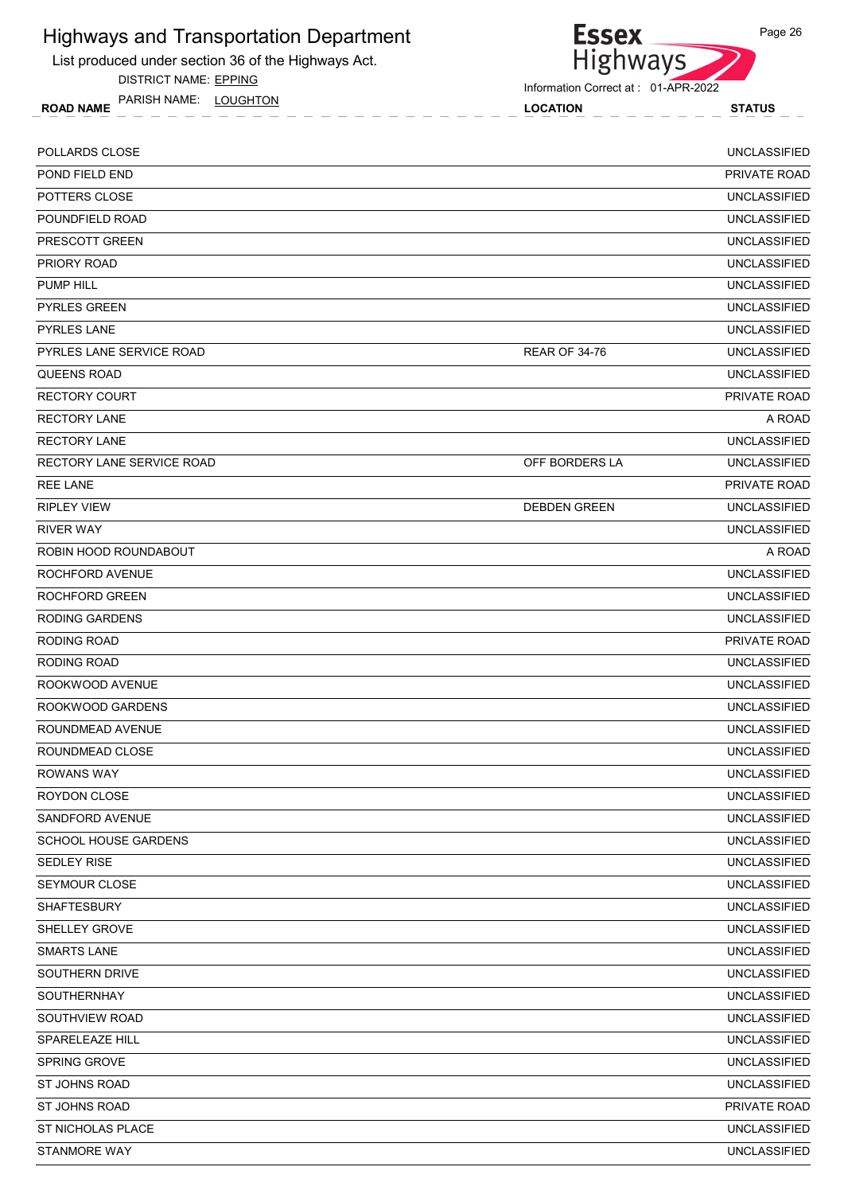# Highways and Transportation Department

List produced under section 36 of the Highways Act.

DISTRICT NAME: EPPING

PARISH NAME: LOUGHTON

Information Correct at : 01-APR-2022

| ROAD NAME | LOCATION | STATUS |
|---|---|---|
| POLLARDS CLOSE | | UNCLASSIFIED |
| POND FIELD END | | PRIVATE ROAD |
| POTTERS CLOSE | | UNCLASSIFIED |
| POUNDFIELD ROAD | | UNCLASSIFIED |
| PRESCOTT GREEN | | UNCLASSIFIED |
| PRIORY ROAD | | UNCLASSIFIED |
| PUMP HILL | | UNCLASSIFIED |
| PYRLES GREEN | | UNCLASSIFIED |
| PYRLES LANE | | UNCLASSIFIED |
| PYRLES LANE SERVICE ROAD | REAR OF 34-76 | UNCLASSIFIED |
| QUEENS ROAD | | UNCLASSIFIED |
| RECTORY COURT | | PRIVATE ROAD |
| RECTORY LANE | | A ROAD |
| RECTORY LANE | | UNCLASSIFIED |
| RECTORY LANE SERVICE ROAD | OFF BORDERS LA | UNCLASSIFIED |
| REE LANE | | PRIVATE ROAD |
| RIPLEY VIEW | DEBDEN GREEN | UNCLASSIFIED |
| RIVER WAY | | UNCLASSIFIED |
| ROBIN HOOD ROUNDABOUT | | A ROAD |
| ROCHFORD AVENUE | | UNCLASSIFIED |
| ROCHFORD GREEN | | UNCLASSIFIED |
| RODING GARDENS | | UNCLASSIFIED |
| RODING ROAD | | PRIVATE ROAD |
| RODING ROAD | | UNCLASSIFIED |
| ROOKWOOD AVENUE | | UNCLASSIFIED |
| ROOKWOOD GARDENS | | UNCLASSIFIED |
| ROUNDMEAD AVENUE | | UNCLASSIFIED |
| ROUNDMEAD CLOSE | | UNCLASSIFIED |
| ROWANS WAY | | UNCLASSIFIED |
| ROYDON CLOSE | | UNCLASSIFIED |
| SANDFORD AVENUE | | UNCLASSIFIED |
| SCHOOL HOUSE GARDENS | | UNCLASSIFIED |
| SEDLEY RISE | | UNCLASSIFIED |
| SEYMOUR CLOSE | | UNCLASSIFIED |
| SHAFTESBURY | | UNCLASSIFIED |
| SHELLEY GROVE | | UNCLASSIFIED |
| SMARTS LANE | | UNCLASSIFIED |
| SOUTHERN DRIVE | | UNCLASSIFIED |
| SOUTHERNHAY | | UNCLASSIFIED |
| SOUTHVIEW ROAD | | UNCLASSIFIED |
| SPARELEAZE HILL | | UNCLASSIFIED |
| SPRING GROVE | | UNCLASSIFIED |
| ST JOHNS ROAD | | UNCLASSIFIED |
| ST JOHNS ROAD | | PRIVATE ROAD |
| ST NICHOLAS PLACE | | UNCLASSIFIED |
| STANMORE WAY | | UNCLASSIFIED |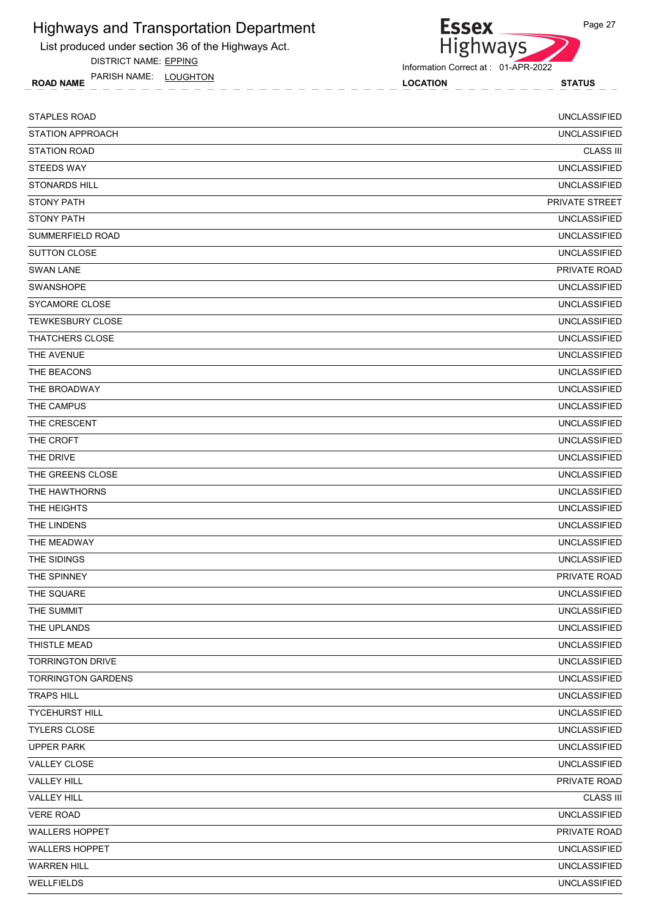# Highways and Transportation Department

List produced under section 36 of the Highways Act.

DISTRICT NAME: EPPING

PARISH NAME: LOUGHTON

Information Correct at : 01-APR-2022

| ROAD NAME | LOCATION | STATUS |
|---|---|---|
| STAPLES ROAD | | UNCLASSIFIED |
| STATION APPROACH | | UNCLASSIFIED |
| STATION ROAD | | CLASS III |
| STEEDS WAY | | UNCLASSIFIED |
| STONARDS HILL | | UNCLASSIFIED |
| STONY PATH | | PRIVATE STREET |
| STONY PATH | | UNCLASSIFIED |
| SUMMERFIELD ROAD | | UNCLASSIFIED |
| SUTTON CLOSE | | UNCLASSIFIED |
| SWAN LANE | | PRIVATE ROAD |
| SWANSHOPE | | UNCLASSIFIED |
| SYCAMORE CLOSE | | UNCLASSIFIED |
| TEWKESBURY CLOSE | | UNCLASSIFIED |
| THATCHERS CLOSE | | UNCLASSIFIED |
| THE AVENUE | | UNCLASSIFIED |
| THE BEACONS | | UNCLASSIFIED |
| THE BROADWAY | | UNCLASSIFIED |
| THE CAMPUS | | UNCLASSIFIED |
| THE CRESCENT | | UNCLASSIFIED |
| THE CROFT | | UNCLASSIFIED |
| THE DRIVE | | UNCLASSIFIED |
| THE GREENS CLOSE | | UNCLASSIFIED |
| THE HAWTHORNS | | UNCLASSIFIED |
| THE HEIGHTS | | UNCLASSIFIED |
| THE LINDENS | | UNCLASSIFIED |
| THE MEADWAY | | UNCLASSIFIED |
| THE SIDINGS | | UNCLASSIFIED |
| THE SPINNEY | | PRIVATE ROAD |
| THE SQUARE | | UNCLASSIFIED |
| THE SUMMIT | | UNCLASSIFIED |
| THE UPLANDS | | UNCLASSIFIED |
| THISTLE MEAD | | UNCLASSIFIED |
| TORRINGTON DRIVE | | UNCLASSIFIED |
| TORRINGTON GARDENS | | UNCLASSIFIED |
| TRAPS HILL | | UNCLASSIFIED |
| TYCEHURST HILL | | UNCLASSIFIED |
| TYLERS CLOSE | | UNCLASSIFIED |
| UPPER PARK | | UNCLASSIFIED |
| VALLEY CLOSE | | UNCLASSIFIED |
| VALLEY HILL | | PRIVATE ROAD |
| VALLEY HILL | | CLASS III |
| VERE ROAD | | UNCLASSIFIED |
| WALLERS HOPPET | | PRIVATE ROAD |
| WALLERS HOPPET | | UNCLASSIFIED |
| WARREN HILL | | UNCLASSIFIED |
| WELLFIELDS | | UNCLASSIFIED |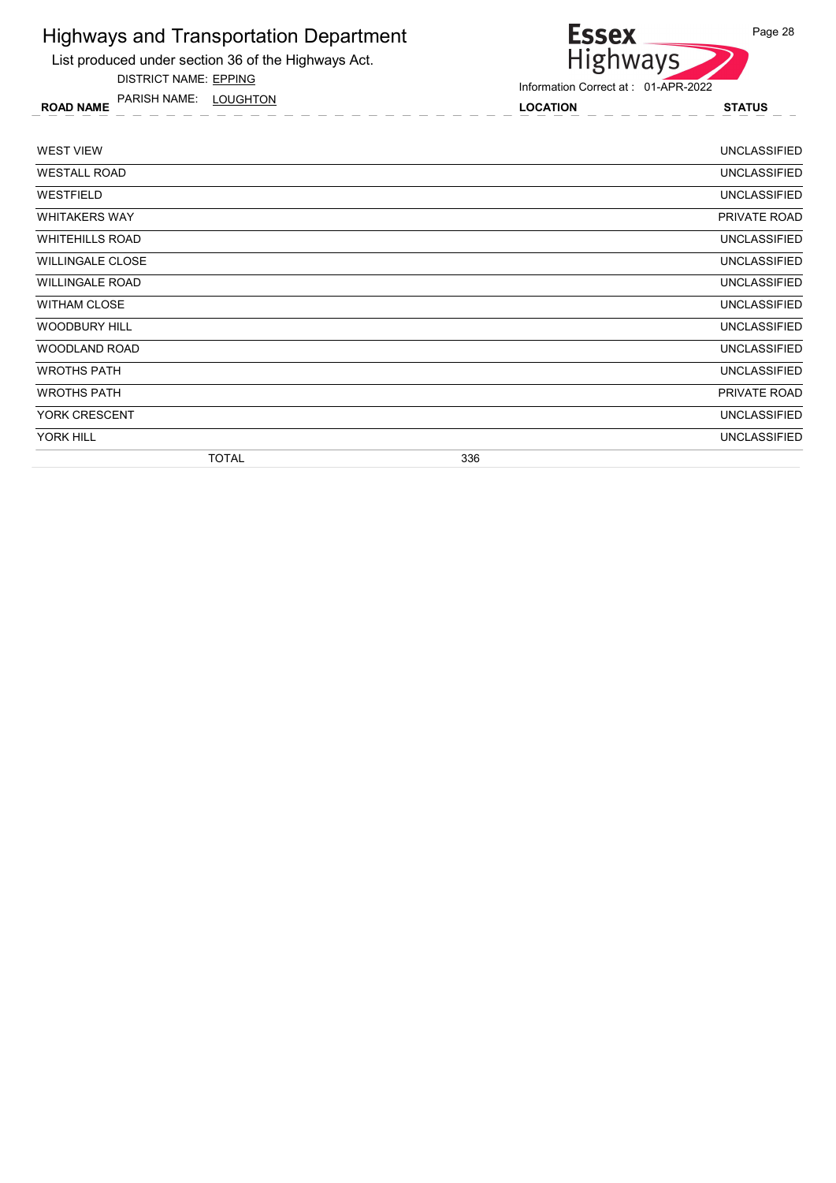# Highways and Transportation Department

List produced under section 36 of the Highways Act.

DISTRICT NAME: EPPING

PARISH NAME: LOUGHTON

Information Correct at : 01-APR-2022

| ROAD NAME | LOCATION | STATUS |
|---|---|---|
| WEST VIEW | | UNCLASSIFIED |
| WESTALL ROAD | | UNCLASSIFIED |
| WESTFIELD | | UNCLASSIFIED |
| WHITAKERS WAY | | PRIVATE ROAD |
| WHITEHILLS ROAD | | UNCLASSIFIED |
| WILLINGALE CLOSE | | UNCLASSIFIED |
| WILLINGALE ROAD | | UNCLASSIFIED |
| WITHAM CLOSE | | UNCLASSIFIED |
| WOODBURY HILL | | UNCLASSIFIED |
| WOODLAND ROAD | | UNCLASSIFIED |
| WROTHS PATH | | UNCLASSIFIED |
| WROTHS PATH | | PRIVATE ROAD |
| YORK CRESCENT | | UNCLASSIFIED |
| YORK HILL | | UNCLASSIFIED |
| TOTAL | 336 | |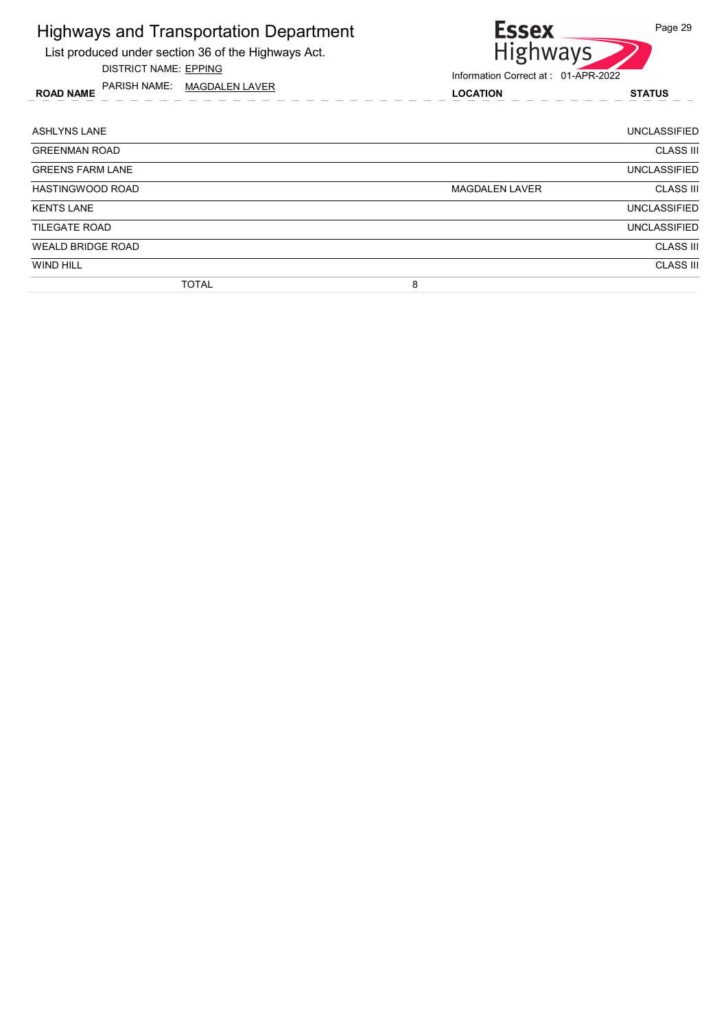# Highways and Transportation Department

List produced under section 36 of the Highways Act.

DISTRICT NAME: EPPING

PARISH NAME: MAGDALEN LAVER

Information Correct at : 01-APR-2022

| ROAD NAME | LOCATION | STATUS |
|---|---|---|
| ASHLYNS LANE | | UNCLASSIFIED |
| GREENMAN ROAD | | CLASS III |
| GREENS FARM LANE | | UNCLASSIFIED |
| HASTINGWOOD ROAD | MAGDALEN LAVER | CLASS III |
| KENTS LANE | | UNCLASSIFIED |
| TILEGATE ROAD | | UNCLASSIFIED |
| WEALD BRIDGE ROAD | | CLASS III |
| WIND HILL | | CLASS III |
| TOTAL | 8 | |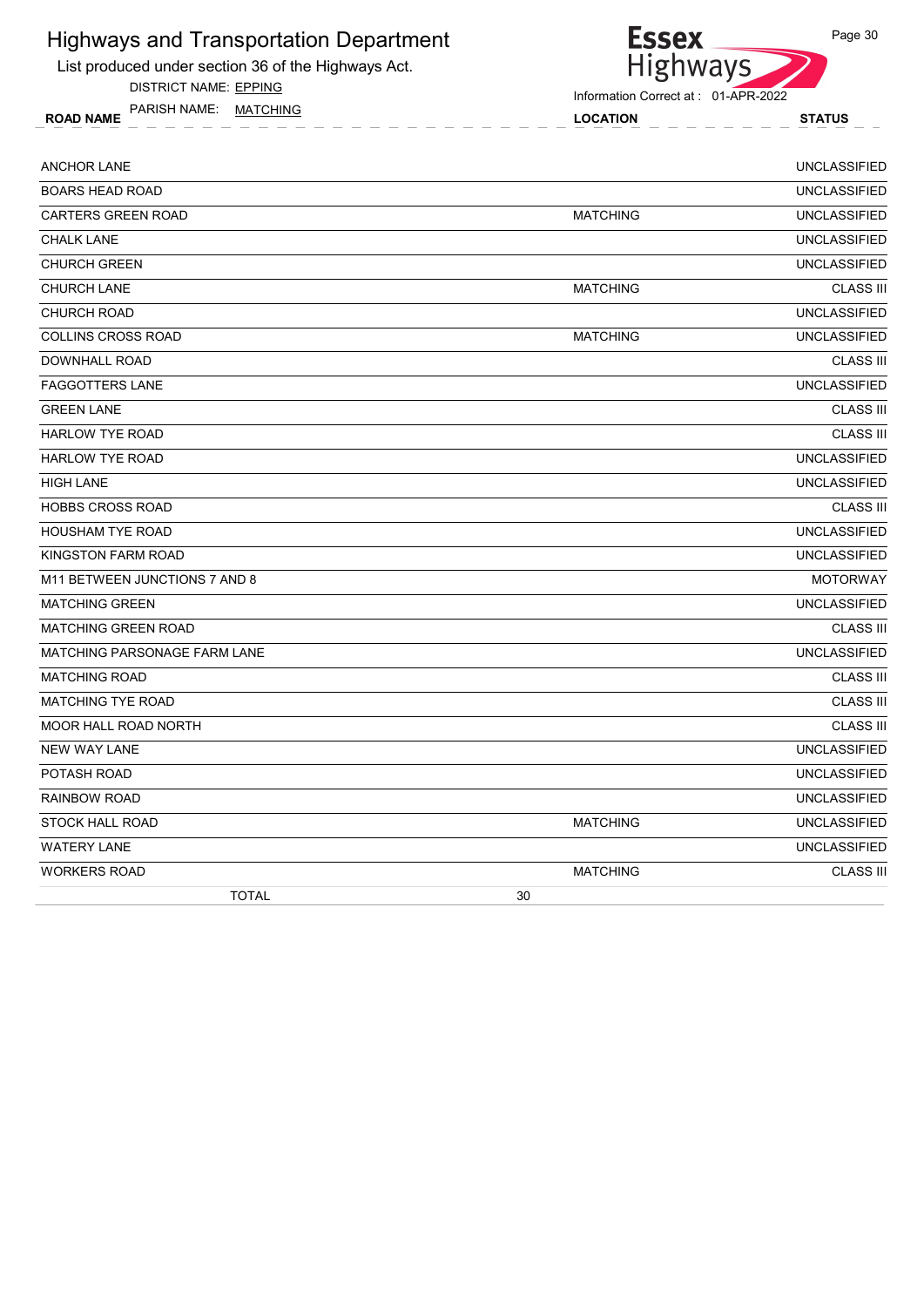# Highways and Transportation Department

List produced under section 36 of the Highways Act.

DISTRICT NAME: EPPING

PARISH NAME: MATCHING

Information Correct at : 01-APR-2022

| ROAD NAME | LOCATION | STATUS |
|---|---|---|
| ANCHOR LANE | | UNCLASSIFIED |
| BOARS HEAD ROAD | | UNCLASSIFIED |
| CARTERS GREEN ROAD | MATCHING | UNCLASSIFIED |
| CHALK LANE | | UNCLASSIFIED |
| CHURCH GREEN | | UNCLASSIFIED |
| CHURCH LANE | MATCHING | CLASS III |
| CHURCH ROAD | | UNCLASSIFIED |
| COLLINS CROSS ROAD | MATCHING | UNCLASSIFIED |
| DOWNHALL ROAD | | CLASS III |
| FAGGOTTERS LANE | | UNCLASSIFIED |
| GREEN LANE | | CLASS III |
| HARLOW TYE ROAD | | CLASS III |
| HARLOW TYE ROAD | | UNCLASSIFIED |
| HIGH LANE | | UNCLASSIFIED |
| HOBBS CROSS ROAD | | CLASS III |
| HOUSHAM TYE ROAD | | UNCLASSIFIED |
| KINGSTON FARM ROAD | | UNCLASSIFIED |
| M11 BETWEEN JUNCTIONS 7 AND 8 | | MOTORWAY |
| MATCHING GREEN | | UNCLASSIFIED |
| MATCHING GREEN ROAD | | CLASS III |
| MATCHING PARSONAGE FARM LANE | | UNCLASSIFIED |
| MATCHING ROAD | | CLASS III |
| MATCHING TYE ROAD | | CLASS III |
| MOOR HALL ROAD NORTH | | CLASS III |
| NEW WAY LANE | | UNCLASSIFIED |
| POTASH ROAD | | UNCLASSIFIED |
| RAINBOW ROAD | | UNCLASSIFIED |
| STOCK HALL ROAD | MATCHING | UNCLASSIFIED |
| WATERY LANE | | UNCLASSIFIED |
| WORKERS ROAD | MATCHING | CLASS III |
| TOTAL | 30 | |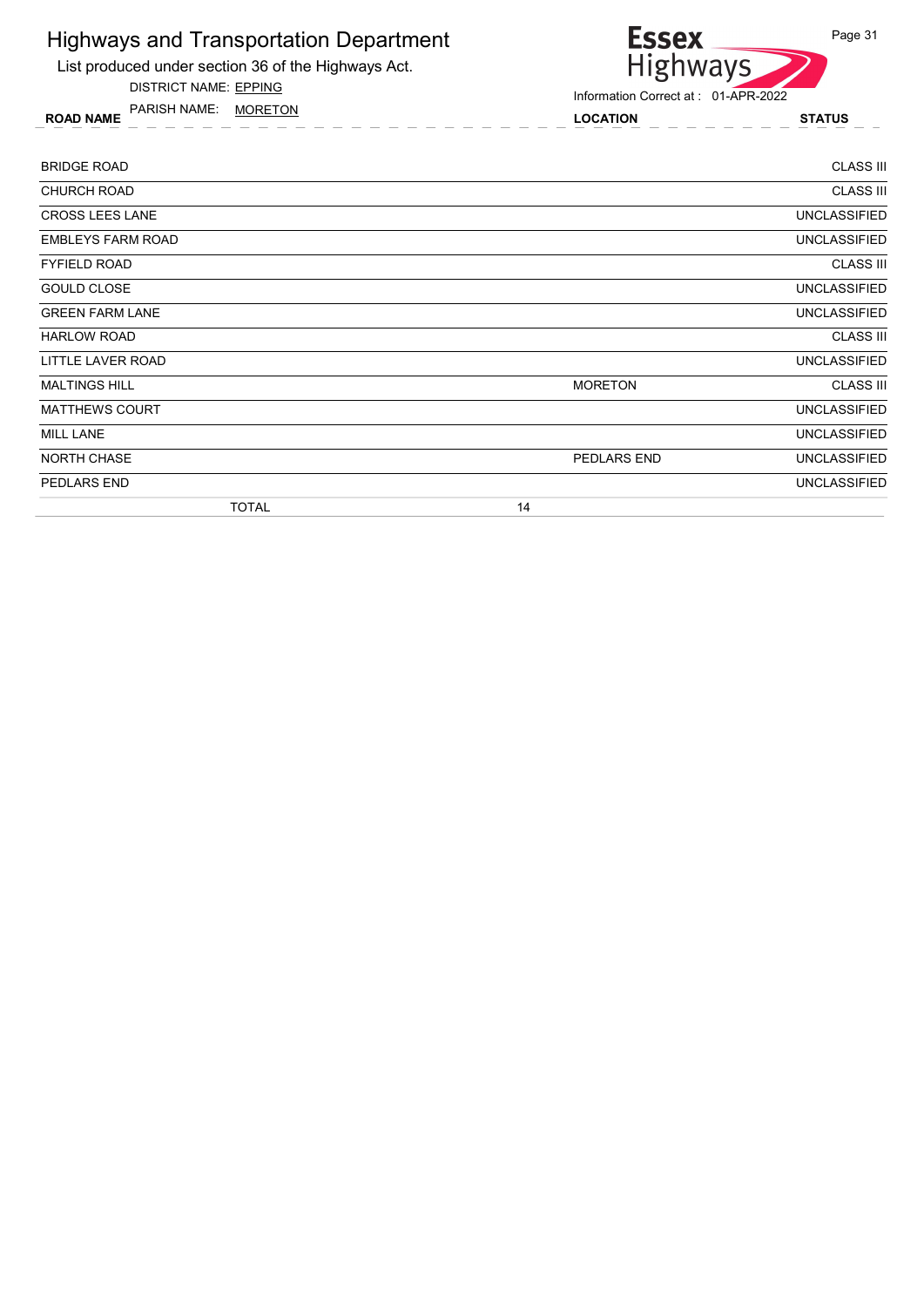# Highways and Transportation Department

List produced under section 36 of the Highways Act.

DISTRICT NAME: EPPING

PARISH NAME: MORETON

Information Correct at : 01-APR-2022

| ROAD NAME | LOCATION | STATUS |
|---|---|---|
| BRIDGE ROAD | | CLASS III |
| CHURCH ROAD | | CLASS III |
| CROSS LEES LANE | | UNCLASSIFIED |
| EMBLEYS FARM ROAD | | UNCLASSIFIED |
| FYFIELD ROAD | | CLASS III |
| GOULD CLOSE | | UNCLASSIFIED |
| GREEN FARM LANE | | UNCLASSIFIED |
| HARLOW ROAD | | CLASS III |
| LITTLE LAVER ROAD | | UNCLASSIFIED |
| MALTINGS HILL | MORETON | CLASS III |
| MATTHEWS COURT | | UNCLASSIFIED |
| MILL LANE | | UNCLASSIFIED |
| NORTH CHASE | PEDLARS END | UNCLASSIFIED |
| PEDLARS END | | UNCLASSIFIED |
| TOTAL 14 | | |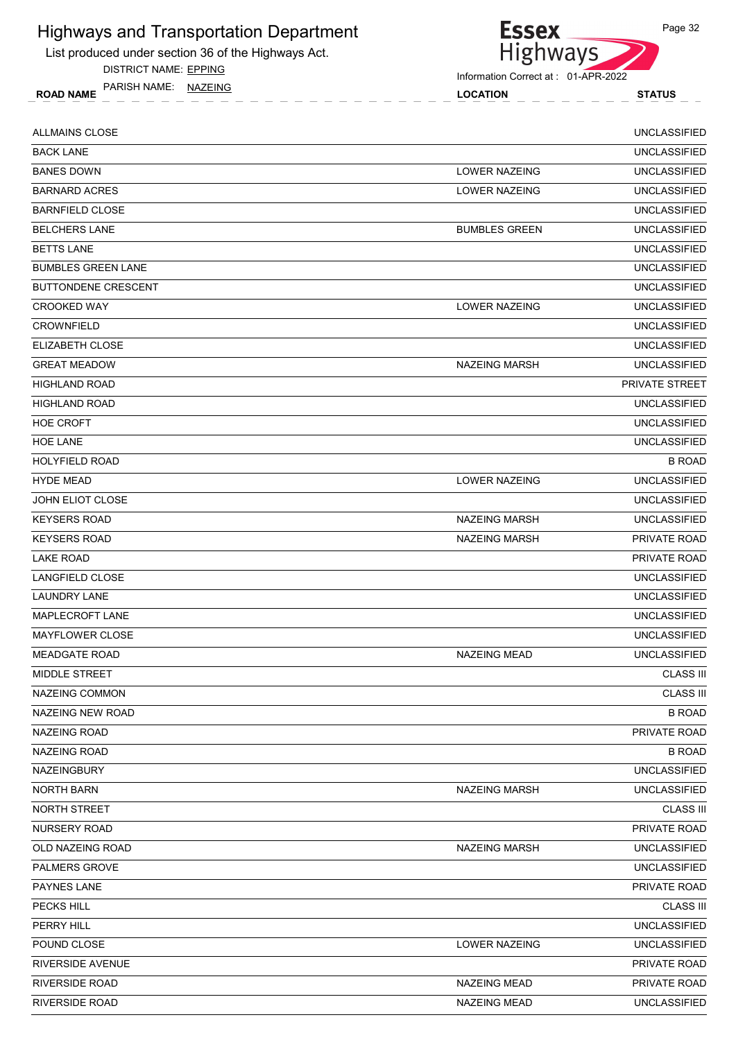# Highways and Transportation Department

List produced under section 36 of the Highways Act.

DISTRICT NAME: EPPING

PARISH NAME: NAZEING

Information Correct at : 01-APR-2022

| ROAD NAME | LOCATION | STATUS |
|---|---|---|
| ALLMAINS CLOSE | | UNCLASSIFIED |
| BACK LANE | | UNCLASSIFIED |
| BANES DOWN | LOWER NAZEING | UNCLASSIFIED |
| BARNARD ACRES | LOWER NAZEING | UNCLASSIFIED |
| BARNFIELD CLOSE | | UNCLASSIFIED |
| BELCHERS LANE | BUMBLES GREEN | UNCLASSIFIED |
| BETTS LANE | | UNCLASSIFIED |
| BUMBLES GREEN LANE | | UNCLASSIFIED |
| BUTTONDENE CRESCENT | | UNCLASSIFIED |
| CROOKED WAY | LOWER NAZEING | UNCLASSIFIED |
| CROWNFIELD | | UNCLASSIFIED |
| ELIZABETH CLOSE | | UNCLASSIFIED |
| GREAT MEADOW | NAZEING MARSH | UNCLASSIFIED |
| HIGHLAND ROAD | | PRIVATE STREET |
| HIGHLAND ROAD | | UNCLASSIFIED |
| HOE CROFT | | UNCLASSIFIED |
| HOE LANE | | UNCLASSIFIED |
| HOLYFIELD ROAD | | B ROAD |
| HYDE MEAD | LOWER NAZEING | UNCLASSIFIED |
| JOHN ELIOT CLOSE | | UNCLASSIFIED |
| KEYSERS ROAD | NAZEING MARSH | UNCLASSIFIED |
| KEYSERS ROAD | NAZEING MARSH | PRIVATE ROAD |
| LAKE ROAD | | PRIVATE ROAD |
| LANGFIELD CLOSE | | UNCLASSIFIED |
| LAUNDRY LANE | | UNCLASSIFIED |
| MAPLECROFT LANE | | UNCLASSIFIED |
| MAYFLOWER CLOSE | | UNCLASSIFIED |
| MEADGATE ROAD | NAZEING MEAD | UNCLASSIFIED |
| MIDDLE STREET | | CLASS III |
| NAZEING COMMON | | CLASS III |
| NAZEING NEW ROAD | | B ROAD |
| NAZEING ROAD | | PRIVATE ROAD |
| NAZEING ROAD | | B ROAD |
| NAZEINGBURY | | UNCLASSIFIED |
| NORTH BARN | NAZEING MARSH | UNCLASSIFIED |
| NORTH STREET | | CLASS III |
| NURSERY ROAD | | PRIVATE ROAD |
| OLD NAZEING ROAD | NAZEING MARSH | UNCLASSIFIED |
| PALMERS GROVE | | UNCLASSIFIED |
| PAYNES LANE | | PRIVATE ROAD |
| PECKS HILL | | CLASS III |
| PERRY HILL | | UNCLASSIFIED |
| POUND CLOSE | LOWER NAZEING | UNCLASSIFIED |
| RIVERSIDE AVENUE | | PRIVATE ROAD |
| RIVERSIDE ROAD | NAZEING MEAD | PRIVATE ROAD |
| RIVERSIDE ROAD | NAZEING MEAD | UNCLASSIFIED |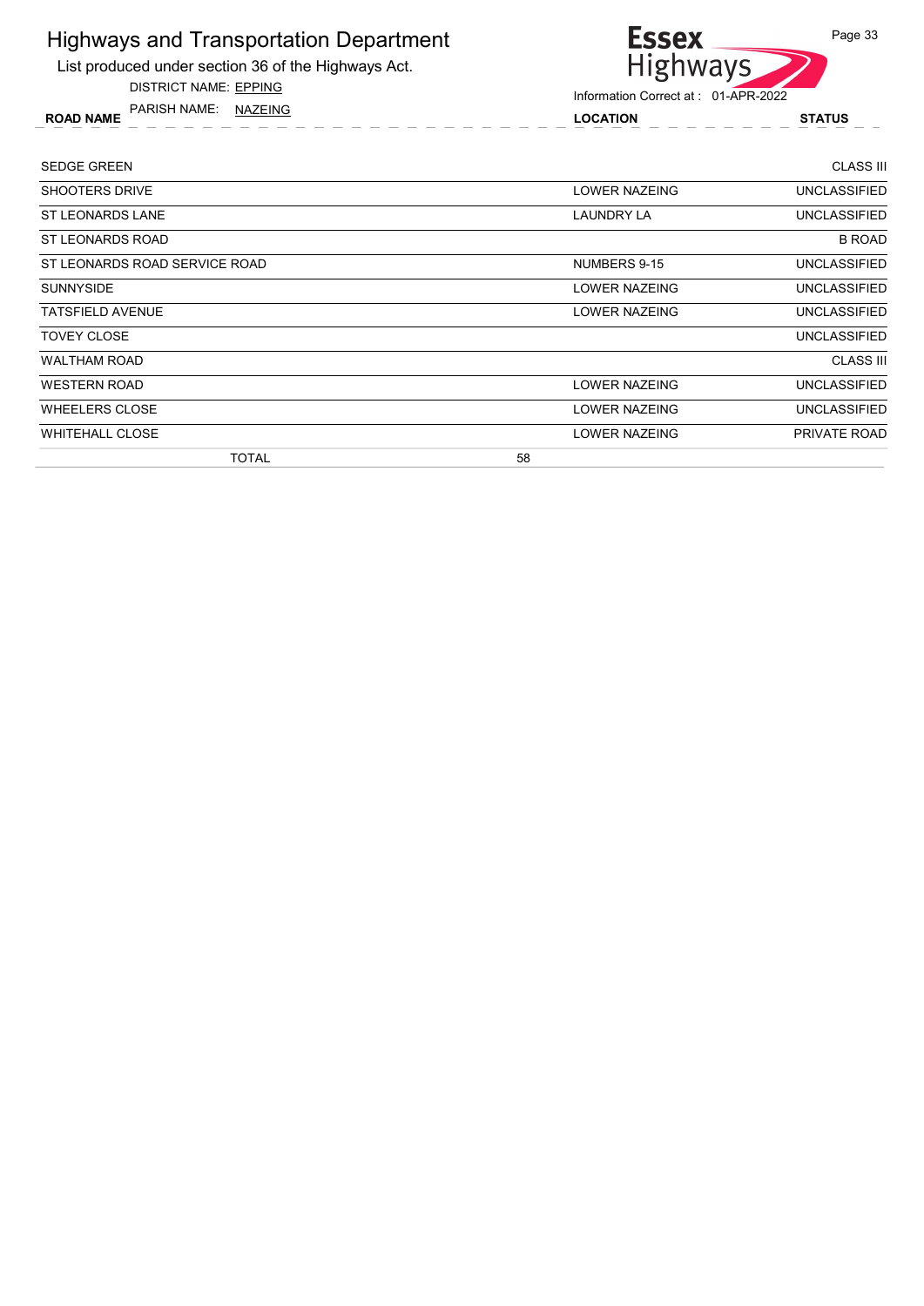# Highways and Transportation Department

List produced under section 36 of the Highways Act.

DISTRICT NAME: EPPING

PARISH NAME: NAZEING

Information Correct at : 01-APR-2022

| ROAD NAME | LOCATION | STATUS |
|---|---|---|
| SEDGE GREEN | | CLASS III |
| SHOOTERS DRIVE | LOWER NAZEING | UNCLASSIFIED |
| ST LEONARDS LANE | LAUNDRY LA | UNCLASSIFIED |
| ST LEONARDS ROAD | | B ROAD |
| ST LEONARDS ROAD SERVICE ROAD | NUMBERS 9-15 | UNCLASSIFIED |
| SUNNYSIDE | LOWER NAZEING | UNCLASSIFIED |
| TATSFIELD AVENUE | LOWER NAZEING | UNCLASSIFIED |
| TOVEY CLOSE | | UNCLASSIFIED |
| WALTHAM ROAD | | CLASS III |
| WESTERN ROAD | LOWER NAZEING | UNCLASSIFIED |
| WHEELERS CLOSE | LOWER NAZEING | UNCLASSIFIED |
| WHITEHALL CLOSE | LOWER NAZEING | PRIVATE ROAD |
| TOTAL | 58 | |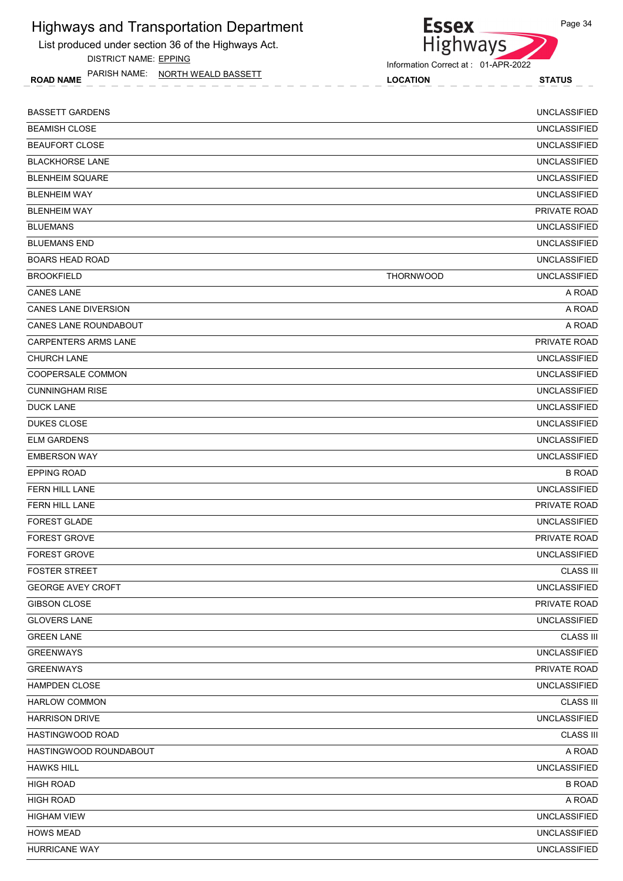# Highways and Transportation Department

List produced under section 36 of the Highways Act.

DISTRICT NAME: EPPING

PARISH NAME: NORTH WEALD BASSETT

Information Correct at : 01-APR-2022

| ROAD NAME | LOCATION | STATUS |
|---|---|---|
| BASSETT GARDENS | | UNCLASSIFIED |
| BEAMISH CLOSE | | UNCLASSIFIED |
| BEAUFORT CLOSE | | UNCLASSIFIED |
| BLACKHORSE LANE | | UNCLASSIFIED |
| BLENHEIM SQUARE | | UNCLASSIFIED |
| BLENHEIM WAY | | UNCLASSIFIED |
| BLENHEIM WAY | | PRIVATE ROAD |
| BLUEMANS | | UNCLASSIFIED |
| BLUEMANS END | | UNCLASSIFIED |
| BOARS HEAD ROAD | | UNCLASSIFIED |
| BROOKFIELD | THORNWOOD | UNCLASSIFIED |
| CANES LANE | | A ROAD |
| CANES LANE DIVERSION | | A ROAD |
| CANES LANE ROUNDABOUT | | A ROAD |
| CARPENTERS ARMS LANE | | PRIVATE ROAD |
| CHURCH LANE | | UNCLASSIFIED |
| COOPERSALE COMMON | | UNCLASSIFIED |
| CUNNINGHAM RISE | | UNCLASSIFIED |
| DUCK LANE | | UNCLASSIFIED |
| DUKES CLOSE | | UNCLASSIFIED |
| ELM GARDENS | | UNCLASSIFIED |
| EMBERSON WAY | | UNCLASSIFIED |
| EPPING ROAD | | B ROAD |
| FERN HILL LANE | | UNCLASSIFIED |
| FERN HILL LANE | | PRIVATE ROAD |
| FOREST GLADE | | UNCLASSIFIED |
| FOREST GROVE | | PRIVATE ROAD |
| FOREST GROVE | | UNCLASSIFIED |
| FOSTER STREET | | CLASS III |
| GEORGE AVEY CROFT | | UNCLASSIFIED |
| GIBSON CLOSE | | PRIVATE ROAD |
| GLOVERS LANE | | UNCLASSIFIED |
| GREEN LANE | | CLASS III |
| GREENWAYS | | UNCLASSIFIED |
| GREENWAYS | | PRIVATE ROAD |
| HAMPDEN CLOSE | | UNCLASSIFIED |
| HARLOW COMMON | | CLASS III |
| HARRISON DRIVE | | UNCLASSIFIED |
| HASTINGWOOD ROAD | | CLASS III |
| HASTINGWOOD ROUNDABOUT | | A ROAD |
| HAWKS HILL | | UNCLASSIFIED |
| HIGH ROAD | | B ROAD |
| HIGH ROAD | | A ROAD |
| HIGHAM VIEW | | UNCLASSIFIED |
| HOWS MEAD | | UNCLASSIFIED |
| HURRICANE WAY | | UNCLASSIFIED |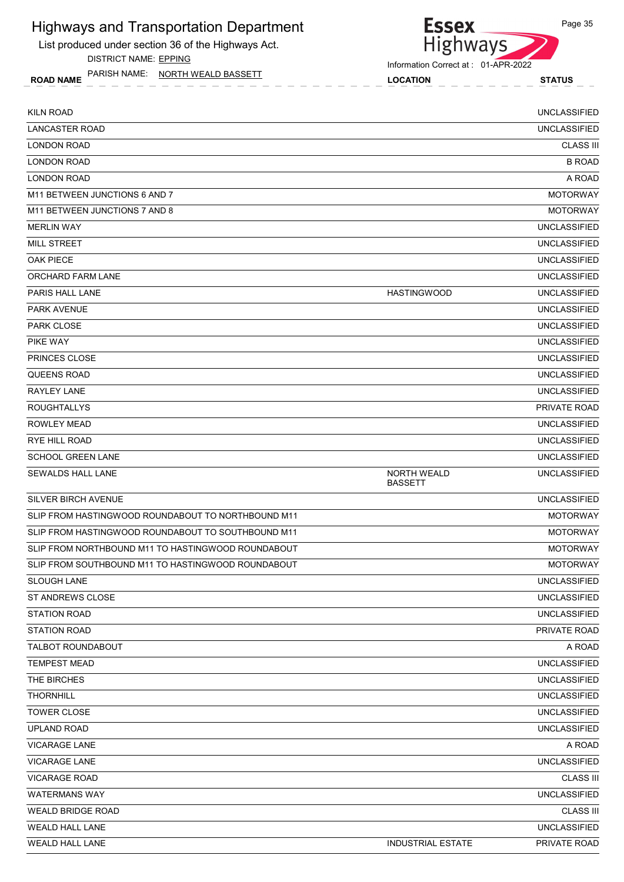# Highways and Transportation Department

List produced under section 36 of the Highways Act.

DISTRICT NAME: EPPING

PARISH NAME: NORTH WEALD BASSETT

Information Correct at : 01-APR-2022

| ROAD NAME | LOCATION | STATUS |
|---|---|---|
| KILN ROAD | | UNCLASSIFIED |
| LANCASTER ROAD | | UNCLASSIFIED |
| LONDON ROAD | | CLASS III |
| LONDON ROAD | | B ROAD |
| LONDON ROAD | | A ROAD |
| M11 BETWEEN JUNCTIONS 6 AND 7 | | MOTORWAY |
| M11 BETWEEN JUNCTIONS 7 AND 8 | | MOTORWAY |
| MERLIN WAY | | UNCLASSIFIED |
| MILL STREET | | UNCLASSIFIED |
| OAK PIECE | | UNCLASSIFIED |
| ORCHARD FARM LANE | | UNCLASSIFIED |
| PARIS HALL LANE | HASTINGWOOD | UNCLASSIFIED |
| PARK AVENUE | | UNCLASSIFIED |
| PARK CLOSE | | UNCLASSIFIED |
| PIKE WAY | | UNCLASSIFIED |
| PRINCES CLOSE | | UNCLASSIFIED |
| QUEENS ROAD | | UNCLASSIFIED |
| RAYLEY LANE | | UNCLASSIFIED |
| ROUGHTALLYS | | PRIVATE ROAD |
| ROWLEY MEAD | | UNCLASSIFIED |
| RYE HILL ROAD | | UNCLASSIFIED |
| SCHOOL GREEN LANE | | UNCLASSIFIED |
| SEWALDS HALL LANE | NORTH WEALD BASSETT | UNCLASSIFIED |
| SILVER BIRCH AVENUE | | UNCLASSIFIED |
| SLIP FROM HASTINGWOOD ROUNDABOUT TO NORTHBOUND M11 | | MOTORWAY |
| SLIP FROM HASTINGWOOD ROUNDABOUT TO SOUTHBOUND M11 | | MOTORWAY |
| SLIP FROM NORTHBOUND M11 TO HASTINGWOOD ROUNDABOUT | | MOTORWAY |
| SLIP FROM SOUTHBOUND M11 TO HASTINGWOOD ROUNDABOUT | | MOTORWAY |
| SLOUGH LANE | | UNCLASSIFIED |
| ST ANDREWS CLOSE | | UNCLASSIFIED |
| STATION ROAD | | UNCLASSIFIED |
| STATION ROAD | | PRIVATE ROAD |
| TALBOT ROUNDABOUT | | A ROAD |
| TEMPEST MEAD | | UNCLASSIFIED |
| THE BIRCHES | | UNCLASSIFIED |
| THORNHILL | | UNCLASSIFIED |
| TOWER CLOSE | | UNCLASSIFIED |
| UPLAND ROAD | | UNCLASSIFIED |
| VICARAGE LANE | | A ROAD |
| VICARAGE LANE | | UNCLASSIFIED |
| VICARAGE ROAD | | CLASS III |
| WATERMANS WAY | | UNCLASSIFIED |
| WEALD BRIDGE ROAD | | CLASS III |
| WEALD HALL LANE | | UNCLASSIFIED |
| WEALD HALL LANE | INDUSTRIAL ESTATE | PRIVATE ROAD |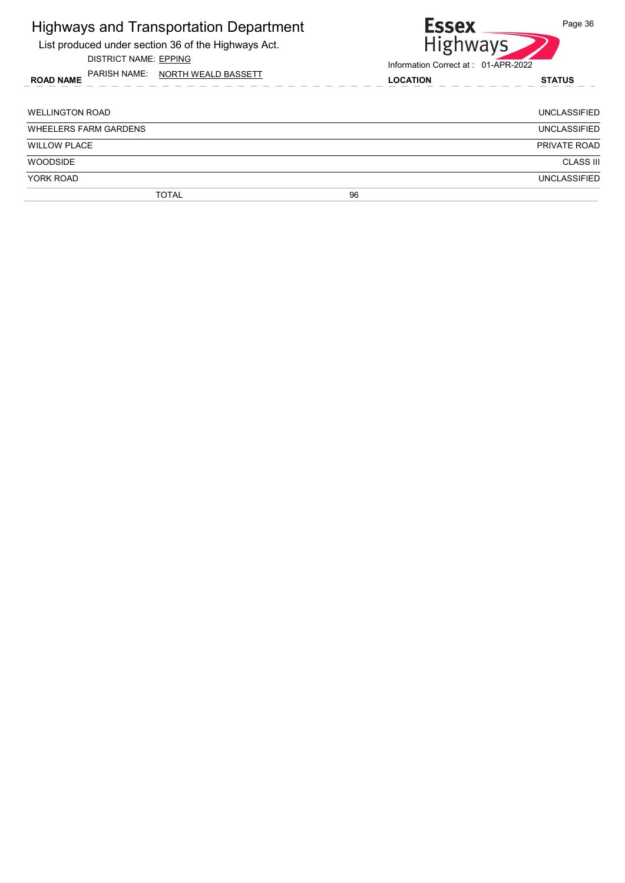# Highways and Transportation Department

List produced under section 36 of the Highways Act.

DISTRICT NAME: EPPING

PARISH NAME: NORTH WEALD BASSETT

Information Correct at : 01-APR-2022

| ROAD NAME | LOCATION | STATUS |
|---|---|---|
| WELLINGTON ROAD | | UNCLASSIFIED |
| WHEELERS FARM GARDENS | | UNCLASSIFIED |
| WILLOW PLACE | | PRIVATE ROAD |
| WOODSIDE | | CLASS III |
| YORK ROAD | | UNCLASSIFIED |
| TOTAL | 96 | |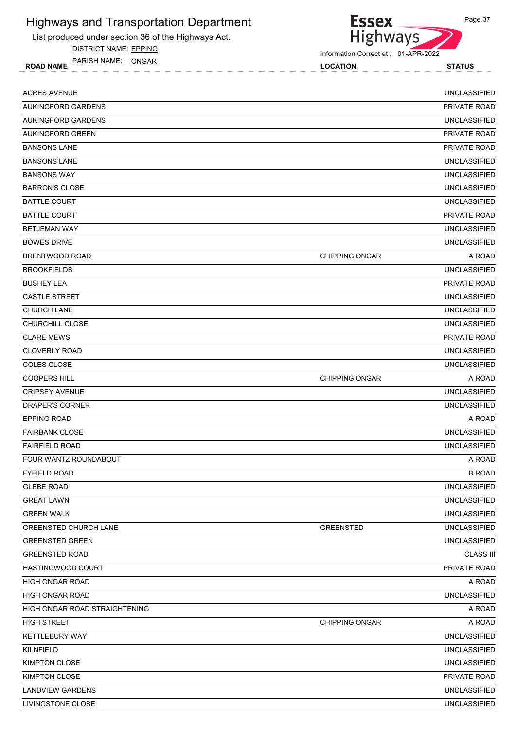# Highways and Transportation Department

List produced under section 36 of the Highways Act.

DISTRICT NAME: EPPING

PARISH NAME: ONGAR

Information Correct at : 01-APR-2022

| ROAD NAME | LOCATION | STATUS |
|---|---|---|
| ACRES AVENUE | | UNCLASSIFIED |
| AUKINGFORD GARDENS | | PRIVATE ROAD |
| AUKINGFORD GARDENS | | UNCLASSIFIED |
| AUKINGFORD GREEN | | PRIVATE ROAD |
| BANSONS LANE | | PRIVATE ROAD |
| BANSONS LANE | | UNCLASSIFIED |
| BANSONS WAY | | UNCLASSIFIED |
| BARRON'S CLOSE | | UNCLASSIFIED |
| BATTLE COURT | | UNCLASSIFIED |
| BATTLE COURT | | PRIVATE ROAD |
| BETJEMAN WAY | | UNCLASSIFIED |
| BOWES DRIVE | | UNCLASSIFIED |
| BRENTWOOD ROAD | CHIPPING ONGAR | A ROAD |
| BROOKFIELDS | | UNCLASSIFIED |
| BUSHEY LEA | | PRIVATE ROAD |
| CASTLE STREET | | UNCLASSIFIED |
| CHURCH LANE | | UNCLASSIFIED |
| CHURCHILL CLOSE | | UNCLASSIFIED |
| CLARE MEWS | | PRIVATE ROAD |
| CLOVERLY ROAD | | UNCLASSIFIED |
| COLES CLOSE | | UNCLASSIFIED |
| COOPERS HILL | CHIPPING ONGAR | A ROAD |
| CRIPSEY AVENUE | | UNCLASSIFIED |
| DRAPER'S CORNER | | UNCLASSIFIED |
| EPPING ROAD | | A ROAD |
| FAIRBANK CLOSE | | UNCLASSIFIED |
| FAIRFIELD ROAD | | UNCLASSIFIED |
| FOUR WANTZ ROUNDABOUT | | A ROAD |
| FYFIELD ROAD | | B ROAD |
| GLEBE ROAD | | UNCLASSIFIED |
| GREAT LAWN | | UNCLASSIFIED |
| GREEN WALK | | UNCLASSIFIED |
| GREENSTED CHURCH LANE | GREENSTED | UNCLASSIFIED |
| GREENSTED GREEN | | UNCLASSIFIED |
| GREENSTED ROAD | | CLASS III |
| HASTINGWOOD COURT | | PRIVATE ROAD |
| HIGH ONGAR ROAD | | A ROAD |
| HIGH ONGAR ROAD | | UNCLASSIFIED |
| HIGH ONGAR ROAD STRAIGHTENING | | A ROAD |
| HIGH STREET | CHIPPING ONGAR | A ROAD |
| KETTLEBURY WAY | | UNCLASSIFIED |
| KILNFIELD | | UNCLASSIFIED |
| KIMPTON CLOSE | | UNCLASSIFIED |
| KIMPTON CLOSE | | PRIVATE ROAD |
| LANDVIEW GARDENS | | UNCLASSIFIED |
| LIVINGSTONE CLOSE | | UNCLASSIFIED |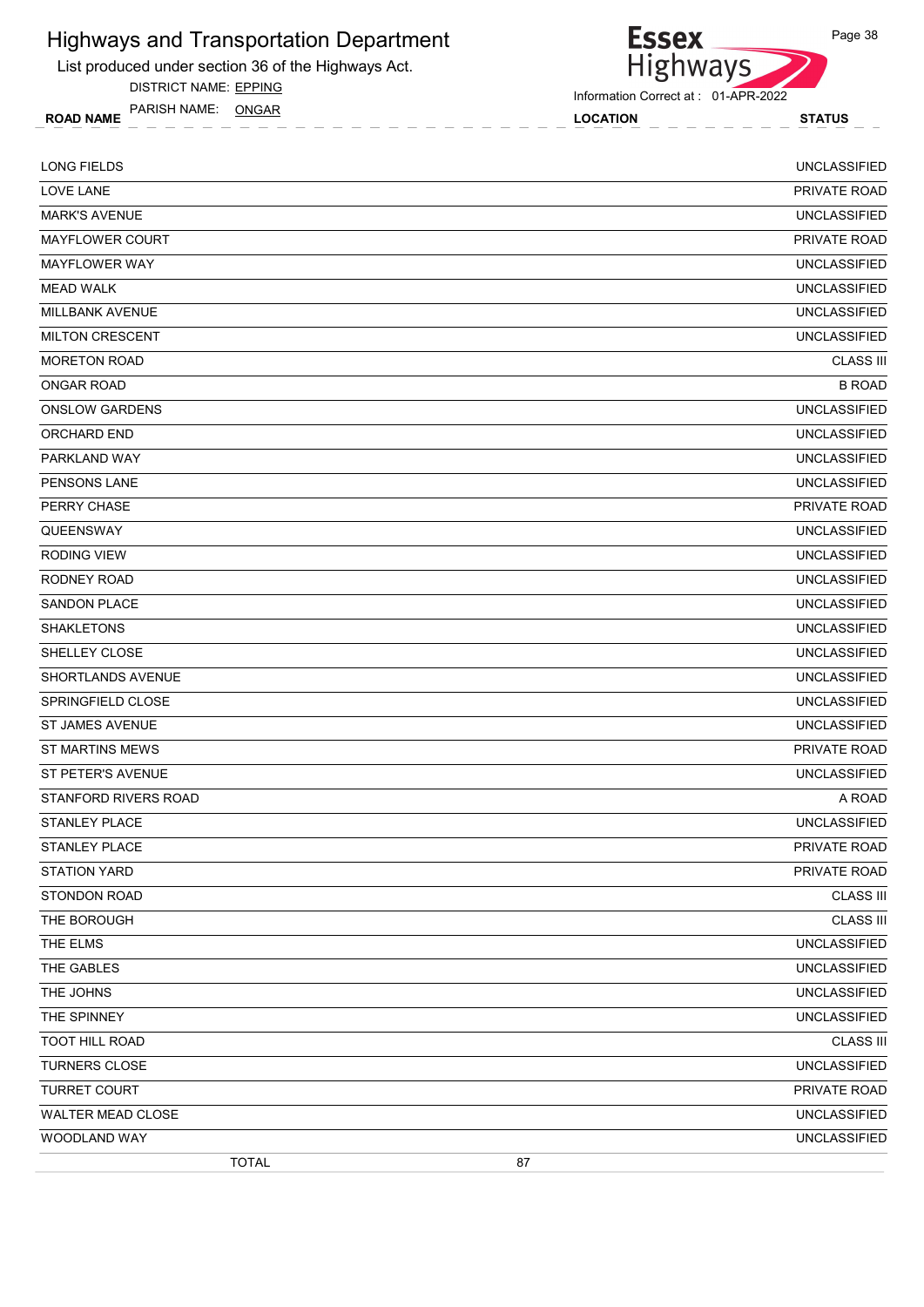# Highways and Transportation Department

List produced under section 36 of the Highways Act.

DISTRICT NAME: EPPING

PARISH NAME: ONGAR

Information Correct at : 01-APR-2022

| ROAD NAME | LOCATION | STATUS |
|---|---|---|
| LONG FIELDS | | UNCLASSIFIED |
| LOVE LANE | | PRIVATE ROAD |
| MARK'S AVENUE | | UNCLASSIFIED |
| MAYFLOWER COURT | | PRIVATE ROAD |
| MAYFLOWER WAY | | UNCLASSIFIED |
| MEAD WALK | | UNCLASSIFIED |
| MILLBANK AVENUE | | UNCLASSIFIED |
| MILTON CRESCENT | | UNCLASSIFIED |
| MORETON ROAD | | CLASS III |
| ONGAR ROAD | | B ROAD |
| ONSLOW GARDENS | | UNCLASSIFIED |
| ORCHARD END | | UNCLASSIFIED |
| PARKLAND WAY | | UNCLASSIFIED |
| PENSONS LANE | | UNCLASSIFIED |
| PERRY CHASE | | PRIVATE ROAD |
| QUEENSWAY | | UNCLASSIFIED |
| RODING VIEW | | UNCLASSIFIED |
| RODNEY ROAD | | UNCLASSIFIED |
| SANDON PLACE | | UNCLASSIFIED |
| SHAKLETONS | | UNCLASSIFIED |
| SHELLEY CLOSE | | UNCLASSIFIED |
| SHORTLANDS AVENUE | | UNCLASSIFIED |
| SPRINGFIELD CLOSE | | UNCLASSIFIED |
| ST JAMES AVENUE | | UNCLASSIFIED |
| ST MARTINS MEWS | | PRIVATE ROAD |
| ST PETER'S AVENUE | | UNCLASSIFIED |
| STANFORD RIVERS ROAD | | A ROAD |
| STANLEY PLACE | | UNCLASSIFIED |
| STANLEY PLACE | | PRIVATE ROAD |
| STATION YARD | | PRIVATE ROAD |
| STONDON ROAD | | CLASS III |
| THE BOROUGH | | CLASS III |
| THE ELMS | | UNCLASSIFIED |
| THE GABLES | | UNCLASSIFIED |
| THE JOHNS | | UNCLASSIFIED |
| THE SPINNEY | | UNCLASSIFIED |
| TOOT HILL ROAD | | CLASS III |
| TURNERS CLOSE | | UNCLASSIFIED |
| TURRET COURT | | PRIVATE ROAD |
| WALTER MEAD CLOSE | | UNCLASSIFIED |
| WOODLAND WAY | | UNCLASSIFIED |
| TOTAL | 87 | |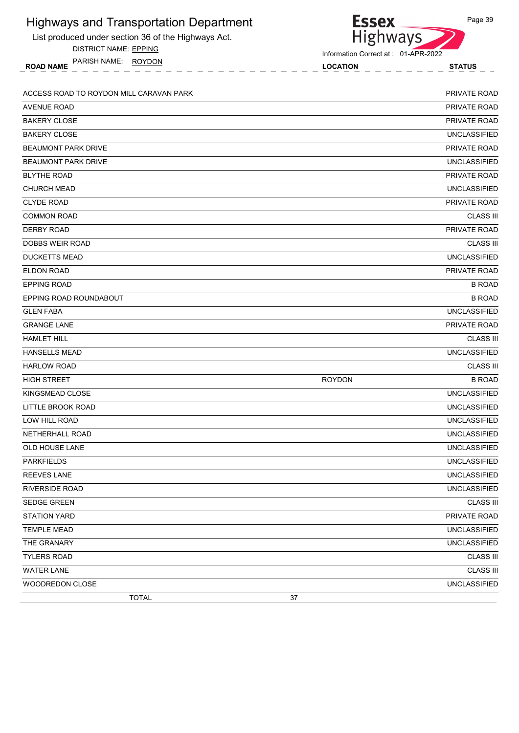# Highways and Transportation Department

List produced under section 36 of the Highways Act.

DISTRICT NAME: EPPING

PARISH NAME: ROYDON

Information Correct at : 01-APR-2022

| ROAD NAME | LOCATION | STATUS |
|---|---|---|
| ACCESS ROAD TO ROYDON MILL CARAVAN PARK | | PRIVATE ROAD |
| AVENUE ROAD | | PRIVATE ROAD |
| BAKERY CLOSE | | PRIVATE ROAD |
| BAKERY CLOSE | | UNCLASSIFIED |
| BEAUMONT PARK DRIVE | | PRIVATE ROAD |
| BEAUMONT PARK DRIVE | | UNCLASSIFIED |
| BLYTHE ROAD | | PRIVATE ROAD |
| CHURCH MEAD | | UNCLASSIFIED |
| CLYDE ROAD | | PRIVATE ROAD |
| COMMON ROAD | | CLASS III |
| DERBY ROAD | | PRIVATE ROAD |
| DOBBS WEIR ROAD | | CLASS III |
| DUCKETTS MEAD | | UNCLASSIFIED |
| ELDON ROAD | | PRIVATE ROAD |
| EPPING ROAD | | B ROAD |
| EPPING ROAD ROUNDABOUT | | B ROAD |
| GLEN FABA | | UNCLASSIFIED |
| GRANGE LANE | | PRIVATE ROAD |
| HAMLET HILL | | CLASS III |
| HANSELLS MEAD | | UNCLASSIFIED |
| HARLOW ROAD | | CLASS III |
| HIGH STREET | ROYDON | B ROAD |
| KINGSMEAD CLOSE | | UNCLASSIFIED |
| LITTLE BROOK ROAD | | UNCLASSIFIED |
| LOW HILL ROAD | | UNCLASSIFIED |
| NETHERHALL ROAD | | UNCLASSIFIED |
| OLD HOUSE LANE | | UNCLASSIFIED |
| PARKFIELDS | | UNCLASSIFIED |
| REEVES LANE | | UNCLASSIFIED |
| RIVERSIDE ROAD | | UNCLASSIFIED |
| SEDGE GREEN | | CLASS III |
| STATION YARD | | PRIVATE ROAD |
| TEMPLE MEAD | | UNCLASSIFIED |
| THE GRANARY | | UNCLASSIFIED |
| TYLERS ROAD | | CLASS III |
| WATER LANE | | CLASS III |
| WOODREDON CLOSE | | UNCLASSIFIED |
| TOTAL | 37 | |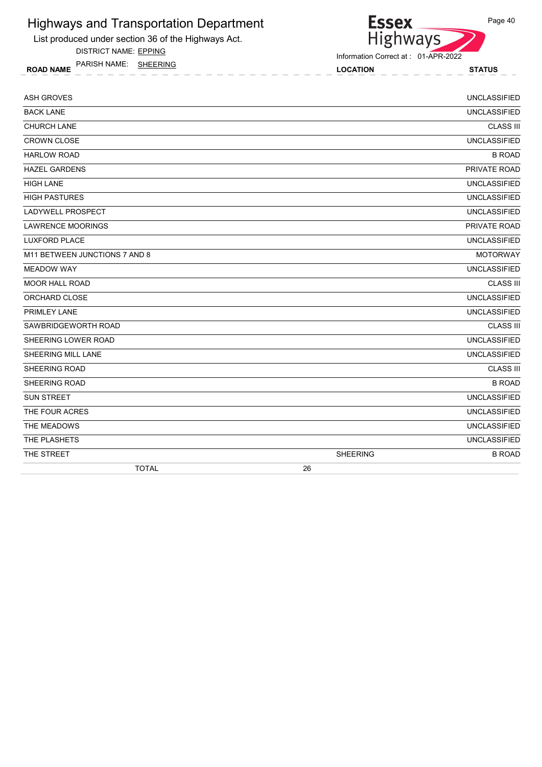# Highways and Transportation Department

List produced under section 36 of the Highways Act.

DISTRICT NAME: EPPING

PARISH NAME: SHEERING

Information Correct at : 01-APR-2022

| ROAD NAME | LOCATION | STATUS |
|---|---|---|
| ASH GROVES | | UNCLASSIFIED |
| BACK LANE | | UNCLASSIFIED |
| CHURCH LANE | | CLASS III |
| CROWN CLOSE | | UNCLASSIFIED |
| HARLOW ROAD | | B ROAD |
| HAZEL GARDENS | | PRIVATE ROAD |
| HIGH LANE | | UNCLASSIFIED |
| HIGH PASTURES | | UNCLASSIFIED |
| LADYWELL PROSPECT | | UNCLASSIFIED |
| LAWRENCE MOORINGS | | PRIVATE ROAD |
| LUXFORD PLACE | | UNCLASSIFIED |
| M11 BETWEEN JUNCTIONS 7 AND 8 | | MOTORWAY |
| MEADOW WAY | | UNCLASSIFIED |
| MOOR HALL ROAD | | CLASS III |
| ORCHARD CLOSE | | UNCLASSIFIED |
| PRIMLEY LANE | | UNCLASSIFIED |
| SAWBRIDGEWORTH ROAD | | CLASS III |
| SHEERING LOWER ROAD | | UNCLASSIFIED |
| SHEERING MILL LANE | | UNCLASSIFIED |
| SHEERING ROAD | | CLASS III |
| SHEERING ROAD | | B ROAD |
| SUN STREET | | UNCLASSIFIED |
| THE FOUR ACRES | | UNCLASSIFIED |
| THE MEADOWS | | UNCLASSIFIED |
| THE PLASHETS | | UNCLASSIFIED |
| THE STREET | SHEERING | B ROAD |
| TOTAL 26 | | |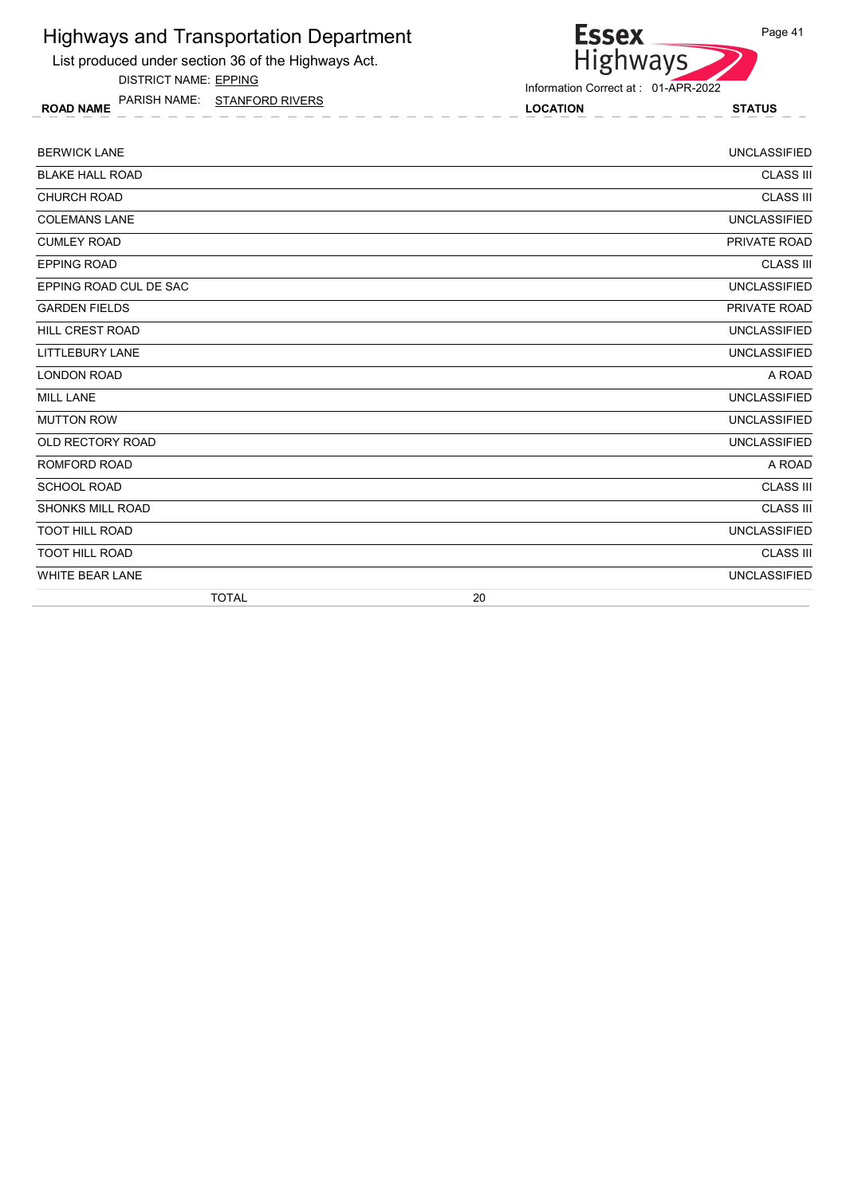# Highways and Transportation Department

List produced under section 36 of the Highways Act.

DISTRICT NAME: EPPING

PARISH NAME: STANFORD RIVERS

Information Correct at : 01-APR-2022

| ROAD NAME | LOCATION | STATUS |
|---|---|---|
| BERWICK LANE | | UNCLASSIFIED |
| BLAKE HALL ROAD | | CLASS III |
| CHURCH ROAD | | CLASS III |
| COLEMANS LANE | | UNCLASSIFIED |
| CUMLEY ROAD | | PRIVATE ROAD |
| EPPING ROAD | | CLASS III |
| EPPING ROAD CUL DE SAC | | UNCLASSIFIED |
| GARDEN FIELDS | | PRIVATE ROAD |
| HILL CREST ROAD | | UNCLASSIFIED |
| LITTLEBURY LANE | | UNCLASSIFIED |
| LONDON ROAD | | A ROAD |
| MILL LANE | | UNCLASSIFIED |
| MUTTON ROW | | UNCLASSIFIED |
| OLD RECTORY ROAD | | UNCLASSIFIED |
| ROMFORD ROAD | | A ROAD |
| SCHOOL ROAD | | CLASS III |
| SHONKS MILL ROAD | | CLASS III |
| TOOT HILL ROAD | | UNCLASSIFIED |
| TOOT HILL ROAD | | CLASS III |
| WHITE BEAR LANE | | UNCLASSIFIED |
| TOTAL | 20 | |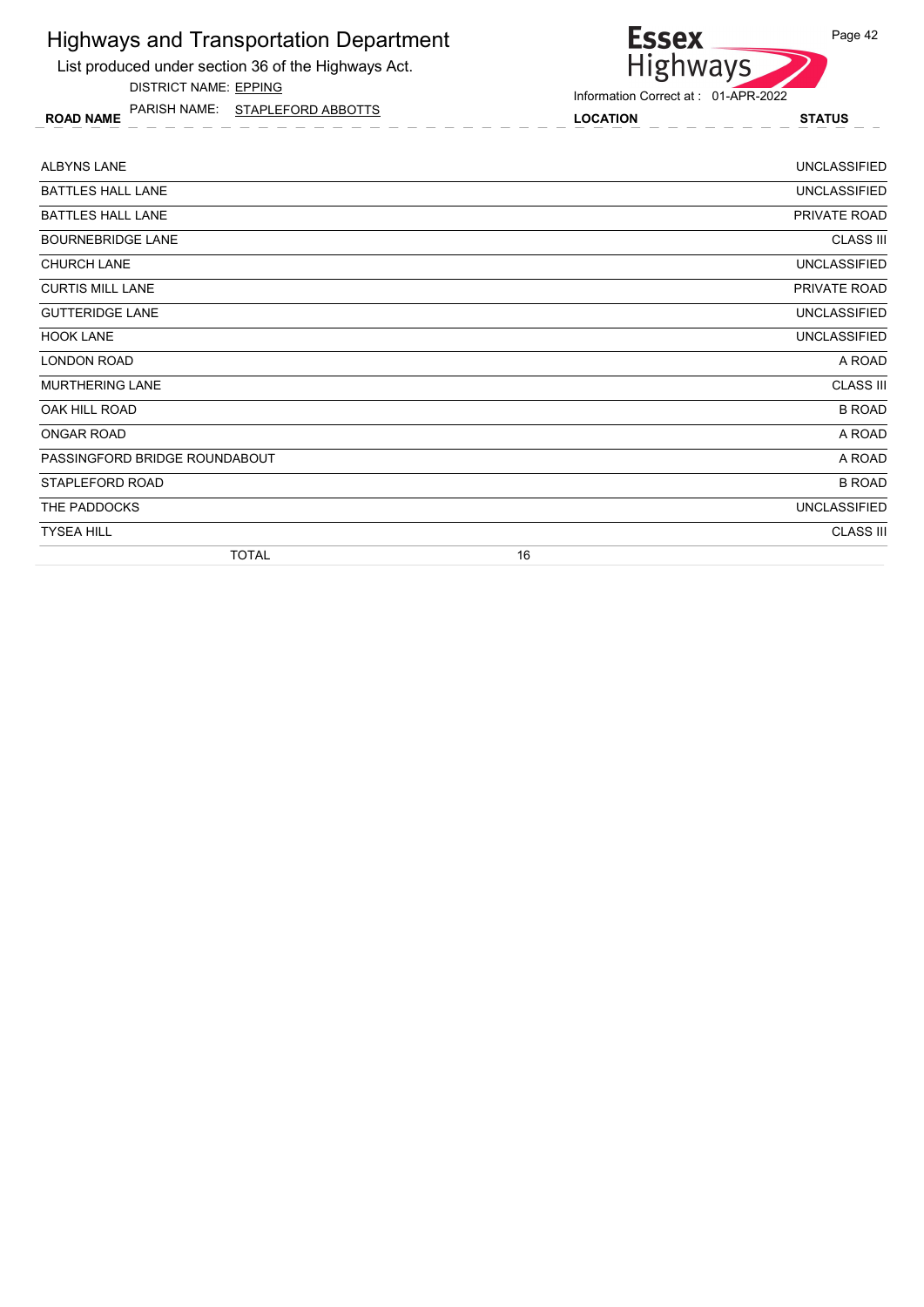# Highways and Transportation Department

List produced under section 36 of the Highways Act.

DISTRICT NAME: EPPING

PARISH NAME: STAPLEFORD ABBOTTS

Information Correct at : 01-APR-2022

| ROAD NAME | LOCATION | STATUS |
|---|---|---|
| ALBYNS LANE | | UNCLASSIFIED |
| BATTLES HALL LANE | | UNCLASSIFIED |
| BATTLES HALL LANE | | PRIVATE ROAD |
| BOURNEBRIDGE LANE | | CLASS III |
| CHURCH LANE | | UNCLASSIFIED |
| CURTIS MILL LANE | | PRIVATE ROAD |
| GUTTERIDGE LANE | | UNCLASSIFIED |
| HOOK LANE | | UNCLASSIFIED |
| LONDON ROAD | | A ROAD |
| MURTHERING LANE | | CLASS III |
| OAK HILL ROAD | | B ROAD |
| ONGAR ROAD | | A ROAD |
| PASSINGFORD BRIDGE ROUNDABOUT | | A ROAD |
| STAPLEFORD ROAD | | B ROAD |
| THE PADDOCKS | | UNCLASSIFIED |
| TYSEA HILL | | CLASS III |
| TOTAL | 16 | |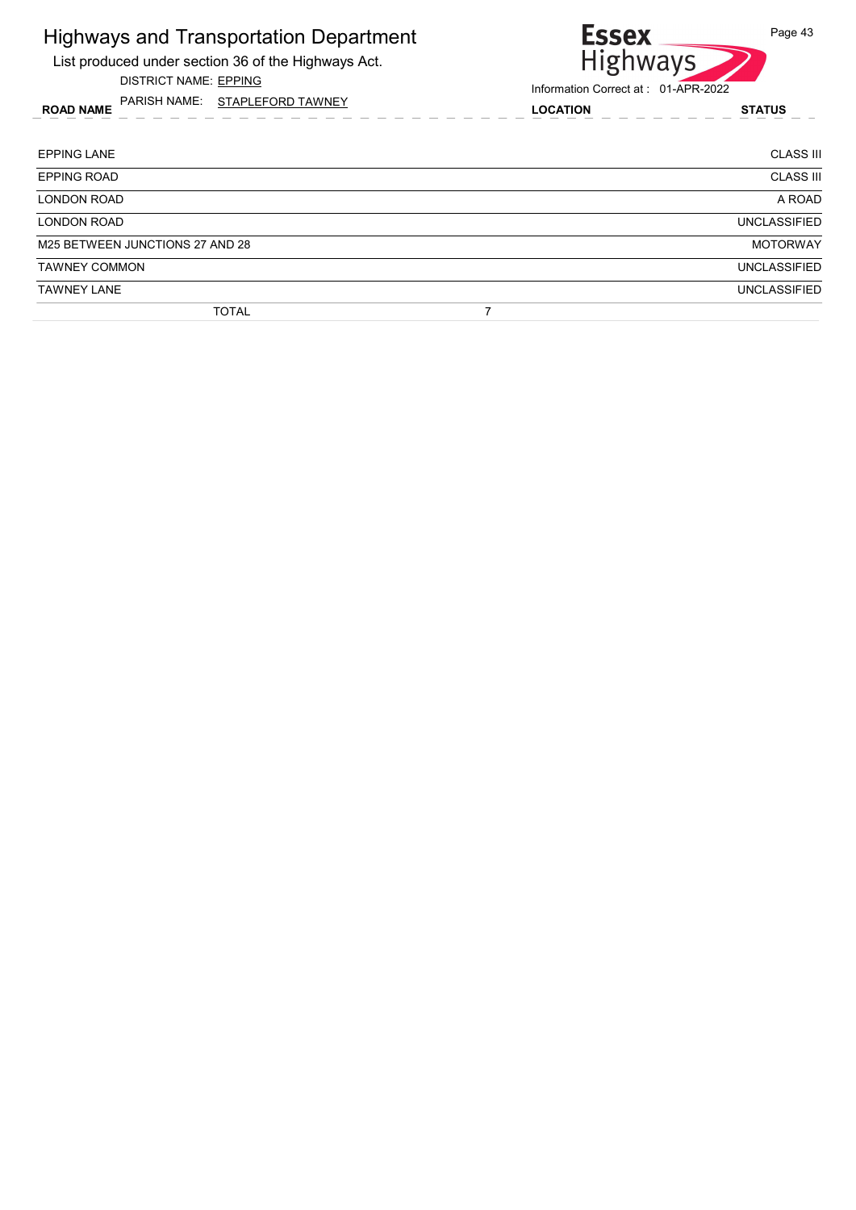# Highways and Transportation Department

List produced under section 36 of the Highways Act.

DISTRICT NAME: EPPING

PARISH NAME: STAPLEFORD TAWNEY

Information Correct at : 01-APR-2022

| ROAD NAME | LOCATION | STATUS |
|---|---|---|
| EPPING LANE | | CLASS III |
| EPPING ROAD | | CLASS III |
| LONDON ROAD | | A ROAD |
| LONDON ROAD | | UNCLASSIFIED |
| M25 BETWEEN JUNCTIONS 27 AND 28 | | MOTORWAY |
| TAWNEY COMMON | | UNCLASSIFIED |
| TAWNEY LANE | | UNCLASSIFIED |
| TOTAL | 7 | |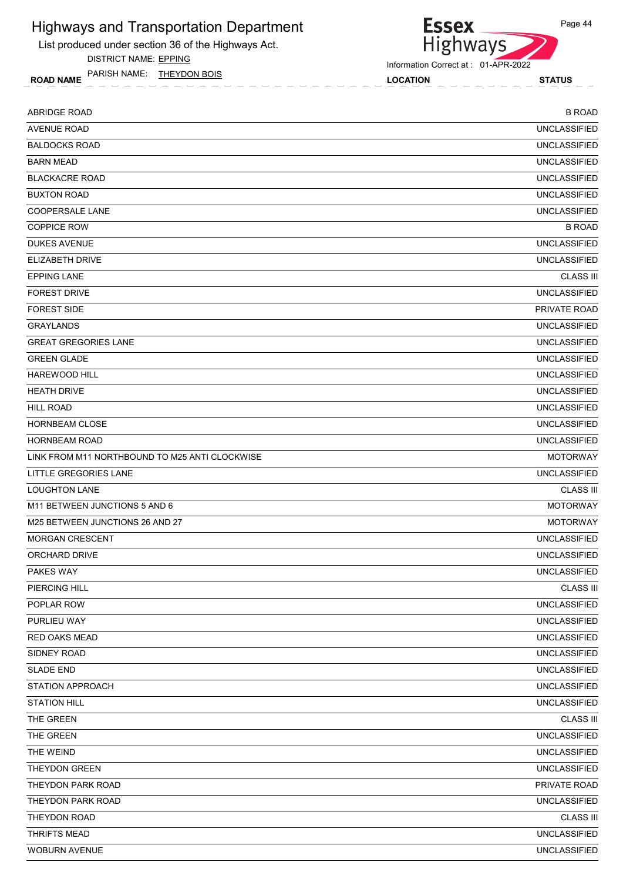# Highways and Transportation Department

List produced under section 36 of the Highways Act.

DISTRICT NAME: EPPING

PARISH NAME: THEYDON BOIS

Information Correct at : 01-APR-2022

| ROAD NAME | LOCATION | STATUS |
| --- | --- | --- |
| ABRIDGE ROAD | | B ROAD |
| AVENUE ROAD | | UNCLASSIFIED |
| BALDOCKS ROAD | | UNCLASSIFIED |
| BARN MEAD | | UNCLASSIFIED |
| BLACKACRE ROAD | | UNCLASSIFIED |
| BUXTON ROAD | | UNCLASSIFIED |
| COOPERSALE LANE | | UNCLASSIFIED |
| COPPICE ROW | | B ROAD |
| DUKES AVENUE | | UNCLASSIFIED |
| ELIZABETH DRIVE | | UNCLASSIFIED |
| EPPING LANE | | CLASS III |
| FOREST DRIVE | | UNCLASSIFIED |
| FOREST SIDE | | PRIVATE ROAD |
| GRAYLANDS | | UNCLASSIFIED |
| GREAT GREGORIES LANE | | UNCLASSIFIED |
| GREEN GLADE | | UNCLASSIFIED |
| HAREWOOD HILL | | UNCLASSIFIED |
| HEATH DRIVE | | UNCLASSIFIED |
| HILL ROAD | | UNCLASSIFIED |
| HORNBEAM CLOSE | | UNCLASSIFIED |
| HORNBEAM ROAD | | UNCLASSIFIED |
| LINK FROM M11 NORTHBOUND TO M25 ANTI CLOCKWISE | | MOTORWAY |
| LITTLE GREGORIES LANE | | UNCLASSIFIED |
| LOUGHTON LANE | | CLASS III |
| M11 BETWEEN JUNCTIONS 5 AND 6 | | MOTORWAY |
| M25 BETWEEN JUNCTIONS 26 AND 27 | | MOTORWAY |
| MORGAN CRESCENT | | UNCLASSIFIED |
| ORCHARD DRIVE | | UNCLASSIFIED |
| PAKES WAY | | UNCLASSIFIED |
| PIERCING HILL | | CLASS III |
| POPLAR ROW | | UNCLASSIFIED |
| PURLIEU WAY | | UNCLASSIFIED |
| RED OAKS MEAD | | UNCLASSIFIED |
| SIDNEY ROAD | | UNCLASSIFIED |
| SLADE END | | UNCLASSIFIED |
| STATION APPROACH | | UNCLASSIFIED |
| STATION HILL | | UNCLASSIFIED |
| THE GREEN | | CLASS III |
| THE GREEN | | UNCLASSIFIED |
| THE WEIND | | UNCLASSIFIED |
| THEYDON GREEN | | UNCLASSIFIED |
| THEYDON PARK ROAD | | PRIVATE ROAD |
| THEYDON PARK ROAD | | UNCLASSIFIED |
| THEYDON ROAD | | CLASS III |
| THRIFTS MEAD | | UNCLASSIFIED |
| WOBURN AVENUE | | UNCLASSIFIED |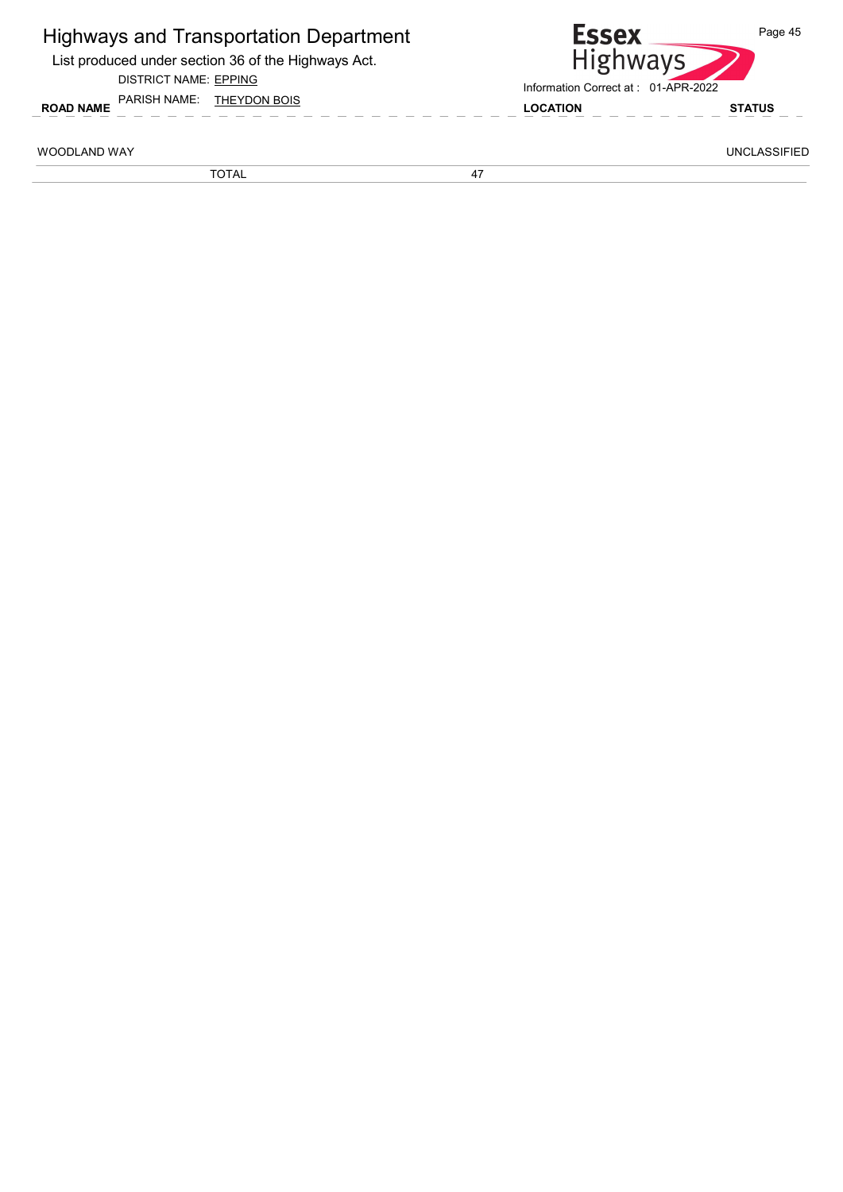# Highways and Transportation Department

List produced under section 36 of the Highways Act.

DISTRICT NAME: EPPING

PARISH NAME: THEYDON BOIS

Information Correct at : 01-APR-2022

| ROAD NAME | | LOCATION | STATUS |
|---|---|---|---|
| WOODLAND WAY | | | UNCLASSIFIED |
| TOTAL | 47 | | |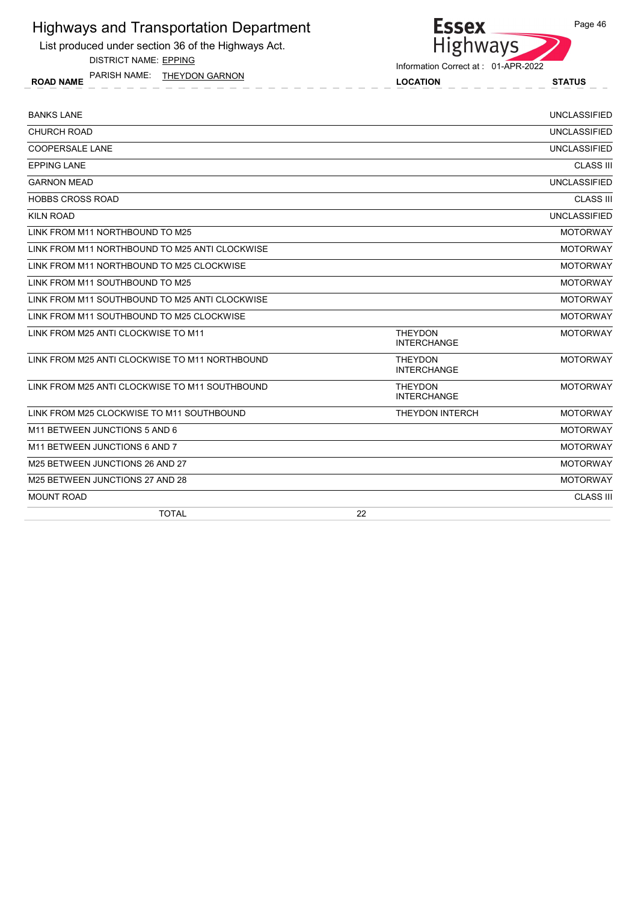# Highways and Transportation Department

List produced under section 36 of the Highways Act.

DISTRICT NAME: EPPING

PARISH NAME: THEYDON GARNON

Information Correct at : 01-APR-2022

| ROAD NAME | LOCATION | STATUS |
|---|---|---|
| BANKS LANE | | UNCLASSIFIED |
| CHURCH ROAD | | UNCLASSIFIED |
| COOPERSALE LANE | | UNCLASSIFIED |
| EPPING LANE | | CLASS III |
| GARNON MEAD | | UNCLASSIFIED |
| HOBBS CROSS ROAD | | CLASS III |
| KILN ROAD | | UNCLASSIFIED |
| LINK FROM M11 NORTHBOUND TO M25 | | MOTORWAY |
| LINK FROM M11 NORTHBOUND TO M25 ANTI CLOCKWISE | | MOTORWAY |
| LINK FROM M11 NORTHBOUND TO M25 CLOCKWISE | | MOTORWAY |
| LINK FROM M11 SOUTHBOUND TO M25 | | MOTORWAY |
| LINK FROM M11 SOUTHBOUND TO M25 ANTI CLOCKWISE | | MOTORWAY |
| LINK FROM M11 SOUTHBOUND TO M25 CLOCKWISE | | MOTORWAY |
| LINK FROM M25 ANTI CLOCKWISE TO M11 | THEYDON INTERCHANGE | MOTORWAY |
| LINK FROM M25 ANTI CLOCKWISE TO M11 NORTHBOUND | THEYDON INTERCHANGE | MOTORWAY |
| LINK FROM M25 ANTI CLOCKWISE TO M11 SOUTHBOUND | THEYDON INTERCHANGE | MOTORWAY |
| LINK FROM M25 CLOCKWISE TO M11 SOUTHBOUND | THEYDON INTERCH | MOTORWAY |
| M11 BETWEEN JUNCTIONS 5 AND 6 | | MOTORWAY |
| M11 BETWEEN JUNCTIONS 6 AND 7 | | MOTORWAY |
| M25 BETWEEN JUNCTIONS 26 AND 27 | | MOTORWAY |
| M25 BETWEEN JUNCTIONS 27 AND 28 | | MOTORWAY |
| MOUNT ROAD | | CLASS III |
| TOTAL | 22 | |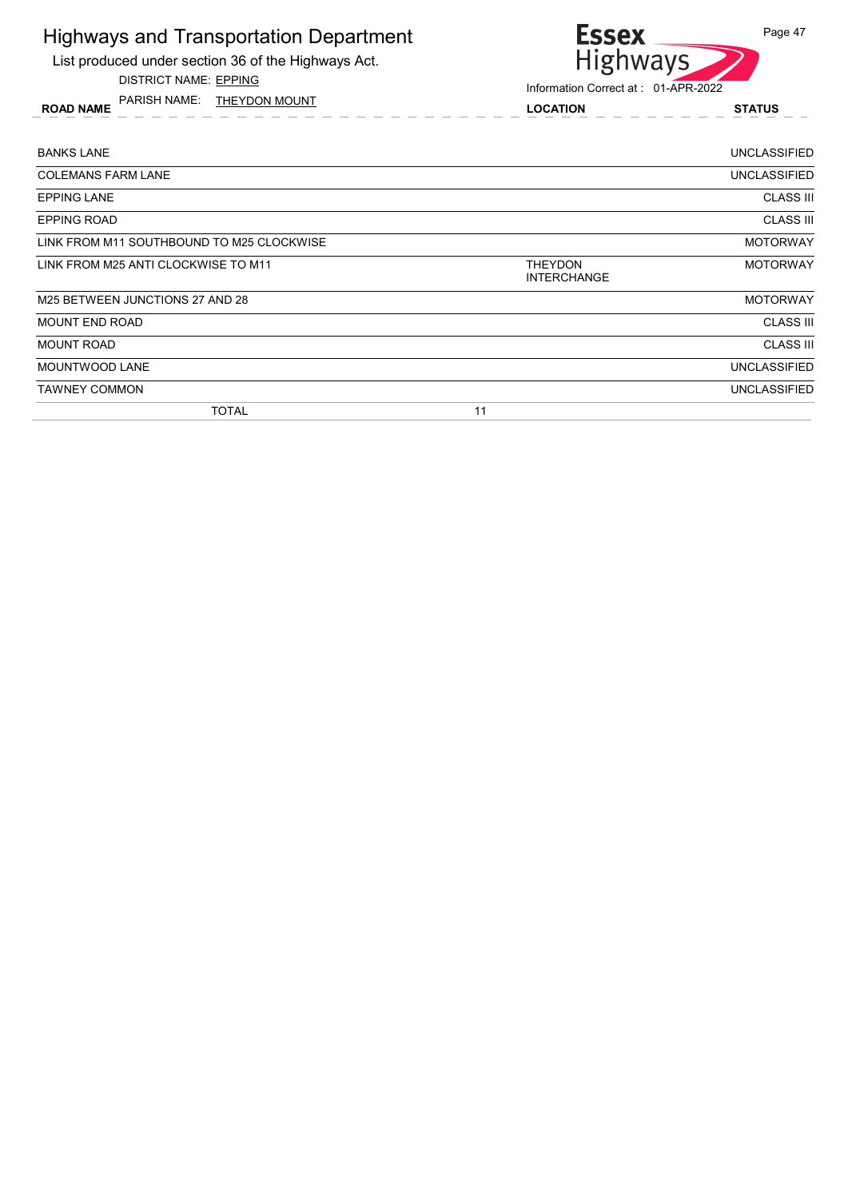# Highways and Transportation Department

List produced under section 36 of the Highways Act.

DISTRICT NAME: EPPING

PARISH NAME: THEYDON MOUNT

Information Correct at : 01-APR-2022

| ROAD NAME | LOCATION | STATUS |
|---|---|---|
| BANKS LANE | | UNCLASSIFIED |
| COLEMANS FARM LANE | | UNCLASSIFIED |
| EPPING LANE | | CLASS III |
| EPPING ROAD | | CLASS III |
| LINK FROM M11 SOUTHBOUND TO M25 CLOCKWISE | | MOTORWAY |
| LINK FROM M25 ANTI CLOCKWISE TO M11 | THEYDON INTERCHANGE | MOTORWAY |
| M25 BETWEEN JUNCTIONS 27 AND 28 | | MOTORWAY |
| MOUNT END ROAD | | CLASS III |
| MOUNT ROAD | | CLASS III |
| MOUNTWOOD LANE | | UNCLASSIFIED |
| TAWNEY COMMON | | UNCLASSIFIED |
| TOTAL | 11 | |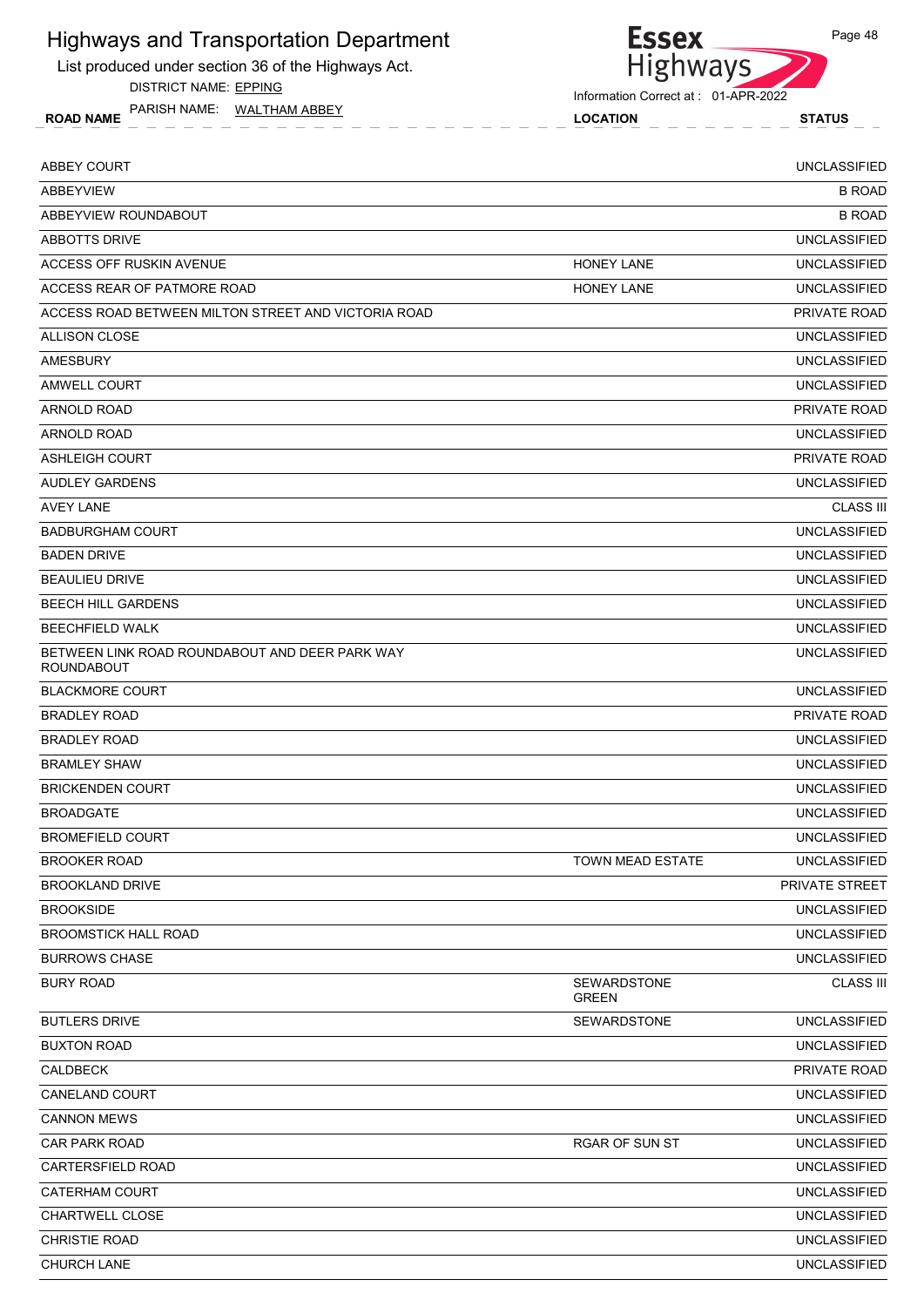# Highways and Transportation Department

List produced under section 36 of the Highways Act.

DISTRICT NAME: EPPING

PARISH NAME: WALTHAM ABBEY

Essex Highways

Information Correct at : 01-APR-2022

| ROAD NAME | LOCATION | STATUS |
|---|---|---|
| ABBEY COURT | | UNCLASSIFIED |
| ABBEYVIEW | | B ROAD |
| ABBEYVIEW ROUNDABOUT | | B ROAD |
| ABBOTTS DRIVE | | UNCLASSIFIED |
| ACCESS OFF RUSKIN AVENUE | HONEY LANE | UNCLASSIFIED |
| ACCESS REAR OF PATMORE ROAD | HONEY LANE | UNCLASSIFIED |
| ACCESS ROAD BETWEEN MILTON STREET AND VICTORIA ROAD | | PRIVATE ROAD |
| ALLISON CLOSE | | UNCLASSIFIED |
| AMESBURY | | UNCLASSIFIED |
| AMWELL COURT | | UNCLASSIFIED |
| ARNOLD ROAD | | PRIVATE ROAD |
| ARNOLD ROAD | | UNCLASSIFIED |
| ASHLEIGH COURT | | PRIVATE ROAD |
| AUDLEY GARDENS | | UNCLASSIFIED |
| AVEY LANE | | CLASS III |
| BADBURGHAM COURT | | UNCLASSIFIED |
| BADEN DRIVE | | UNCLASSIFIED |
| BEAULIEU DRIVE | | UNCLASSIFIED |
| BEECH HILL GARDENS | | UNCLASSIFIED |
| BEECHFIELD WALK | | UNCLASSIFIED |
| BETWEEN LINK ROAD ROUNDABOUT AND DEER PARK WAY ROUNDABOUT | | UNCLASSIFIED |
| BLACKMORE COURT | | UNCLASSIFIED |
| BRADLEY ROAD | | PRIVATE ROAD |
| BRADLEY ROAD | | UNCLASSIFIED |
| BRAMLEY SHAW | | UNCLASSIFIED |
| BRICKENDEN COURT | | UNCLASSIFIED |
| BROADGATE | | UNCLASSIFIED |
| BROMEFIELD COURT | | UNCLASSIFIED |
| BROOKER ROAD | TOWN MEAD ESTATE | UNCLASSIFIED |
| BROOKLAND DRIVE | | PRIVATE STREET |
| BROOKSIDE | | UNCLASSIFIED |
| BROOMSTICK HALL ROAD | | UNCLASSIFIED |
| BURROWS CHASE | | UNCLASSIFIED |
| BURY ROAD | SEWARDSTONE GREEN | CLASS III |
| BUTLERS DRIVE | SEWARDSTONE | UNCLASSIFIED |
| BUXTON ROAD | | UNCLASSIFIED |
| CALDBECK | | PRIVATE ROAD |
| CANELAND COURT | | UNCLASSIFIED |
| CANNON MEWS | | UNCLASSIFIED |
| CAR PARK ROAD | RGAR OF SUN ST | UNCLASSIFIED |
| CARTERSFIELD ROAD | | UNCLASSIFIED |
| CATERHAM COURT | | UNCLASSIFIED |
| CHARTWELL CLOSE | | UNCLASSIFIED |
| CHRISTIE ROAD | | UNCLASSIFIED |
| CHURCH LANE | | UNCLASSIFIED |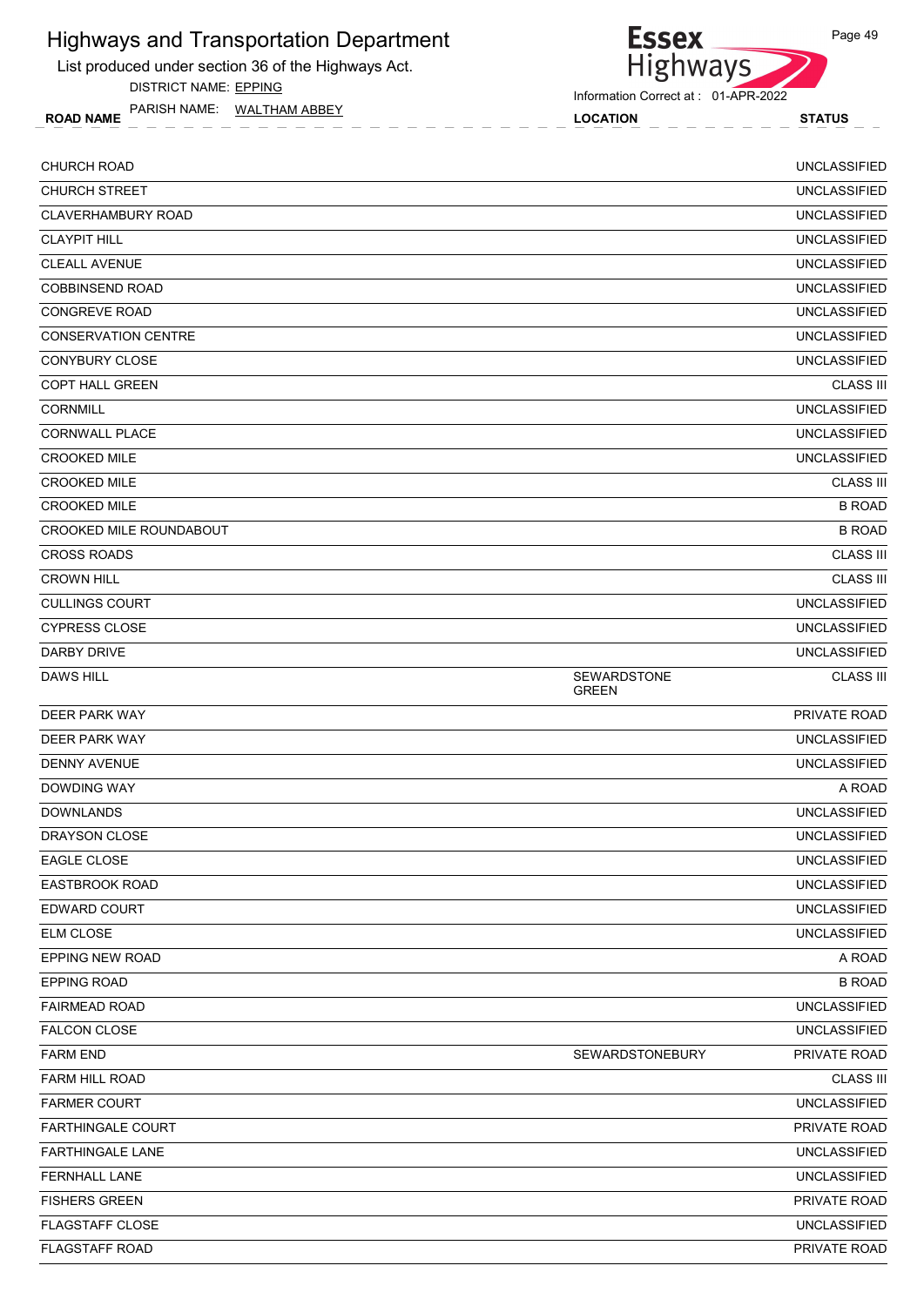# Highways and Transportation Department

List produced under section 36 of the Highways Act.

DISTRICT NAME: EPPING

PARISH NAME: WALTHAM ABBEY

Information Correct at : 01-APR-2022

| ROAD NAME | LOCATION | STATUS |
|---|---|---|
| CHURCH ROAD | | UNCLASSIFIED |
| CHURCH STREET | | UNCLASSIFIED |
| CLAVERHAMBURY ROAD | | UNCLASSIFIED |
| CLAYPIT HILL | | UNCLASSIFIED |
| CLEALL AVENUE | | UNCLASSIFIED |
| COBBINSEND ROAD | | UNCLASSIFIED |
| CONGREVE ROAD | | UNCLASSIFIED |
| CONSERVATION CENTRE | | UNCLASSIFIED |
| CONYBURY CLOSE | | UNCLASSIFIED |
| COPT HALL GREEN | | CLASS III |
| CORNMILL | | UNCLASSIFIED |
| CORNWALL PLACE | | UNCLASSIFIED |
| CROOKED MILE | | UNCLASSIFIED |
| CROOKED MILE | | CLASS III |
| CROOKED MILE | | B ROAD |
| CROOKED MILE ROUNDABOUT | | B ROAD |
| CROSS ROADS | | CLASS III |
| CROWN HILL | | CLASS III |
| CULLINGS COURT | | UNCLASSIFIED |
| CYPRESS CLOSE | | UNCLASSIFIED |
| DARBY DRIVE | | UNCLASSIFIED |
| DAWS HILL | SEWARDSTONE GREEN | CLASS III |
| DEER PARK WAY | | PRIVATE ROAD |
| DEER PARK WAY | | UNCLASSIFIED |
| DENNY AVENUE | | UNCLASSIFIED |
| DOWDING WAY | | A ROAD |
| DOWNLANDS | | UNCLASSIFIED |
| DRAYSON CLOSE | | UNCLASSIFIED |
| EAGLE CLOSE | | UNCLASSIFIED |
| EASTBROOK ROAD | | UNCLASSIFIED |
| EDWARD COURT | | UNCLASSIFIED |
| ELM CLOSE | | UNCLASSIFIED |
| EPPING NEW ROAD | | A ROAD |
| EPPING ROAD | | B ROAD |
| FAIRMEAD ROAD | | UNCLASSIFIED |
| FALCON CLOSE | | UNCLASSIFIED |
| FARM END | SEWARDSTONEBURY | PRIVATE ROAD |
| FARM HILL ROAD | | CLASS III |
| FARMER COURT | | UNCLASSIFIED |
| FARTHINGALE COURT | | PRIVATE ROAD |
| FARTHINGALE LANE | | UNCLASSIFIED |
| FERNHALL LANE | | UNCLASSIFIED |
| FISHERS GREEN | | PRIVATE ROAD |
| FLAGSTAFF CLOSE | | UNCLASSIFIED |
| FLAGSTAFF ROAD | | PRIVATE ROAD |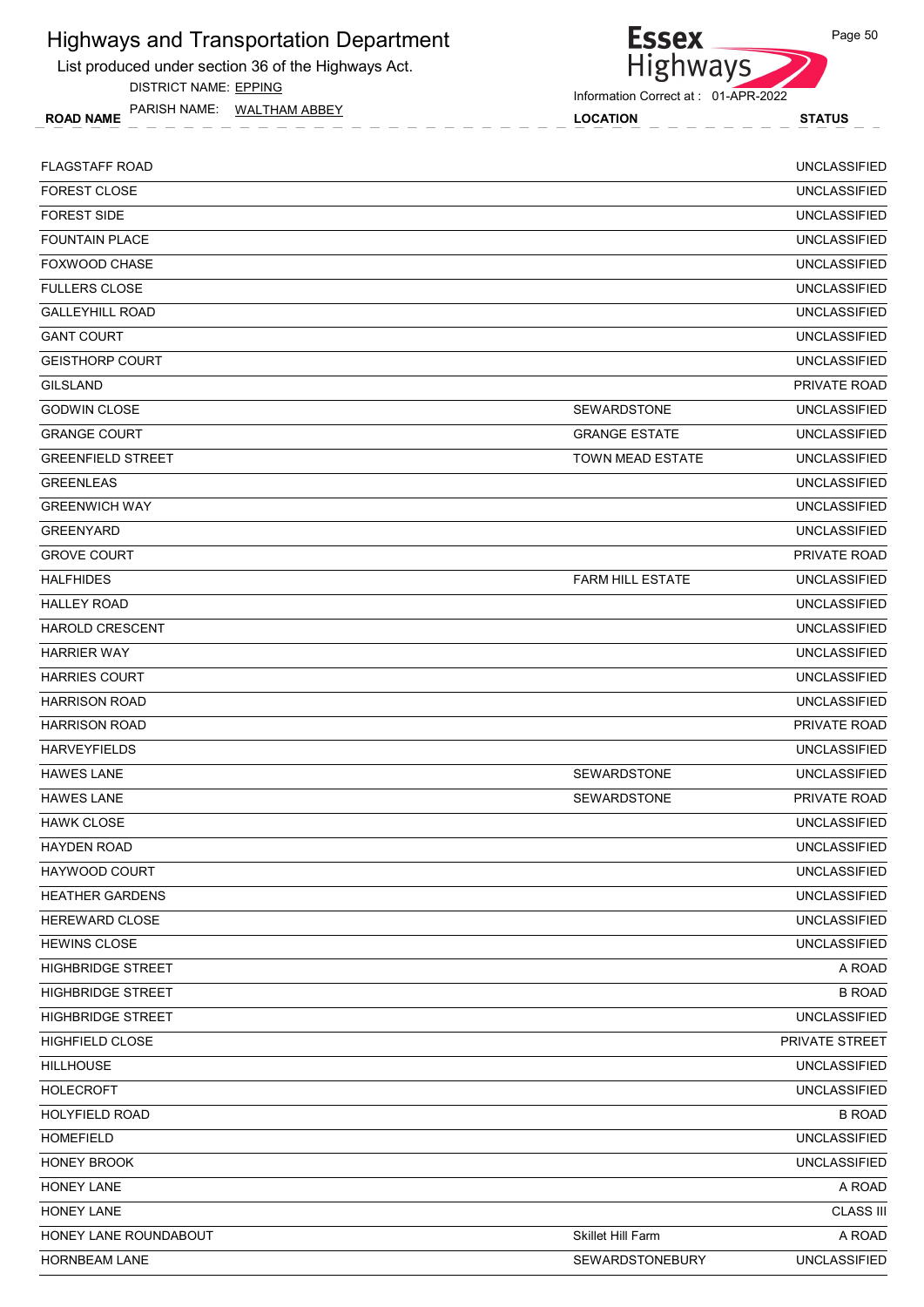# Highways and Transportation Department

List produced under section 36 of the Highways Act.

DISTRICT NAME: EPPING

PARISH NAME: WALTHAM ABBEY

Information Correct at : 01-APR-2022

| ROAD NAME | LOCATION | STATUS |
|---|---|---|
| FLAGSTAFF ROAD | | UNCLASSIFIED |
| FOREST CLOSE | | UNCLASSIFIED |
| FOREST SIDE | | UNCLASSIFIED |
| FOUNTAIN PLACE | | UNCLASSIFIED |
| FOXWOOD CHASE | | UNCLASSIFIED |
| FULLERS CLOSE | | UNCLASSIFIED |
| GALLEYHILL ROAD | | UNCLASSIFIED |
| GANT COURT | | UNCLASSIFIED |
| GEISTHORP COURT | | UNCLASSIFIED |
| GILSLAND | | PRIVATE ROAD |
| GODWIN CLOSE | SEWARDSTONE | UNCLASSIFIED |
| GRANGE COURT | GRANGE ESTATE | UNCLASSIFIED |
| GREENFIELD STREET | TOWN MEAD ESTATE | UNCLASSIFIED |
| GREENLEAS | | UNCLASSIFIED |
| GREENWICH WAY | | UNCLASSIFIED |
| GREENYARD | | UNCLASSIFIED |
| GROVE COURT | | PRIVATE ROAD |
| HALFHIDES | FARM HILL ESTATE | UNCLASSIFIED |
| HALLEY ROAD | | UNCLASSIFIED |
| HAROLD CRESCENT | | UNCLASSIFIED |
| HARRIER WAY | | UNCLASSIFIED |
| HARRIES COURT | | UNCLASSIFIED |
| HARRISON ROAD | | UNCLASSIFIED |
| HARRISON ROAD | | PRIVATE ROAD |
| HARVEYFIELDS | | UNCLASSIFIED |
| HAWES LANE | SEWARDSTONE | UNCLASSIFIED |
| HAWES LANE | SEWARDSTONE | PRIVATE ROAD |
| HAWK CLOSE | | UNCLASSIFIED |
| HAYDEN ROAD | | UNCLASSIFIED |
| HAYWOOD COURT | | UNCLASSIFIED |
| HEATHER GARDENS | | UNCLASSIFIED |
| HEREWARD CLOSE | | UNCLASSIFIED |
| HEWINS CLOSE | | UNCLASSIFIED |
| HIGHBRIDGE STREET | | A ROAD |
| HIGHBRIDGE STREET | | B ROAD |
| HIGHBRIDGE STREET | | UNCLASSIFIED |
| HIGHFIELD CLOSE | | PRIVATE STREET |
| HILLHOUSE | | UNCLASSIFIED |
| HOLECROFT | | UNCLASSIFIED |
| HOLYFIELD ROAD | | B ROAD |
| HOMEFIELD | | UNCLASSIFIED |
| HONEY BROOK | | UNCLASSIFIED |
| HONEY LANE | | A ROAD |
| HONEY LANE | | CLASS III |
| HONEY LANE ROUNDABOUT | Skillet Hill Farm | A ROAD |
| HORNBEAM LANE | SEWARDSTONEBURY | UNCLASSIFIED |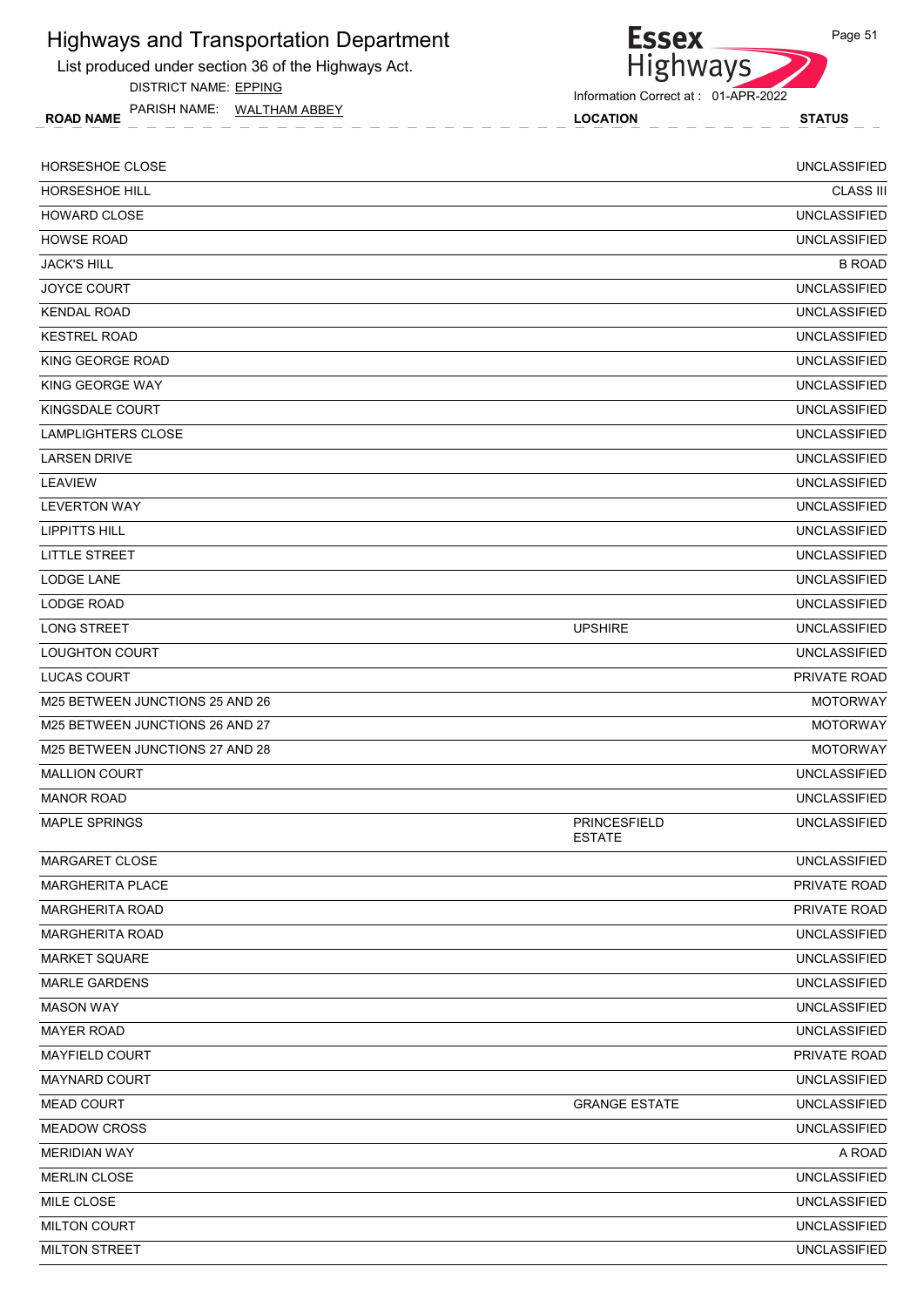# Highways and Transportation Department

List produced under section 36 of the Highways Act.

DISTRICT NAME: EPPING

PARISH NAME: WALTHAM ABBEY

Information Correct at : 01-APR-2022

| ROAD NAME | LOCATION | STATUS |
|---|---|---|
| HORSESHOE CLOSE | | UNCLASSIFIED |
| HORSESHOE HILL | | CLASS III |
| HOWARD CLOSE | | UNCLASSIFIED |
| HOWSE ROAD | | UNCLASSIFIED |
| JACK'S HILL | | B ROAD |
| JOYCE COURT | | UNCLASSIFIED |
| KENDAL ROAD | | UNCLASSIFIED |
| KESTREL ROAD | | UNCLASSIFIED |
| KING GEORGE ROAD | | UNCLASSIFIED |
| KING GEORGE WAY | | UNCLASSIFIED |
| KINGSDALE COURT | | UNCLASSIFIED |
| LAMPLIGHTERS CLOSE | | UNCLASSIFIED |
| LARSEN DRIVE | | UNCLASSIFIED |
| LEAVIEW | | UNCLASSIFIED |
| LEVERTON WAY | | UNCLASSIFIED |
| LIPPITTS HILL | | UNCLASSIFIED |
| LITTLE STREET | | UNCLASSIFIED |
| LODGE LANE | | UNCLASSIFIED |
| LODGE ROAD | | UNCLASSIFIED |
| LONG STREET | UPSHIRE | UNCLASSIFIED |
| LOUGHTON COURT | | UNCLASSIFIED |
| LUCAS COURT | | PRIVATE ROAD |
| M25 BETWEEN JUNCTIONS 25 AND 26 | | MOTORWAY |
| M25 BETWEEN JUNCTIONS 26 AND 27 | | MOTORWAY |
| M25 BETWEEN JUNCTIONS 27 AND 28 | | MOTORWAY |
| MALLION COURT | | UNCLASSIFIED |
| MANOR ROAD | | UNCLASSIFIED |
| MAPLE SPRINGS | PRINCESFIELD ESTATE | UNCLASSIFIED |
| MARGARET CLOSE | | UNCLASSIFIED |
| MARGHERITA PLACE | | PRIVATE ROAD |
| MARGHERITA ROAD | | PRIVATE ROAD |
| MARGHERITA ROAD | | UNCLASSIFIED |
| MARKET SQUARE | | UNCLASSIFIED |
| MARLE GARDENS | | UNCLASSIFIED |
| MASON WAY | | UNCLASSIFIED |
| MAYER ROAD | | UNCLASSIFIED |
| MAYFIELD COURT | | PRIVATE ROAD |
| MAYNARD COURT | | UNCLASSIFIED |
| MEAD COURT | GRANGE ESTATE | UNCLASSIFIED |
| MEADOW CROSS | | UNCLASSIFIED |
| MERIDIAN WAY | | A ROAD |
| MERLIN CLOSE | | UNCLASSIFIED |
| MILE CLOSE | | UNCLASSIFIED |
| MILTON COURT | | UNCLASSIFIED |
| MILTON STREET | | UNCLASSIFIED |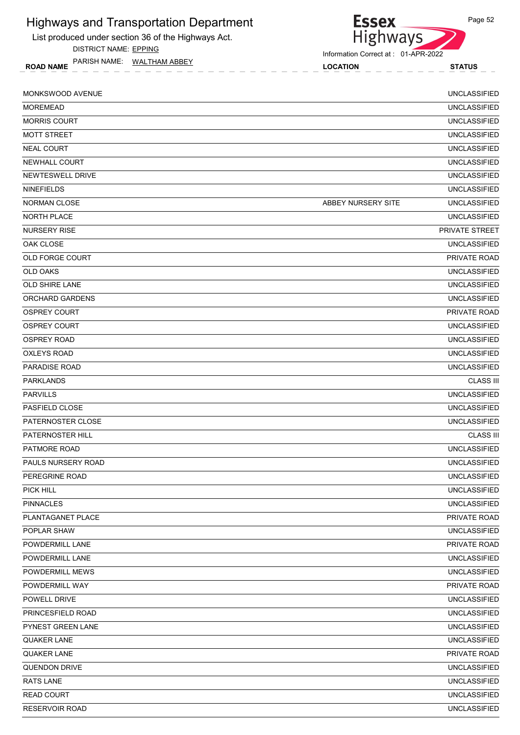# Highways and Transportation Department

List produced under section 36 of the Highways Act.

DISTRICT NAME: EPPING

PARISH NAME: WALTHAM ABBEY

Information Correct at : 01-APR-2022

| ROAD NAME | LOCATION | STATUS |
|---|---|---|
| MONKSWOOD AVENUE | | UNCLASSIFIED |
| MOREMEAD | | UNCLASSIFIED |
| MORRIS COURT | | UNCLASSIFIED |
| MOTT STREET | | UNCLASSIFIED |
| NEAL COURT | | UNCLASSIFIED |
| NEWHALL COURT | | UNCLASSIFIED |
| NEWTESWELL DRIVE | | UNCLASSIFIED |
| NINEFIELDS | | UNCLASSIFIED |
| NORMAN CLOSE | ABBEY NURSERY SITE | UNCLASSIFIED |
| NORTH PLACE | | UNCLASSIFIED |
| NURSERY RISE | | PRIVATE STREET |
| OAK CLOSE | | UNCLASSIFIED |
| OLD FORGE COURT | | PRIVATE ROAD |
| OLD OAKS | | UNCLASSIFIED |
| OLD SHIRE LANE | | UNCLASSIFIED |
| ORCHARD GARDENS | | UNCLASSIFIED |
| OSPREY COURT | | PRIVATE ROAD |
| OSPREY COURT | | UNCLASSIFIED |
| OSPREY ROAD | | UNCLASSIFIED |
| OXLEYS ROAD | | UNCLASSIFIED |
| PARADISE ROAD | | UNCLASSIFIED |
| PARKLANDS | | CLASS III |
| PARVILLS | | UNCLASSIFIED |
| PASFIELD CLOSE | | UNCLASSIFIED |
| PATERNOSTER CLOSE | | UNCLASSIFIED |
| PATERNOSTER HILL | | CLASS III |
| PATMORE ROAD | | UNCLASSIFIED |
| PAULS NURSERY ROAD | | UNCLASSIFIED |
| PEREGRINE ROAD | | UNCLASSIFIED |
| PICK HILL | | UNCLASSIFIED |
| PINNACLES | | UNCLASSIFIED |
| PLANTAGANET PLACE | | PRIVATE ROAD |
| POPLAR SHAW | | UNCLASSIFIED |
| POWDERMILL LANE | | PRIVATE ROAD |
| POWDERMILL LANE | | UNCLASSIFIED |
| POWDERMILL MEWS | | UNCLASSIFIED |
| POWDERMILL WAY | | PRIVATE ROAD |
| POWELL DRIVE | | UNCLASSIFIED |
| PRINCESFIELD ROAD | | UNCLASSIFIED |
| PYNEST GREEN LANE | | UNCLASSIFIED |
| QUAKER LANE | | UNCLASSIFIED |
| QUAKER LANE | | PRIVATE ROAD |
| QUENDON DRIVE | | UNCLASSIFIED |
| RATS LANE | | UNCLASSIFIED |
| READ COURT | | UNCLASSIFIED |
| RESERVOIR ROAD | | UNCLASSIFIED |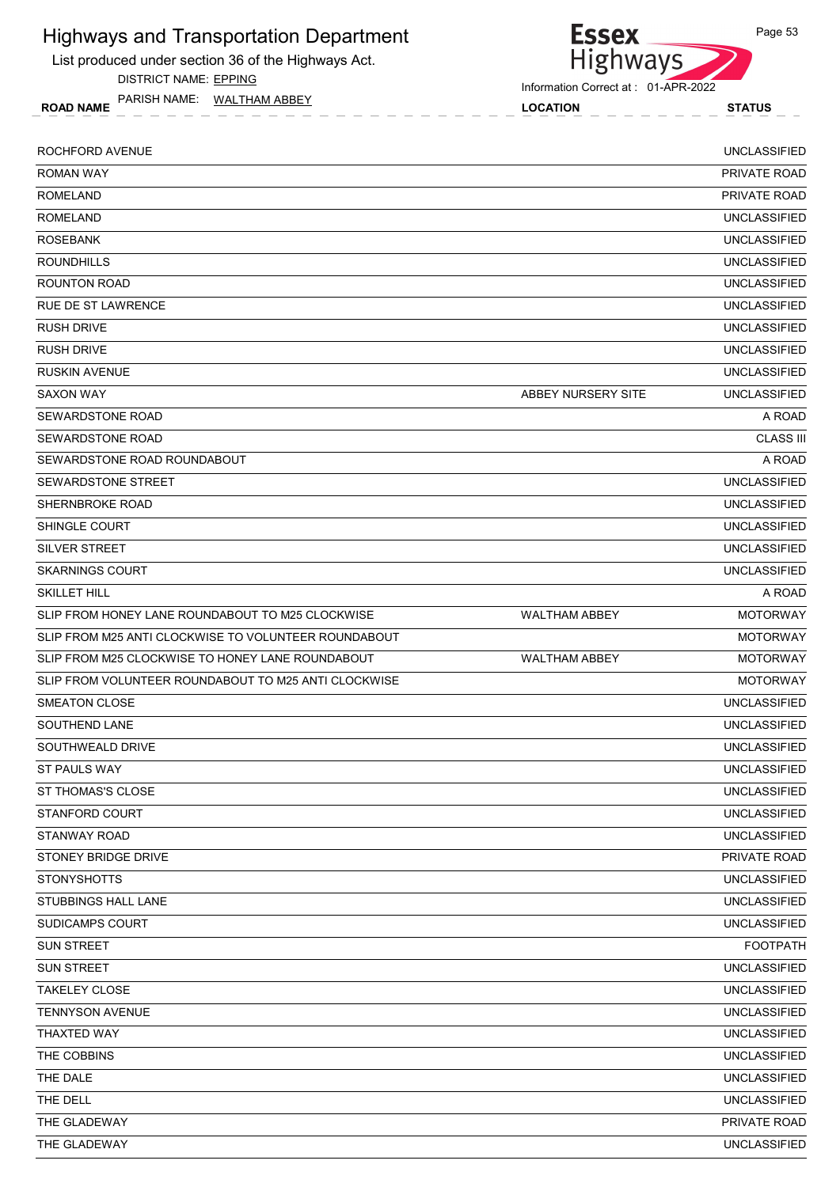# Highways and Transportation Department

List produced under section 36 of the Highways Act.

DISTRICT NAME: EPPING

PARISH NAME: WALTHAM ABBEY

Information Correct at : 01-APR-2022

| ROAD NAME | LOCATION | STATUS |
|---|---|---|
| ROCHFORD AVENUE | | UNCLASSIFIED |
| ROMAN WAY | | PRIVATE ROAD |
| ROMELAND | | PRIVATE ROAD |
| ROMELAND | | UNCLASSIFIED |
| ROSEBANK | | UNCLASSIFIED |
| ROUNDHILLS | | UNCLASSIFIED |
| ROUNTON ROAD | | UNCLASSIFIED |
| RUE DE ST LAWRENCE | | UNCLASSIFIED |
| RUSH DRIVE | | UNCLASSIFIED |
| RUSH DRIVE | | UNCLASSIFIED |
| RUSKIN AVENUE | | UNCLASSIFIED |
| SAXON WAY | ABBEY NURSERY SITE | UNCLASSIFIED |
| SEWARDSTONE ROAD | | A ROAD |
| SEWARDSTONE ROAD | | CLASS III |
| SEWARDSTONE ROAD ROUNDABOUT | | A ROAD |
| SEWARDSTONE STREET | | UNCLASSIFIED |
| SHERNBROKE ROAD | | UNCLASSIFIED |
| SHINGLE COURT | | UNCLASSIFIED |
| SILVER STREET | | UNCLASSIFIED |
| SKARNINGS COURT | | UNCLASSIFIED |
| SKILLET HILL | | A ROAD |
| SLIP FROM HONEY LANE ROUNDABOUT TO M25 CLOCKWISE | WALTHAM ABBEY | MOTORWAY |
| SLIP FROM M25 ANTI CLOCKWISE TO VOLUNTEER ROUNDABOUT | | MOTORWAY |
| SLIP FROM M25 CLOCKWISE TO HONEY LANE ROUNDABOUT | WALTHAM ABBEY | MOTORWAY |
| SLIP FROM VOLUNTEER ROUNDABOUT TO M25 ANTI CLOCKWISE | | MOTORWAY |
| SMEATON CLOSE | | UNCLASSIFIED |
| SOUTHEND LANE | | UNCLASSIFIED |
| SOUTHWEALD DRIVE | | UNCLASSIFIED |
| ST PAULS WAY | | UNCLASSIFIED |
| ST THOMAS'S CLOSE | | UNCLASSIFIED |
| STANFORD COURT | | UNCLASSIFIED |
| STANWAY ROAD | | UNCLASSIFIED |
| STONEY BRIDGE DRIVE | | PRIVATE ROAD |
| STONYSHOTTS | | UNCLASSIFIED |
| STUBBINGS HALL LANE | | UNCLASSIFIED |
| SUDICAMPS COURT | | UNCLASSIFIED |
| SUN STREET | | FOOTPATH |
| SUN STREET | | UNCLASSIFIED |
| TAKELEY CLOSE | | UNCLASSIFIED |
| TENNYSON AVENUE | | UNCLASSIFIED |
| THAXTED WAY | | UNCLASSIFIED |
| THE COBBINS | | UNCLASSIFIED |
| THE DALE | | UNCLASSIFIED |
| THE DELL | | UNCLASSIFIED |
| THE GLADEWAY | | PRIVATE ROAD |
| THE GLADEWAY | | UNCLASSIFIED |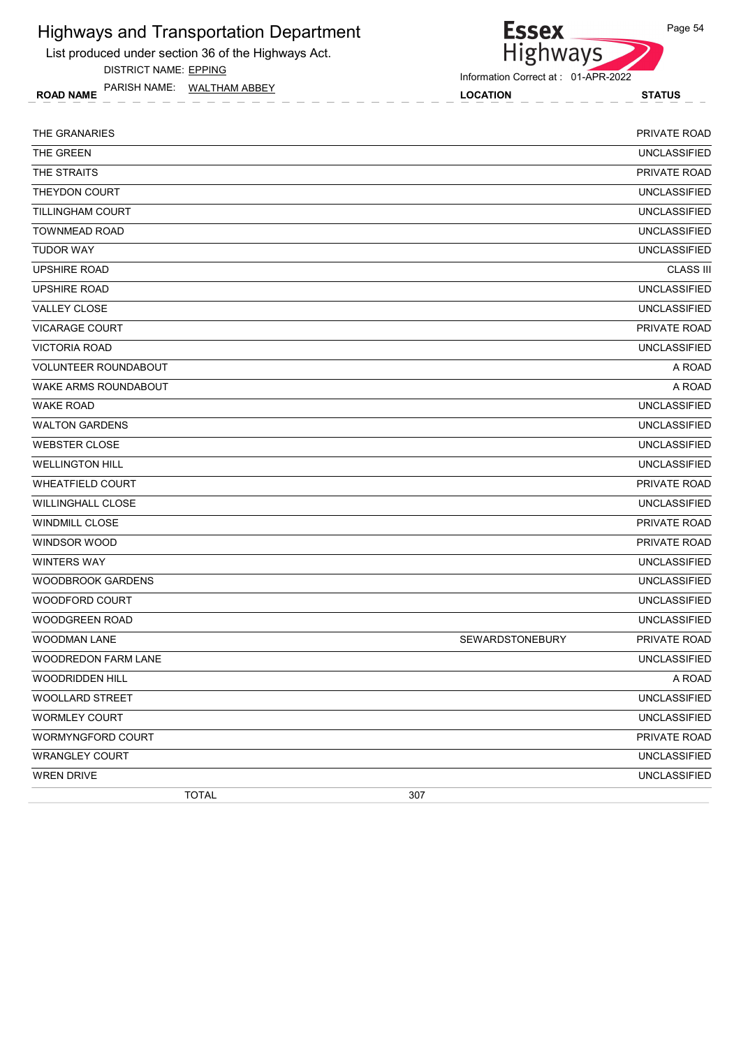# Highways and Transportation Department

List produced under section 36 of the Highways Act.

DISTRICT NAME: EPPING

PARISH NAME: WALTHAM ABBEY

Information Correct at : 01-APR-2022

| ROAD NAME | LOCATION | STATUS |
|---|---|---|
| THE GRANARIES | | PRIVATE ROAD |
| THE GREEN | | UNCLASSIFIED |
| THE STRAITS | | PRIVATE ROAD |
| THEYDON COURT | | UNCLASSIFIED |
| TILLINGHAM COURT | | UNCLASSIFIED |
| TOWNMEAD ROAD | | UNCLASSIFIED |
| TUDOR WAY | | UNCLASSIFIED |
| UPSHIRE ROAD | | CLASS III |
| UPSHIRE ROAD | | UNCLASSIFIED |
| VALLEY CLOSE | | UNCLASSIFIED |
| VICARAGE COURT | | PRIVATE ROAD |
| VICTORIA ROAD | | UNCLASSIFIED |
| VOLUNTEER ROUNDABOUT | | A ROAD |
| WAKE ARMS ROUNDABOUT | | A ROAD |
| WAKE ROAD | | UNCLASSIFIED |
| WALTON GARDENS | | UNCLASSIFIED |
| WEBSTER CLOSE | | UNCLASSIFIED |
| WELLINGTON HILL | | UNCLASSIFIED |
| WHEATFIELD COURT | | PRIVATE ROAD |
| WILLINGHALL CLOSE | | UNCLASSIFIED |
| WINDMILL CLOSE | | PRIVATE ROAD |
| WINDSOR WOOD | | PRIVATE ROAD |
| WINTERS WAY | | UNCLASSIFIED |
| WOODBROOK GARDENS | | UNCLASSIFIED |
| WOODFORD COURT | | UNCLASSIFIED |
| WOODGREEN ROAD | | UNCLASSIFIED |
| WOODMAN LANE | SEWARDSTONEBURY | PRIVATE ROAD |
| WOODREDON FARM LANE | | UNCLASSIFIED |
| WOODRIDDEN HILL | | A ROAD |
| WOOLLARD STREET | | UNCLASSIFIED |
| WORMLEY COURT | | UNCLASSIFIED |
| WORMYNGFORD COURT | | PRIVATE ROAD |
| WRANGLEY COURT | | UNCLASSIFIED |
| WREN DRIVE | | UNCLASSIFIED |
| TOTAL | 307 | |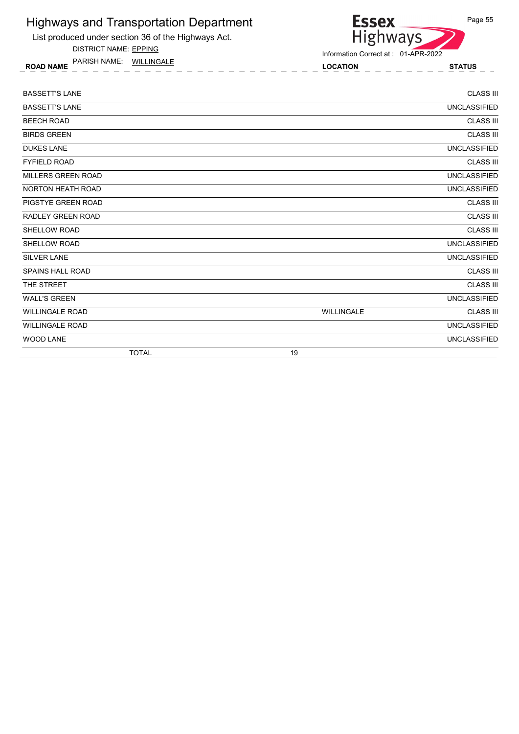# Highways and Transportation Department

List produced under section 36 of the Highways Act.

DISTRICT NAME: EPPING

PARISH NAME: WILLINGALE

Essex Highways

Information Correct at : 01-APR-2022

| ROAD NAME | LOCATION | STATUS |
| --- | --- | --- |
| BASSETT'S LANE | | CLASS III |
| BASSETT'S LANE | | UNCLASSIFIED |
| BEECH ROAD | | CLASS III |
| BIRDS GREEN | | CLASS III |
| DUKES LANE | | UNCLASSIFIED |
| FYFIELD ROAD | | CLASS III |
| MILLERS GREEN ROAD | | UNCLASSIFIED |
| NORTON HEATH ROAD | | UNCLASSIFIED |
| PIGSTYE GREEN ROAD | | CLASS III |
| RADLEY GREEN ROAD | | CLASS III |
| SHELLOW ROAD | | CLASS III |
| SHELLOW ROAD | | UNCLASSIFIED |
| SILVER LANE | | UNCLASSIFIED |
| SPAINS HALL ROAD | | CLASS III |
| THE STREET | | CLASS III |
| WALL'S GREEN | | UNCLASSIFIED |
| WILLINGALE ROAD | WILLINGALE | CLASS III |
| WILLINGALE ROAD | | UNCLASSIFIED |
| WOOD LANE | | UNCLASSIFIED |
| TOTAL | 19 | |